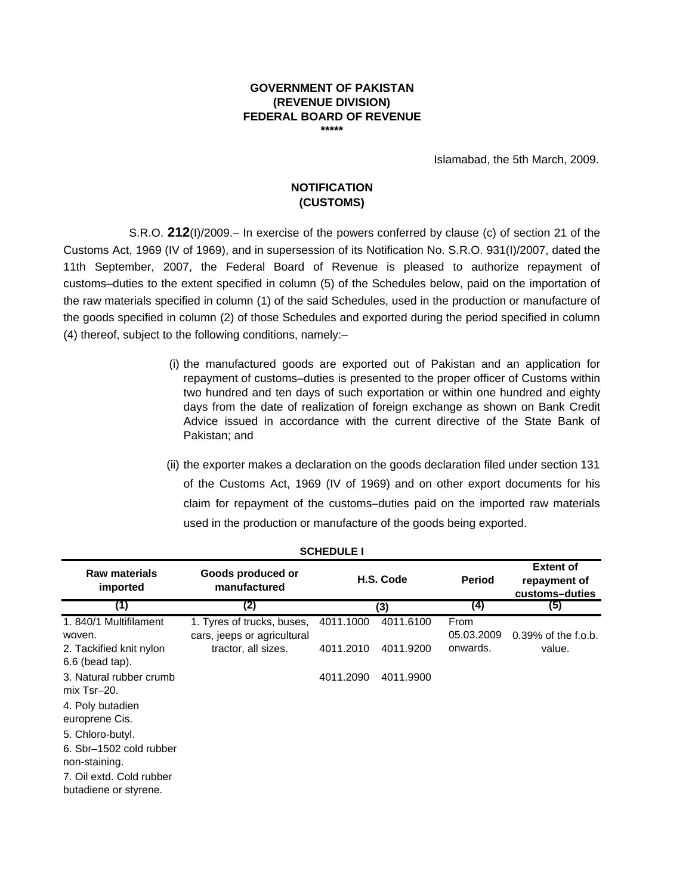**GOVERNMENT OF PAKISTAN**
**(REVENUE DIVISION)**
**FEDERAL BOARD OF REVENUE**
**\*\*\*\*\***

Islamabad, the 5th March, 2009.

**NOTIFICATION**
**(CUSTOMS)**

S.R.O. **212**(I)/2009.– In exercise of the powers conferred by clause (c) of section 21 of the Customs Act, 1969 (IV of 1969), and in supersession of its Notification No. S.R.O. 931(I)/2007, dated the 11th September, 2007, the Federal Board of Revenue is pleased to authorize repayment of customs–duties to the extent specified in column (5) of the Schedules below, paid on the importation of the raw materials specified in column (1) of the said Schedules, used in the production or manufacture of the goods specified in column (2) of those Schedules and exported during the period specified in column (4) thereof, subject to the following conditions, namely:–

(i) the manufactured goods are exported out of Pakistan and an application for repayment of customs–duties is presented to the proper officer of Customs within two hundred and ten days of such exportation or within one hundred and eighty days from the date of realization of foreign exchange as shown on Bank Credit Advice issued in accordance with the current directive of the State Bank of Pakistan; and

(ii) the exporter makes a declaration on the goods declaration filed under section 131 of the Customs Act, 1969 (IV of 1969) and on other export documents for his claim for repayment of the customs–duties paid on the imported raw materials used in the production or manufacture of the goods being exported.

**SCHEDULE I**

| Raw materials imported | Goods produced or manufactured | H.S. Code | | Period | Extent of repayment of customs–duties |
|---|---|---|---|---|---|
| (1) | (2) | (3) | | (4) | (5) |
| 1. 840/1 Multifilament woven. | 1. Tyres of trucks, buses, cars, jeeps or agricultural tractor, all sizes. | 4011.1000 | 4011.6100 | From 05.03.2009 onwards. | 0.39% of the f.o.b. value. |
| 2. Tackified knit nylon 6.6 (bead tap). | | 4011.2010 | 4011.9200 | | |
| 3. Natural rubber crumb mix Tsr–20. | | 4011.2090 | 4011.9900 | | |
| 4. Poly butadien europrene Cis. | | | | | |
| 5. Chloro-butyl. | | | | | |
| 6. Sbr–1502 cold rubber non-staining. | | | | | |
| 7. Oil extd. Cold rubber butadiene or styrene. | | | | | |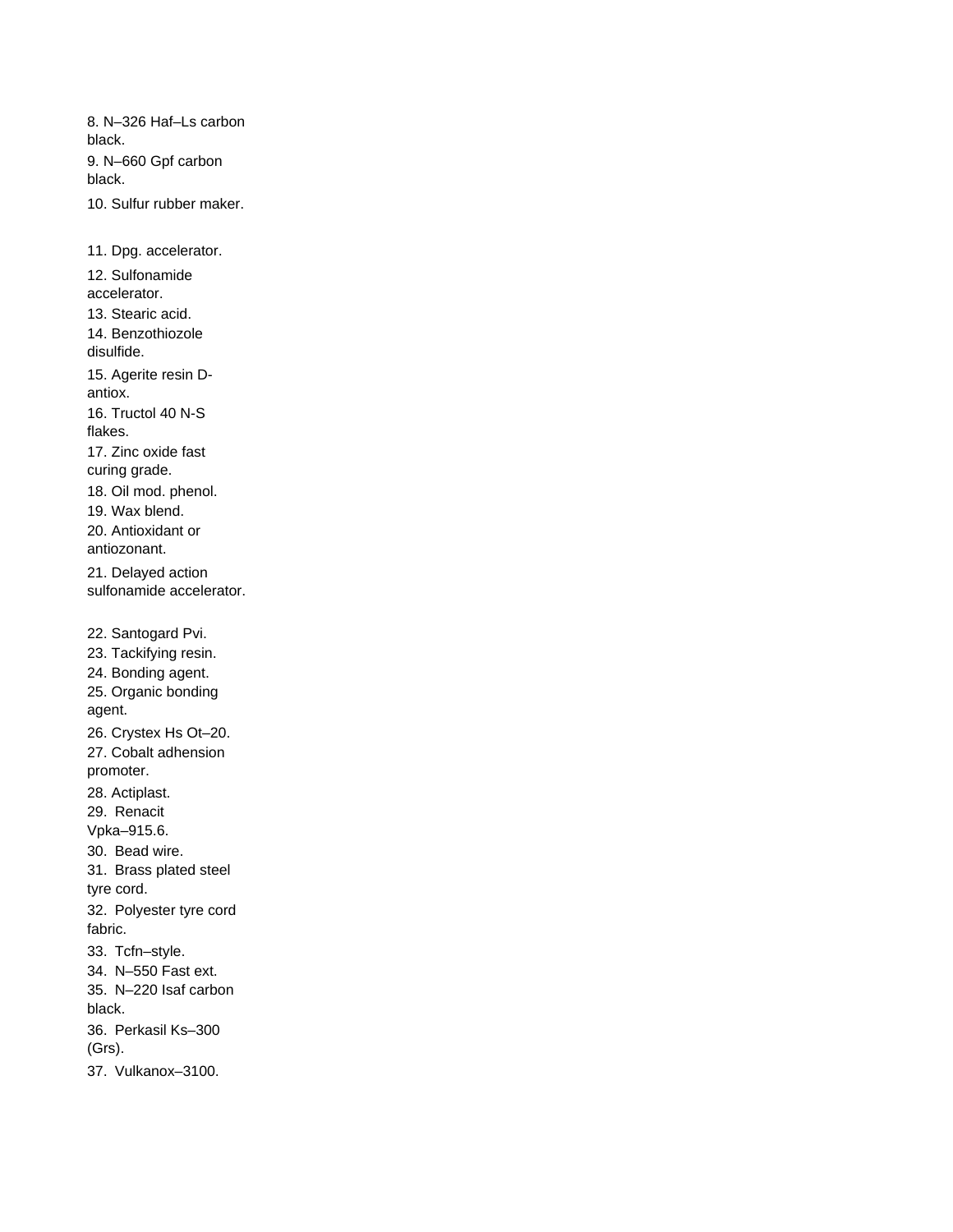8. N–326 Haf–Ls carbon black.
9. N–660 Gpf carbon black.
10. Sulfur rubber maker.
11. Dpg. accelerator.
12. Sulfonamide accelerator.
13. Stearic acid.
14. Benzothiozole disulfide.
15. Agerite resin D-antiox.
16. Tructol 40 N-S flakes.
17. Zinc oxide fast curing grade.
18. Oil mod. phenol.
19. Wax blend.
20. Antioxidant or antiozonant.
21. Delayed action sulfonamide accelerator.
22. Santogard Pvi.
23. Tackifying resin.
24. Bonding agent.
25. Organic bonding agent.
26. Crystex Hs Ot–20.
27. Cobalt adhension promoter.
28. Actiplast.
29. Renacit Vpka–915.6.
30. Bead wire.
31. Brass plated steel tyre cord.
32. Polyester tyre cord fabric.
33. Tcfn–style.
34. N–550 Fast ext.
35. N–220 Isaf carbon black.
36. Perkasil Ks–300 (Grs).
37. Vulkanox–3100.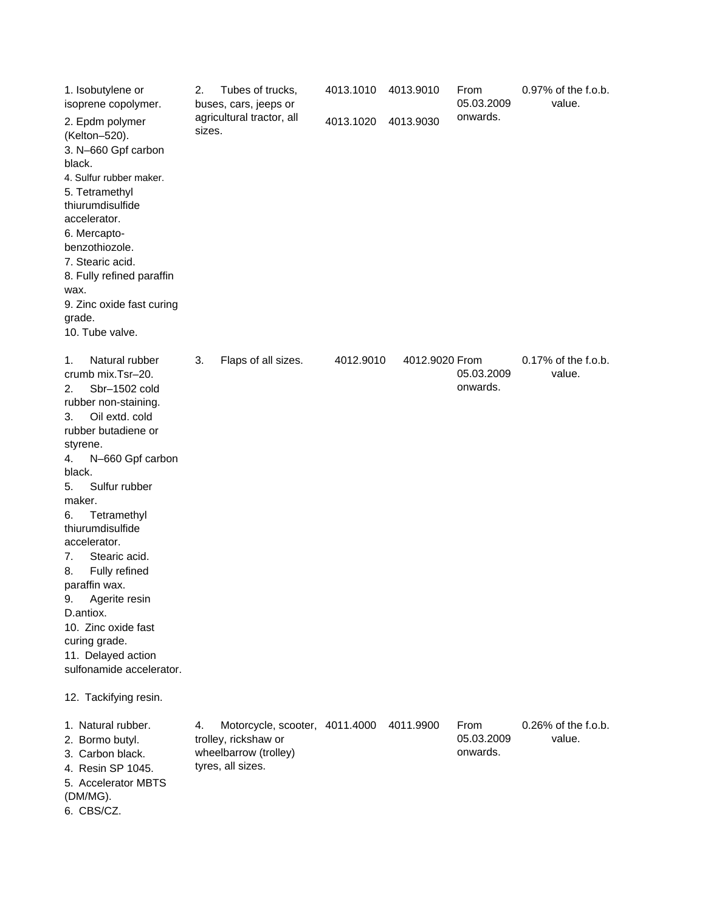| | | | | | |
|---|---|---|---|---|---|
| 1. Isobutylene or isoprene copolymer.<br>2. Epdm polymer (Kelton–520).<br>3. N–660 Gpf carbon black.<br>4. Sulfur rubber maker.<br>5. Tetramethyl thiurumdisulfide accelerator.<br>6. Mercapto-benzothiozole.<br>7. Stearic acid.<br>8. Fully refined paraffin wax.<br>9. Zinc oxide fast curing grade.<br>10. Tube valve. | 2. Tubes of trucks, buses, cars, jeeps or agricultural tractor, all sizes. | 4013.1010<br>4013.1020 | 4013.9010<br>4013.9030 | From 05.03.2009 onwards. | 0.97% of the f.o.b. value. |
| 1. Natural rubber crumb mix.Tsr–20.<br>2. Sbr–1502 cold rubber non-staining.<br>3. Oil extd. cold rubber butadiene or styrene.<br>4. N–660 Gpf carbon black.<br>5. Sulfur rubber maker.<br>6. Tetramethyl thiurumdisulfide accelerator.<br>7. Stearic acid.<br>8. Fully refined paraffin wax.<br>9. Agerite resin D.antiox.<br>10. Zinc oxide fast curing grade.<br>11. Delayed action sulfonamide accelerator.<br>12. Tackifying resin. | 3. Flaps of all sizes. | 4012.9010 | 4012.9020 | From 05.03.2009 onwards. | 0.17% of the f.o.b. value. |
| 1. Natural rubber.<br>2. Bormo butyl.<br>3. Carbon black.<br>4. Resin SP 1045.<br>5. Accelerator MBTS (DM/MG).<br>6. CBS/CZ. | 4. Motorcycle, scooter, trolley, rickshaw or wheelbarrow (trolley) tyres, all sizes. | 4011.4000 | 4011.9900 | From 05.03.2009 onwards. | 0.26% of the f.o.b. value. |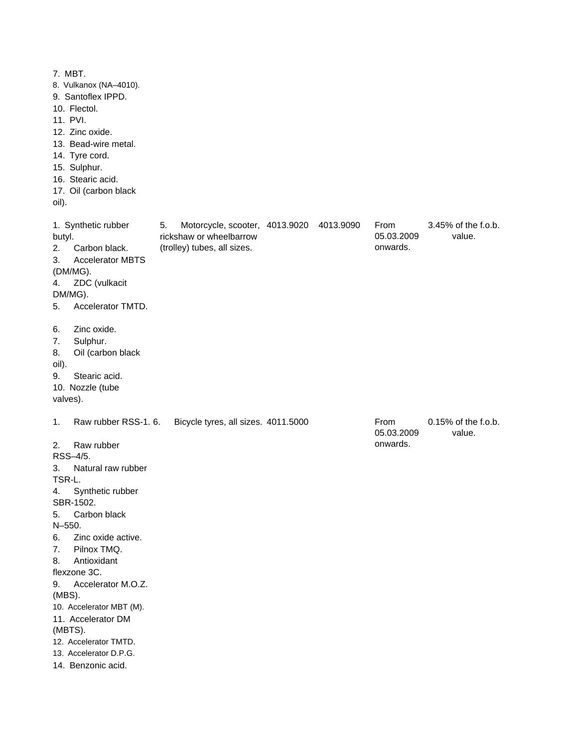| | | | | | |
|---|---|---|---|---|---|
| 7. MBT.<br>8. Vulkanox (NA–4010).<br>9. Santoflex IPPD.<br>10. Flectol.<br>11. PVI.<br>12. Zinc oxide.<br>13. Bead-wire metal.<br>14. Tyre cord.<br>15. Sulphur.<br>16. Stearic acid.<br>17. Oil (carbon black oil). | | | | | |
| 1. Synthetic rubber butyl.<br>2. Carbon black.<br>3. Accelerator MBTS (DM/MG).<br>4. ZDC (vulkacit DM/MG).<br>5. Accelerator TMTD.<br>6. Zinc oxide.<br>7. Sulphur.<br>8. Oil (carbon black oil).<br>9. Stearic acid.<br>10. Nozzle (tube valves). | 5. Motorcycle, scooter, rickshaw or wheelbarrow (trolley) tubes, all sizes. | 4013.9020 | 4013.9090 | From 05.03.2009 onwards. | 3.45% of the f.o.b. value. |
| 1. Raw rubber RSS-1.<br>2. Raw rubber RSS–4/5.<br>3. Natural raw rubber TSR-L.<br>4. Synthetic rubber SBR-1502.<br>5. Carbon black N–550.<br>6. Zinc oxide active.<br>7. Pilnox TMQ.<br>8. Antioxidant flexzone 3C.<br>9. Accelerator M.O.Z. (MBS).<br>10. Accelerator MBT (M).<br>11. Accelerator DM (MBTS).<br>12. Accelerator TMTD.<br>13. Accelerator D.P.G.<br>14. Benzonic acid. | 6. Bicycle tyres, all sizes. | 4011.5000 | | From 05.03.2009 onwards. | 0.15% of the f.o.b. value. |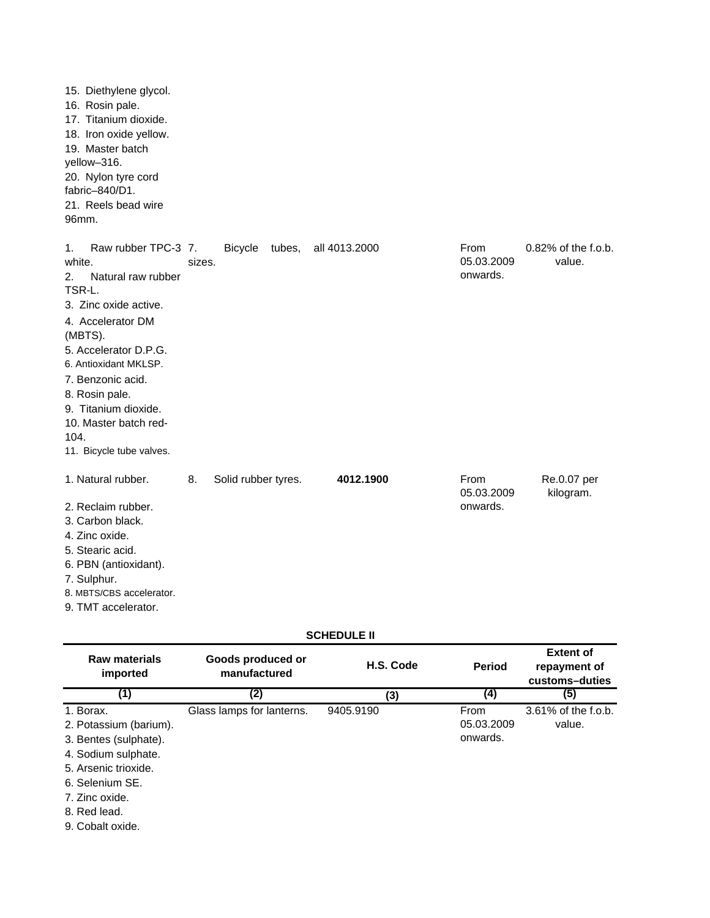| | | | | |
|---|---|---|---|---|
| 15. Diethylene glycol.<br>16. Rosin pale.<br>17. Titanium dioxide.<br>18. Iron oxide yellow.<br>19. Master batch yellow–316.<br>20. Nylon tyre cord fabric–840/D1.<br>21. Reels bead wire 96mm. | | | | |
| 1. Raw rubber TPC-3 white.<br>2. Natural raw rubber TSR-L.<br>3. Zinc oxide active.<br>4. Accelerator DM (MBTS).<br>5. Accelerator D.P.G.<br>6. Antioxidant MKLSP.<br>7. Benzonic acid.<br>8. Rosin pale.<br>9. Titanium dioxide.<br>10. Master batch red-104.<br>11. Bicycle tube valves. | 7. Bicycle tubes, all sizes. | 4013.2000 | From 05.03.2009 onwards. | 0.82% of the f.o.b. value. |
| 1. Natural rubber.<br>2. Reclaim rubber.<br>3. Carbon black.<br>4. Zinc oxide.<br>5. Stearic acid.<br>6. PBN (antioxidant).<br>7. Sulphur.<br>8. MBTS/CBS accelerator.<br>9. TMT accelerator. | 8. Solid rubber tyres. | **4012.1900** | From 05.03.2009 onwards. | Re.0.07 per kilogram. |

**SCHEDULE II**

| Raw materials imported | Goods produced or manufactured | H.S. Code | Period | Extent of repayment of customs–duties |
|---|---|---|---|---|
| (1) | (2) | (3) | (4) | (5) |
| 1. Borax.<br>2. Potassium (barium).<br>3. Bentes (sulphate).<br>4. Sodium sulphate.<br>5. Arsenic trioxide.<br>6. Selenium SE.<br>7. Zinc oxide.<br>8. Red lead.<br>9. Cobalt oxide. | Glass lamps for lanterns. | 9405.9190 | From 05.03.2009 onwards. | 3.61% of the f.o.b. value. |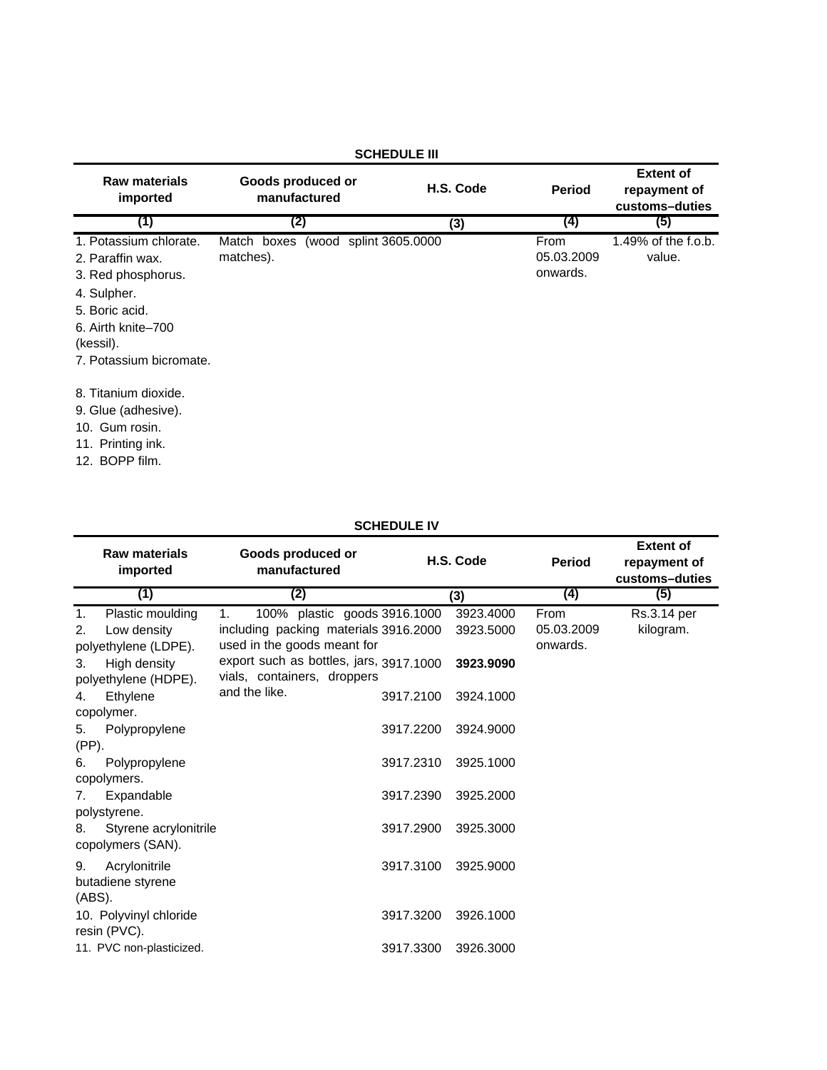## SCHEDULE III

| Raw materials imported | Goods produced or manufactured | H.S. Code | Period | Extent of repayment of customs–duties |
|---|---|---|---|---|
| (1) | (2) | (3) | (4) | (5) |
| 1. Potassium chlorate.<br>2. Paraffin wax.<br>3. Red phosphorus.<br>4. Sulpher.<br>5. Boric acid.<br>6. Airth knite–700 (kessil).<br>7. Potassium bicromate.<br>8. Titanium dioxide.<br>9. Glue (adhesive).<br>10. Gum rosin.<br>11. Printing ink.<br>12. BOPP film. | Match boxes (wood splint matches). | 3605.0000 | From 05.03.2009 onwards. | 1.49% of the f.o.b. value. |

## SCHEDULE IV

| Raw materials imported | Goods produced or manufactured | H.S. Code | | Period | Extent of repayment of customs–duties |
|---|---|---|---|---|---|
| (1) | (2) | (3) | | (4) | (5) |
| 1. Plastic moulding | 1. 100% plastic goods including packing materials used in the goods meant for export such as bottles, jars, vials, containers, droppers and the like. | 3916.1000 | 3923.4000 | From 05.03.2009 onwards. | Rs.3.14 per kilogram. |
| 2. Low density polyethylene (LDPE). | | 3916.2000 | 3923.5000 | | |
| 3. High density polyethylene (HDPE). | | 3917.1000 | **3923.9090** | | |
| 4. Ethylene copolymer. | | 3917.2100 | 3924.1000 | | |
| 5. Polypropylene (PP). | | 3917.2200 | 3924.9000 | | |
| 6. Polypropylene copolymers. | | 3917.2310 | 3925.1000 | | |
| 7. Expandable polystyrene. | | 3917.2390 | 3925.2000 | | |
| 8. Styrene acrylonitrile copolymers (SAN). | | 3917.2900 | 3925.3000 | | |
| 9. Acrylonitrile butadiene styrene (ABS). | | 3917.3100 | 3925.9000 | | |
| 10. Polyvinyl chloride resin (PVC). | | 3917.3200 | 3926.1000 | | |
| 11. PVC non-plasticized. | | 3917.3300 | 3926.3000 | | |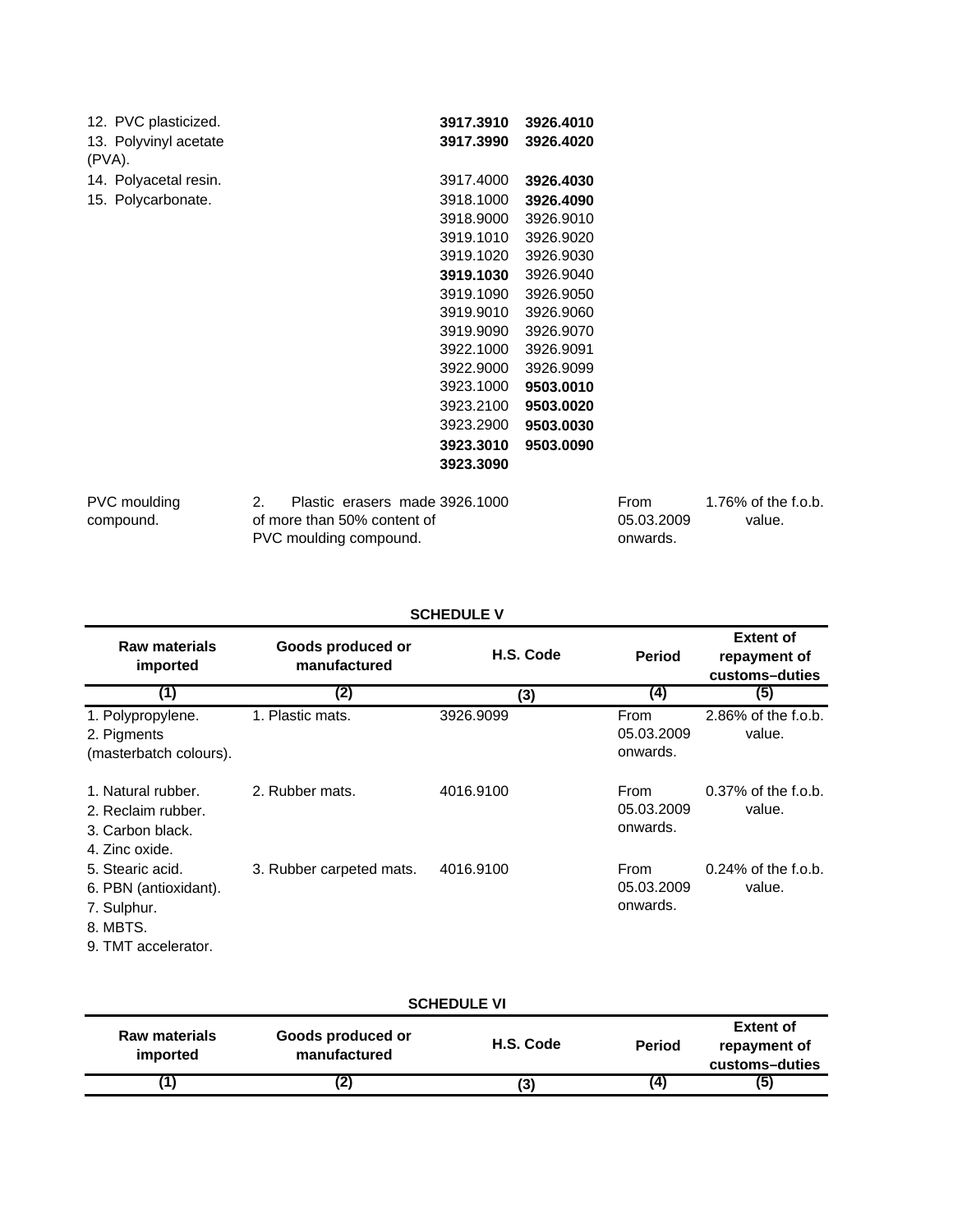| | | | | | |
|---|---|---|---|---|---|
| 12. PVC plasticized. | | **3917.3910** | **3926.4010** | | |
| 13. Polyvinyl acetate (PVA). | | **3917.3990** | **3926.4020** | | |
| 14. Polyacetal resin. | | 3917.4000 | **3926.4030** | | |
| 15. Polycarbonate. | | 3918.1000 | **3926.4090** | | |
| | | 3918.9000 | 3926.9010 | | |
| | | 3919.1010 | 3926.9020 | | |
| | | 3919.1020 | 3926.9030 | | |
| | | **3919.1030** | 3926.9040 | | |
| | | 3919.1090 | 3926.9050 | | |
| | | 3919.9010 | 3926.9060 | | |
| | | 3919.9090 | 3926.9070 | | |
| | | 3922.1000 | 3926.9091 | | |
| | | 3922.9000 | 3926.9099 | | |
| | | 3923.1000 | **9503.0010** | | |
| | | 3923.2100 | **9503.0020** | | |
| | | 3923.2900 | **9503.0030** | | |
| | | **3923.3010** | **9503.0090** | | |
| | | **3923.3090** | | | |
| PVC moulding compound. | 2. Plastic erasers made of more than 50% content of PVC moulding compound. | 3926.1000 | | From 05.03.2009 onwards. | 1.76% of the f.o.b. value. |

**SCHEDULE V**

| Raw materials imported | Goods produced or manufactured | H.S. Code | Period | Extent of repayment of customs–duties |
|---|---|---|---|---|
| (1) | (2) | (3) | (4) | (5) |
| 1. Polypropylene.<br>2. Pigments (masterbatch colours). | 1. Plastic mats. | 3926.9099 | From 05.03.2009 onwards. | 2.86% of the f.o.b. value. |
| 1. Natural rubber.<br>2. Reclaim rubber.<br>3. Carbon black.<br>4. Zinc oxide. | 2. Rubber mats. | 4016.9100 | From 05.03.2009 onwards. | 0.37% of the f.o.b. value. |
| 5. Stearic acid.<br>6. PBN (antioxidant).<br>7. Sulphur.<br>8. MBTS.<br>9. TMT accelerator. | 3. Rubber carpeted mats. | 4016.9100 | From 05.03.2009 onwards. | 0.24% of the f.o.b. value. |

**SCHEDULE VI**

| Raw materials imported | Goods produced or manufactured | H.S. Code | Period | Extent of repayment of customs–duties |
|---|---|---|---|---|
| (1) | (2) | (3) | (4) | (5) |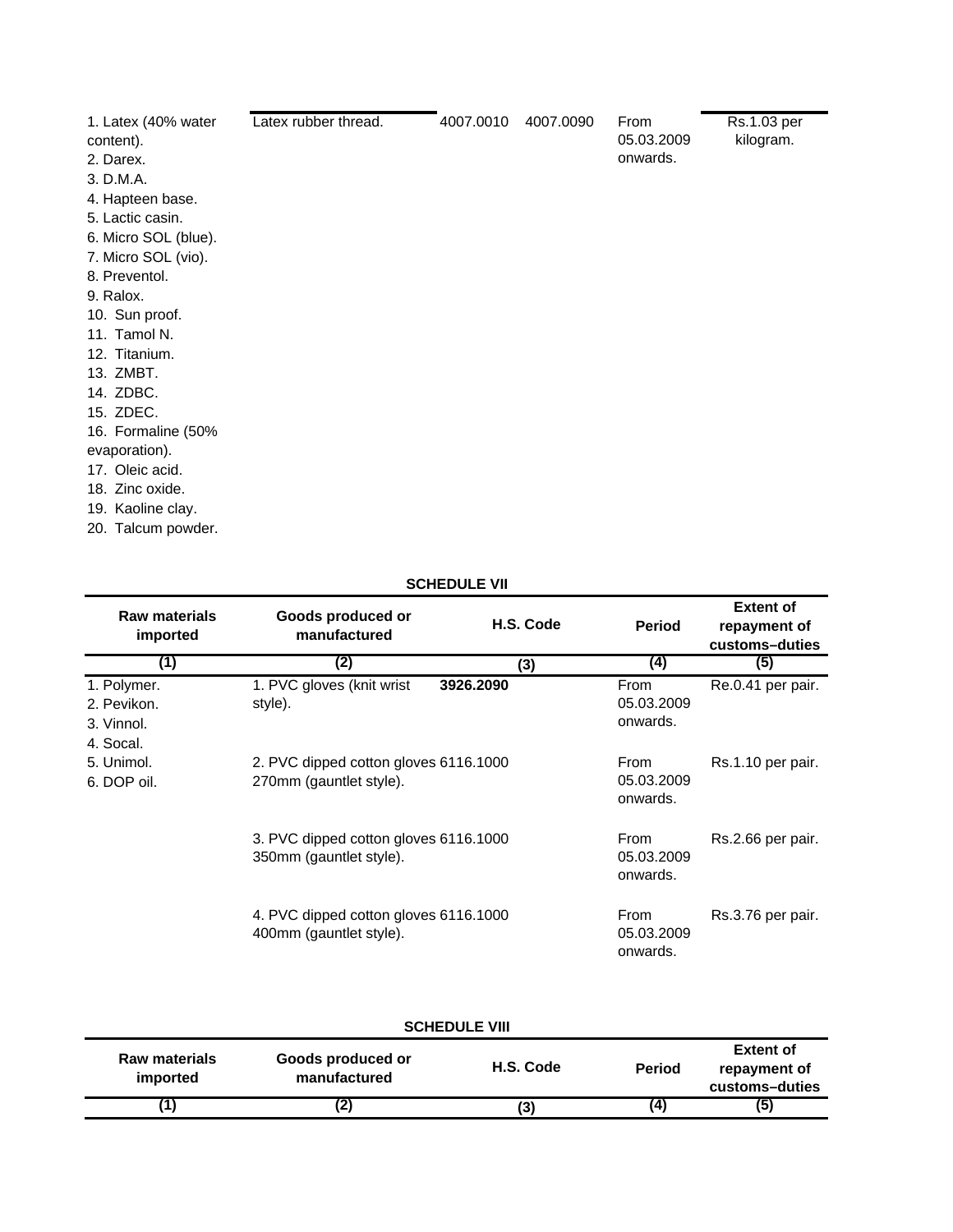| | | | | |
|---|---|---|---|---|
| 1. Latex (40% water content).<br>2. Darex.<br>3. D.M.A.<br>4. Hapteen base.<br>5. Lactic casin.<br>6. Micro SOL (blue).<br>7. Micro SOL (vio).<br>8. Preventol.<br>9. Ralox.<br>10. Sun proof.<br>11. Tamol N.<br>12. Titanium.<br>13. ZMBT.<br>14. ZDBC.<br>15. ZDEC.<br>16. Formaline (50% evaporation).<br>17. Oleic acid.<br>18. Zinc oxide.<br>19. Kaoline clay.<br>20. Talcum powder. | Latex rubber thread. | 4007.0010 4007.0090 | From 05.03.2009 onwards. | Rs.1.03 per kilogram. |

**SCHEDULE VII**

| Raw materials imported | Goods produced or manufactured | H.S. Code | Period | Extent of repayment of customs–duties |
|---|---|---|---|---|
| (1) | (2) | (3) | (4) | (5) |
| 1. Polymer.<br>2. Pevikon.<br>3. Vinnol.<br>4. Socal.<br>5. Unimol.<br>6. DOP oil. | 1. PVC gloves (knit wrist style). | **3926.2090** | From 05.03.2009 onwards. | Re.0.41 per pair. |
| | 2. PVC dipped cotton gloves 270mm (gauntlet style). | 6116.1000 | From 05.03.2009 onwards. | Rs.1.10 per pair. |
| | 3. PVC dipped cotton gloves 350mm (gauntlet style). | 6116.1000 | From 05.03.2009 onwards. | Rs.2.66 per pair. |
| | 4. PVC dipped cotton gloves 400mm (gauntlet style). | 6116.1000 | From 05.03.2009 onwards. | Rs.3.76 per pair. |

**SCHEDULE VIII**

| Raw materials imported | Goods produced or manufactured | H.S. Code | Period | Extent of repayment of customs–duties |
|---|---|---|---|---|
| (1) | (2) | (3) | (4) | (5) |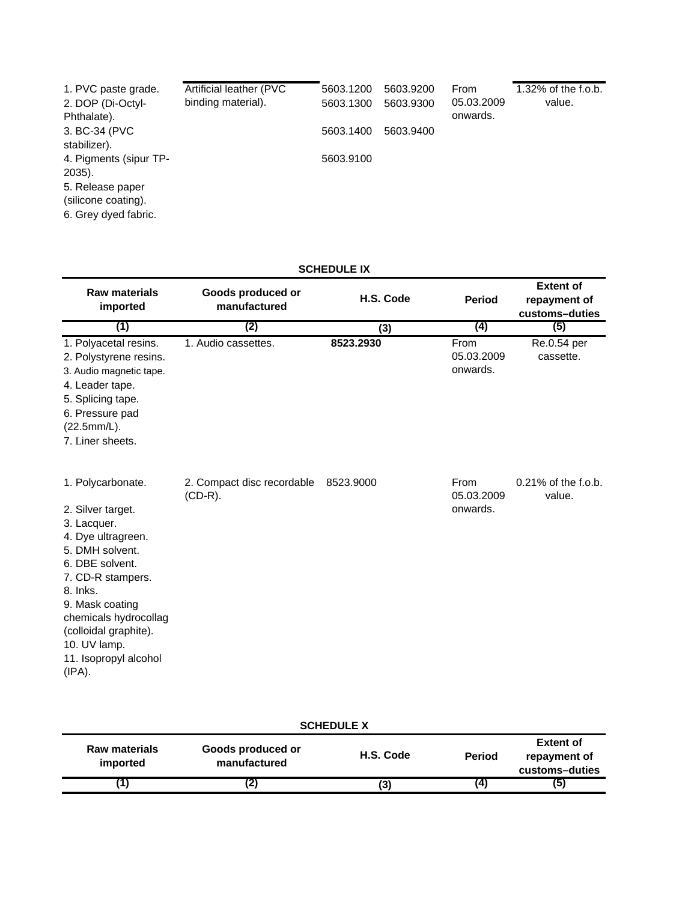| | | | | |
|---|---|---|---|---|
| 1. PVC paste grade.<br>2. DOP (Di-Octyl-Phthalate).<br>3. BC-34 (PVC stabilizer).<br>4. Pigments (sipur TP-2035).<br>5. Release paper (silicone coating).<br>6. Grey dyed fabric. | Artificial leather (PVC binding material). | 5603.1200 5603.9200<br>5603.1300 5603.9300<br>5603.1400 5603.9400<br>5603.9100 | From 05.03.2009 onwards. | 1.32% of the f.o.b. value. |

**SCHEDULE IX**

| Raw materials imported | Goods produced or manufactured | H.S. Code | Period | Extent of repayment of customs–duties |
|---|---|---|---|---|
| (1) | (2) | (3) | (4) | (5) |
| 1. Polyacetal resins.<br>2. Polystyrene resins.<br>3. Audio magnetic tape.<br>4. Leader tape.<br>5. Splicing tape.<br>6. Pressure pad (22.5mm/L).<br>7. Liner sheets. | 1. Audio cassettes. | **8523.2930** | From 05.03.2009 onwards. | Re.0.54 per cassette. |
| 1. Polycarbonate.<br>2. Silver target.<br>3. Lacquer.<br>4. Dye ultragreen.<br>5. DMH solvent.<br>6. DBE solvent.<br>7. CD-R stampers.<br>8. Inks.<br>9. Mask coating chemicals hydrocollag (colloidal graphite).<br>10. UV lamp.<br>11. Isopropyl alcohol (IPA). | 2. Compact disc recordable (CD-R). | 8523.9000 | From 05.03.2009 onwards. | 0.21% of the f.o.b. value. |

**SCHEDULE X**

| Raw materials imported | Goods produced or manufactured | H.S. Code | Period | Extent of repayment of customs–duties |
|---|---|---|---|---|
| (1) | (2) | (3) | (4) | (5) |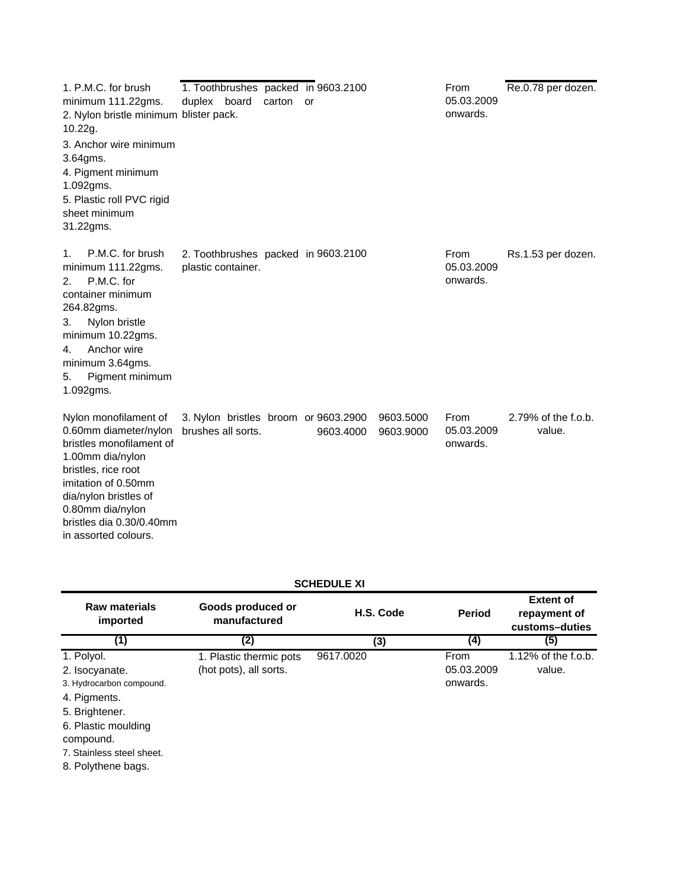| Raw materials imported | Goods produced or manufactured | H.S. Code | Period | Extent of repayment of customs–duties |
|---|---|---|---|---|
| 1. P.M.C. for brush minimum 111.22gms.<br>2. Nylon bristle minimum 10.22g.<br>3. Anchor wire minimum 3.64gms.<br>4. Pigment minimum 1.092gms.<br>5. Plastic roll PVC rigid sheet minimum 31.22gms. | 1. Toothbrushes packed in duplex board carton or blister pack. | 9603.2100 | From 05.03.2009 onwards. | Re.0.78 per dozen. |
| 1. P.M.C. for brush minimum 111.22gms.<br>2. P.M.C. for container minimum 264.82gms.<br>3. Nylon bristle minimum 10.22gms.<br>4. Anchor wire minimum 3.64gms.<br>5. Pigment minimum 1.092gms. | 2. Toothbrushes packed in plastic container. | 9603.2100 | From 05.03.2009 onwards. | Rs.1.53 per dozen. |
| Nylon monofilament of 0.60mm diameter/nylon bristles monofilament of 1.00mm dia/nylon bristles, rice root imitation of 0.50mm dia/nylon bristles of 0.80mm dia/nylon bristles dia 0.30/0.40mm in assorted colours. | 3. Nylon bristles broom or brushes all sorts. | 9603.2900 9603.4000 9603.5000 9603.9000 | From 05.03.2009 onwards. | 2.79% of the f.o.b. value. |

**SCHEDULE XI**

| Raw materials imported | Goods produced or manufactured | H.S. Code | Period | Extent of repayment of customs–duties |
|---|---|---|---|---|
| (1) | (2) | (3) | (4) | (5) |
| 1. Polyol.<br>2. Isocyanate.<br>3. Hydrocarbon compound.<br>4. Pigments.<br>5. Brightener.<br>6. Plastic moulding compound.<br>7. Stainless steel sheet.<br>8. Polythene bags. | 1. Plastic thermic pots (hot pots), all sorts. | 9617.0020 | From 05.03.2009 onwards. | 1.12% of the f.o.b. value. |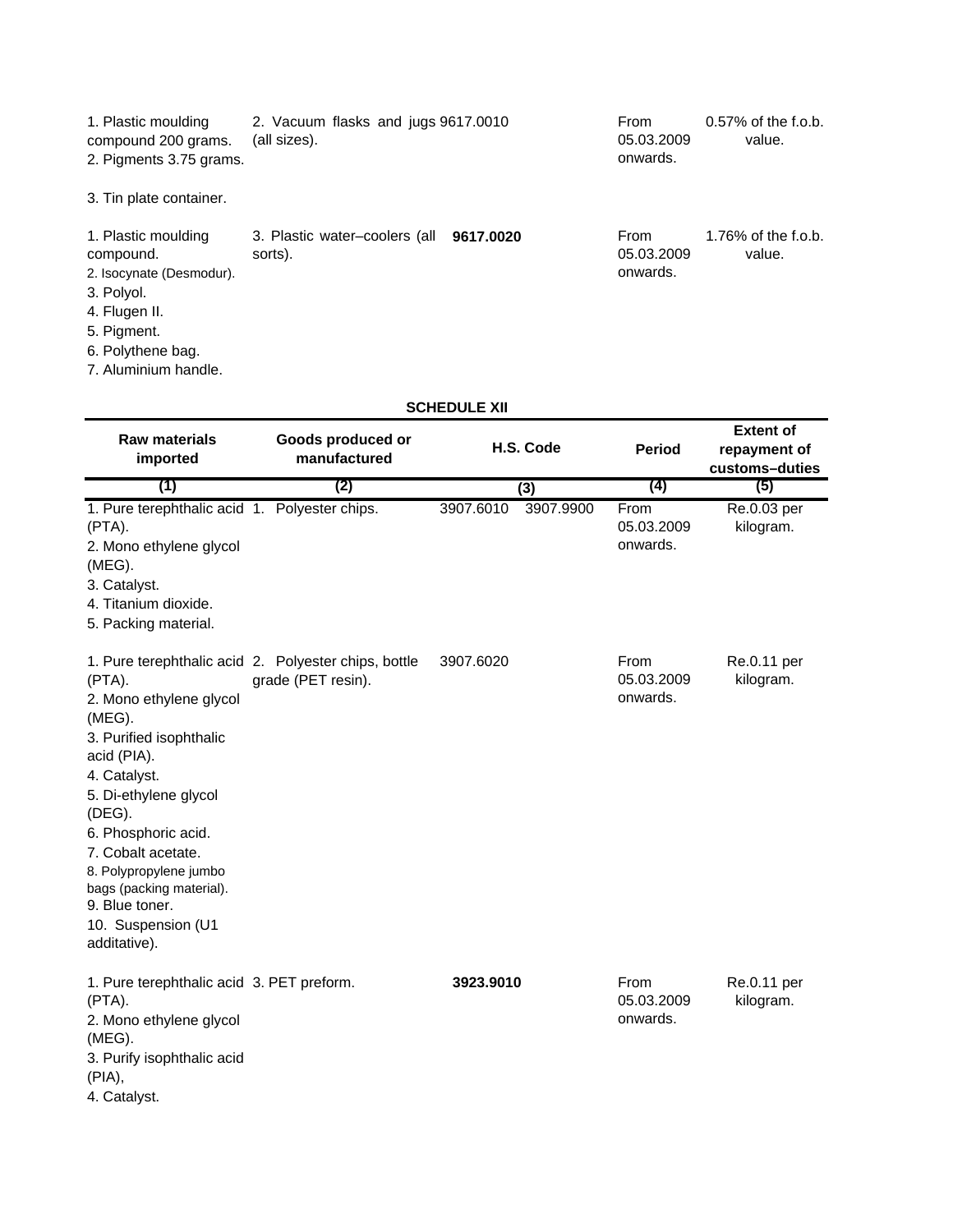| | | | | |
|---|---|---|---|---|
| 1. Plastic moulding compound 200 grams.<br>2. Pigments 3.75 grams.<br>3. Tin plate container. | 2. Vacuum flasks and jugs (all sizes). | 9617.0010 | From 05.03.2009 onwards. | 0.57% of the f.o.b. value. |
| 1. Plastic moulding compound.<br>2. Isocynate (Desmodur).<br>3. Polyol.<br>4. Flugen II.<br>5. Pigment.<br>6. Polythene bag.<br>7. Aluminium handle. | 3. Plastic water–coolers (all sorts). | **9617.0020** | From 05.03.2009 onwards. | 1.76% of the f.o.b. value. |

**SCHEDULE XII**

| Raw materials imported | Goods produced or manufactured | H.S. Code | | Period | Extent of repayment of customs–duties |
|---|---|---|---|---|---|
| (1) | (2) | (3) | | (4) | (5) |
| 1. Pure terephthalic acid (PTA).<br>2. Mono ethylene glycol (MEG).<br>3. Catalyst.<br>4. Titanium dioxide.<br>5. Packing material. | 1. Polyester chips. | 3907.6010 | 3907.9900 | From 05.03.2009 onwards. | Re.0.03 per kilogram. |
| 1. Pure terephthalic acid (PTA).<br>2. Mono ethylene glycol (MEG).<br>3. Purified isophthalic acid (PIA).<br>4. Catalyst.<br>5. Di-ethylene glycol (DEG).<br>6. Phosphoric acid.<br>7. Cobalt acetate.<br>8. Polypropylene jumbo bags (packing material).<br>9. Blue toner.<br>10. Suspension (U1 additative). | 2. Polyester chips, bottle grade (PET resin). | 3907.6020 | | From 05.03.2009 onwards. | Re.0.11 per kilogram. |
| 1. Pure terephthalic acid (PTA).<br>2. Mono ethylene glycol (MEG).<br>3. Purify isophthalic acid (PIA),<br>4. Catalyst. | 3. PET preform. | **3923.9010** | | From 05.03.2009 onwards. | Re.0.11 per kilogram. |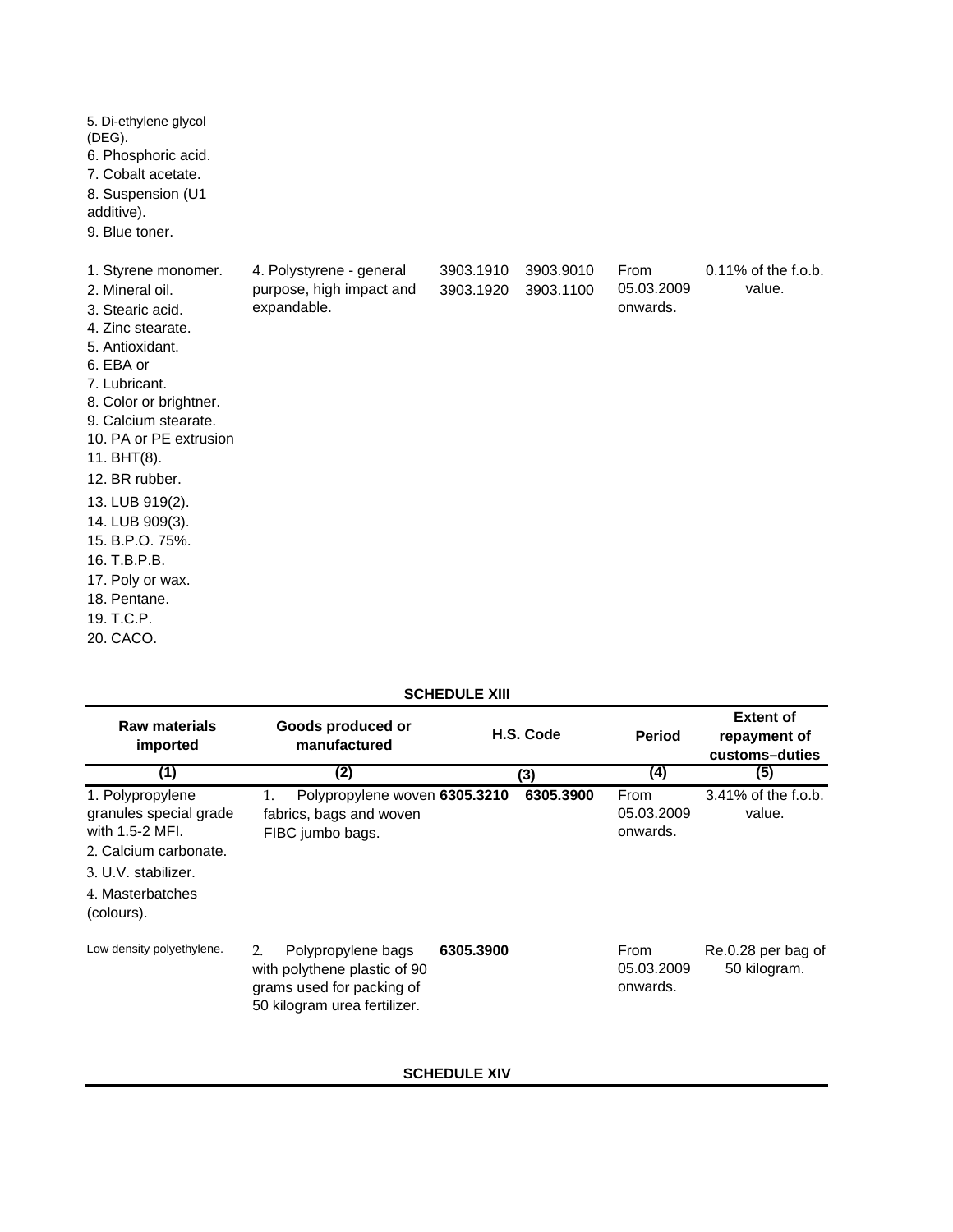| | | | | | |
|---|---|---|---|---|---|
| 5. Di-ethylene glycol (DEG).<br>6. Phosphoric acid.<br>7. Cobalt acetate.<br>8. Suspension (U1 additive).<br>9. Blue toner. | | | | | |
| 1. Styrene monomer.<br>2. Mineral oil.<br>3. Stearic acid.<br>4. Zinc stearate.<br>5. Antioxidant.<br>6. EBA or<br>7. Lubricant.<br>8. Color or brightner.<br>9. Calcium stearate.<br>10. PA or PE extrusion<br>11. BHT(8).<br>12. BR rubber.<br>13. LUB 919(2).<br>14. LUB 909(3).<br>15. B.P.O. 75%.<br>16. T.B.P.B.<br>17. Poly or wax.<br>18. Pentane.<br>19. T.C.P.<br>20. CACO. | 4. Polystyrene - general purpose, high impact and expandable. | 3903.1910<br>3903.1920 | 3903.9010<br>3903.1100 | From 05.03.2009 onwards. | 0.11% of the f.o.b. value. |

**SCHEDULE XIII**

| Raw materials imported | Goods produced or manufactured | H.S. Code | | Period | Extent of repayment of customs–duties |
|---|---|---|---|---|---|
| (1) | (2) | (3) | | (4) | (5) |
| 1. Polypropylene granules special grade with 1.5-2 MFI.<br>2. Calcium carbonate.<br>3. U.V. stabilizer.<br>4. Masterbatches (colours). | 1. Polypropylene woven fabrics, bags and woven FIBC jumbo bags. | 6305.3210 | 6305.3900 | From 05.03.2009 onwards. | 3.41% of the f.o.b. value. |
| Low density polyethylene. | 2. Polypropylene bags with polythene plastic of 90 grams used for packing of 50 kilogram urea fertilizer. | 6305.3900 | | From 05.03.2009 onwards. | Re.0.28 per bag of 50 kilogram. |

**SCHEDULE XIV**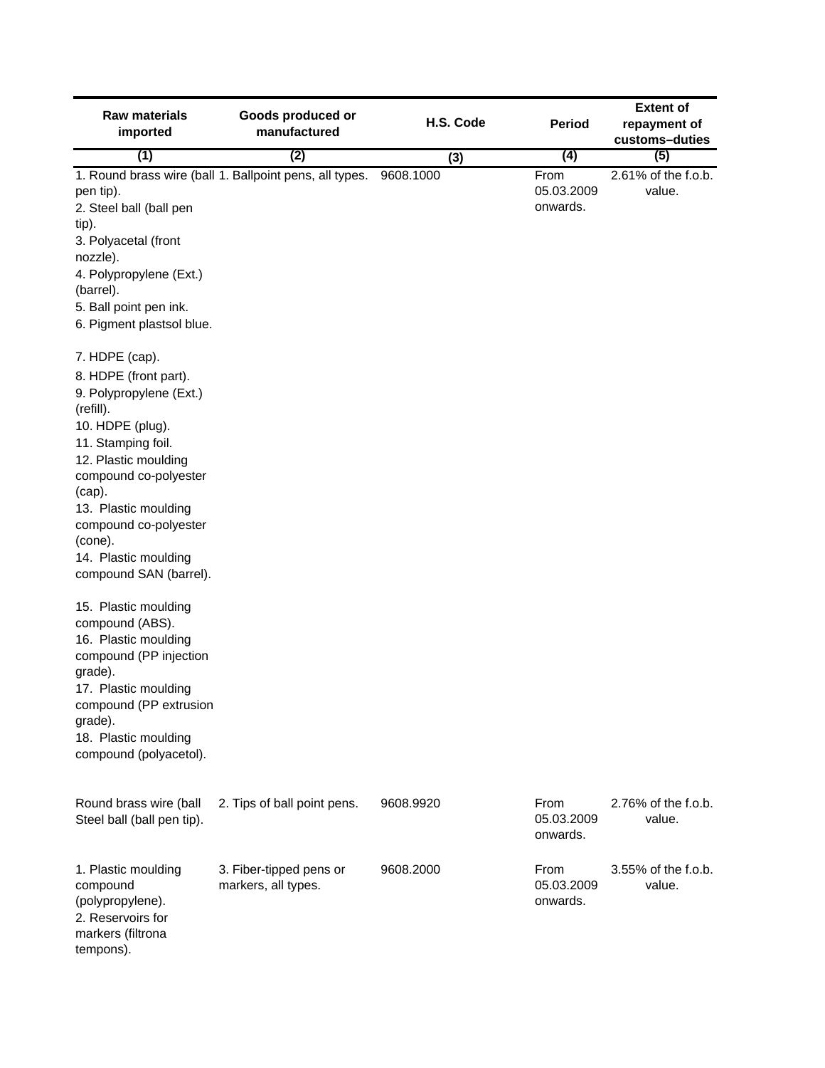| Raw materials imported | Goods produced or manufactured | H.S. Code | Period | Extent of repayment of customs–duties |
|---|---|---|---|---|
| (1) | (2) | (3) | (4) | (5) |
| 1. Round brass wire (ball pen tip).<br>2. Steel ball (ball pen tip).<br>3. Polyacetal (front nozzle).<br>4. Polypropylene (Ext.) (barrel).<br>5. Ball point pen ink.<br>6. Pigment plastsol blue.<br>7. HDPE (cap).<br>8. HDPE (front part).<br>9. Polypropylene (Ext.) (refill).<br>10. HDPE (plug).<br>11. Stamping foil.<br>12. Plastic moulding compound co-polyester (cap).<br>13. Plastic moulding compound co-polyester (cone).<br>14. Plastic moulding compound SAN (barrel).<br>15. Plastic moulding compound (ABS).<br>16. Plastic moulding compound (PP injection grade).<br>17. Plastic moulding compound (PP extrusion grade).<br>18. Plastic moulding compound (polyacetol). | 1. Ballpoint pens, all types. | 9608.1000 | From 05.03.2009 onwards. | 2.61% of the f.o.b. value. |
| Round brass wire (ball Steel ball (ball pen tip). | 2. Tips of ball point pens. | 9608.9920 | From 05.03.2009 onwards. | 2.76% of the f.o.b. value. |
| 1. Plastic moulding compound (polypropylene).<br>2. Reservoirs for markers (filtrona tempons). | 3. Fiber-tipped pens or markers, all types. | 9608.2000 | From 05.03.2009 onwards. | 3.55% of the f.o.b. value. |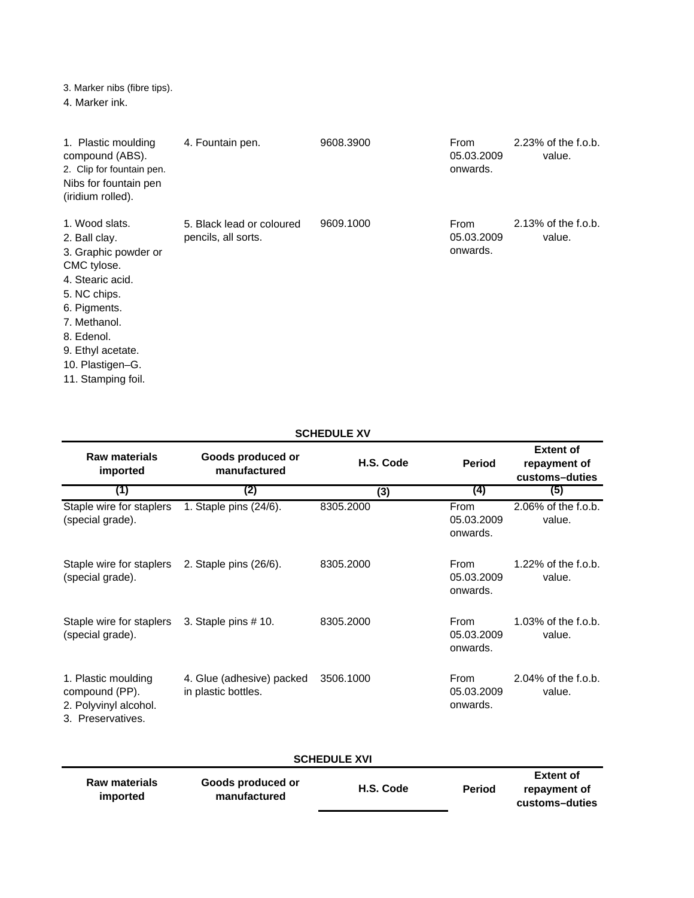3. Marker nibs (fibre tips).
4. Marker ink.

| | | | | |
|---|---|---|---|---|
| 1. Plastic moulding compound (ABS).<br>2. Clip for fountain pen.<br>Nibs for fountain pen (iridium rolled). | 4. Fountain pen. | 9608.3900 | From 05.03.2009 onwards. | 2.23% of the f.o.b. value. |
| 1. Wood slats.<br>2. Ball clay.<br>3. Graphic powder or CMC tylose.<br>4. Stearic acid.<br>5. NC chips.<br>6. Pigments.<br>7. Methanol.<br>8. Edenol.<br>9. Ethyl acetate.<br>10. Plastigen–G.<br>11. Stamping foil. | 5. Black lead or coloured pencils, all sorts. | 9609.1000 | From 05.03.2009 onwards. | 2.13% of the f.o.b. value. |

**SCHEDULE XV**

| Raw materials imported | Goods produced or manufactured | H.S. Code | Period | Extent of repayment of customs–duties |
|---|---|---|---|---|
| (1) | (2) | (3) | (4) | (5) |
| Staple wire for staplers (special grade). | 1. Staple pins (24/6). | 8305.2000 | From 05.03.2009 onwards. | 2.06% of the f.o.b. value. |
| Staple wire for staplers (special grade). | 2. Staple pins (26/6). | 8305.2000 | From 05.03.2009 onwards. | 1.22% of the f.o.b. value. |
| Staple wire for staplers (special grade). | 3. Staple pins # 10. | 8305.2000 | From 05.03.2009 onwards. | 1.03% of the f.o.b. value. |
| 1. Plastic moulding compound (PP).<br>2. Polyvinyl alcohol.<br>3. Preservatives. | 4. Glue (adhesive) packed in plastic bottles. | 3506.1000 | From 05.03.2009 onwards. | 2.04% of the f.o.b. value. |

**SCHEDULE XVI**

| Raw materials imported | Goods produced or manufactured | H.S. Code | Period | Extent of repayment of customs–duties |
|---|---|---|---|---|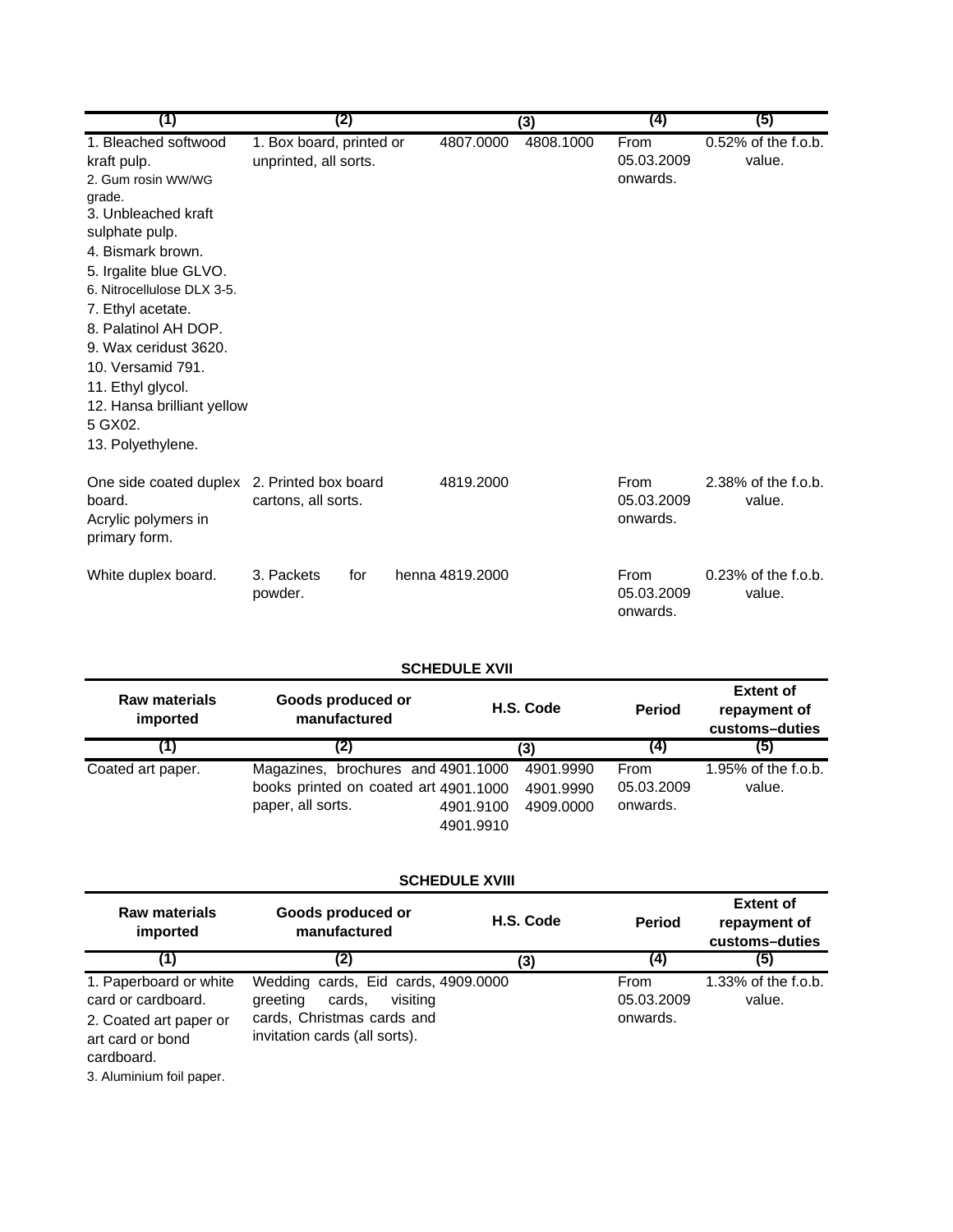| (1) | (2) | (3) | (4) | (5) |
|---|---|---|---|---|
| 1. Bleached softwood kraft pulp.<br>2. Gum rosin WW/WG grade.<br>3. Unbleached kraft sulphate pulp.<br>4. Bismark brown.<br>5. Irgalite blue GLVO.<br>6. Nitrocellulose DLX 3-5.<br>7. Ethyl acetate.<br>8. Palatinol AH DOP.<br>9. Wax ceridust 3620.<br>10. Versamid 791.<br>11. Ethyl glycol.<br>12. Hansa brilliant yellow 5 GX02.<br>13. Polyethylene. | 1. Box board, printed or unprinted, all sorts. | 4807.0000 4808.1000 | From 05.03.2009 onwards. | 0.52% of the f.o.b. value. |
| One side coated duplex board.<br>Acrylic polymers in primary form. | 2. Printed box board cartons, all sorts. | 4819.2000 | From 05.03.2009 onwards. | 2.38% of the f.o.b. value. |
| White duplex board. | 3. Packets for henna powder. | 4819.2000 | From 05.03.2009 onwards. | 0.23% of the f.o.b. value. |

**SCHEDULE XVII**

| Raw materials imported | Goods produced or manufactured | H.S. Code | Period | Extent of repayment of customs–duties |
|---|---|---|---|---|
| (1) | (2) | (3) | (4) | (5) |
| Coated art paper. | Magazines, brochures and books printed on coated art paper, all sorts. | 4901.1000 4901.9990<br>4901.1000 4901.9990<br>4901.9100 4909.0000<br>4901.9910 | From 05.03.2009 onwards. | 1.95% of the f.o.b. value. |

**SCHEDULE XVIII**

| Raw materials imported | Goods produced or manufactured | H.S. Code | Period | Extent of repayment of customs–duties |
|---|---|---|---|---|
| (1) | (2) | (3) | (4) | (5) |
| 1. Paperboard or white card or cardboard.<br>2. Coated art paper or art card or bond cardboard.<br>3. Aluminium foil paper. | Wedding cards, Eid cards, greeting cards, visiting cards, Christmas cards and invitation cards (all sorts). | 4909.0000 | From 05.03.2009 onwards. | 1.33% of the f.o.b. value. |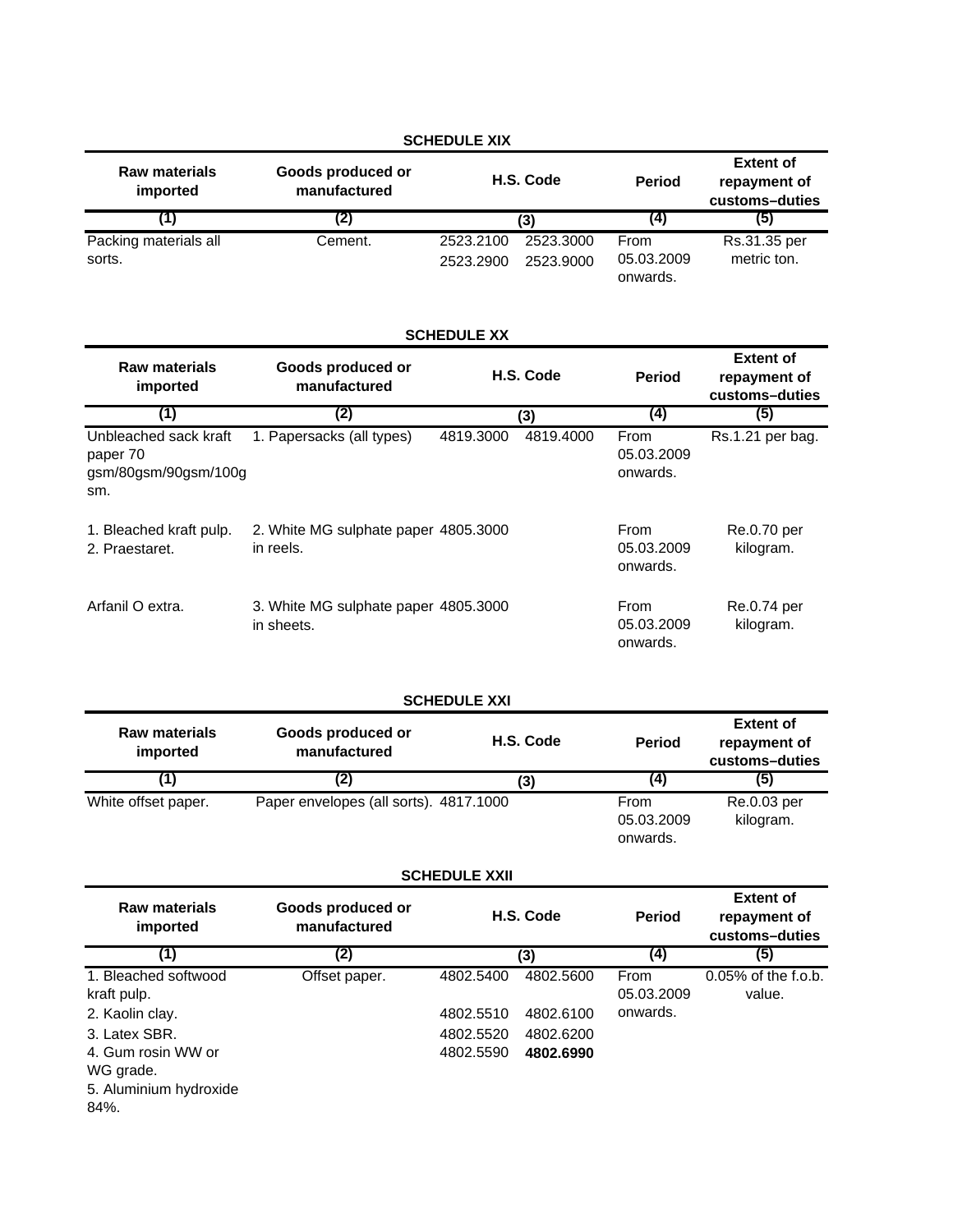## SCHEDULE XIX

| Raw materials imported | Goods produced or manufactured | H.S. Code | | Period | Extent of repayment of customs–duties |
|---|---|---|---|---|---|
| (1) | (2) | (3) | | (4) | (5) |
| Packing materials all sorts. | Cement. | 2523.2100 2523.2900 | 2523.3000 2523.9000 | From 05.03.2009 onwards. | Rs.31.35 per metric ton. |

## SCHEDULE XX

| Raw materials imported | Goods produced or manufactured | H.S. Code | | Period | Extent of repayment of customs–duties |
|---|---|---|---|---|---|
| (1) | (2) | (3) | | (4) | (5) |
| Unbleached sack kraft paper 70 gsm/80gsm/90gsm/100gsm. | 1. Papersacks (all types) | 4819.3000 | 4819.4000 | From 05.03.2009 onwards. | Rs.1.21 per bag. |
| 1. Bleached kraft pulp.<br>2. Praestaret. | 2. White MG sulphate paper in reels. | 4805.3000 | | From 05.03.2009 onwards. | Re.0.70 per kilogram. |
| Arfanil O extra. | 3. White MG sulphate paper in sheets. | 4805.3000 | | From 05.03.2009 onwards. | Re.0.74 per kilogram. |

## SCHEDULE XXI

| Raw materials imported | Goods produced or manufactured | H.S. Code | | Period | Extent of repayment of customs–duties |
|---|---|---|---|---|---|
| (1) | (2) | (3) | | (4) | (5) |
| White offset paper. | Paper envelopes (all sorts). | 4817.1000 | | From 05.03.2009 onwards. | Re.0.03 per kilogram. |

## SCHEDULE XXII

| Raw materials imported | Goods produced or manufactured | H.S. Code | | Period | Extent of repayment of customs–duties |
|---|---|---|---|---|---|
| (1) | (2) | (3) | | (4) | (5) |
| 1. Bleached softwood kraft pulp.<br>2. Kaolin clay.<br>3. Latex SBR.<br>4. Gum rosin WW or WG grade.<br>5. Aluminium hydroxide 84%. | Offset paper. | 4802.5400<br>4802.5510<br>4802.5520<br>4802.5590 | 4802.5600<br>4802.6100<br>4802.6200<br>**4802.6990** | From 05.03.2009 onwards. | 0.05% of the f.o.b. value. |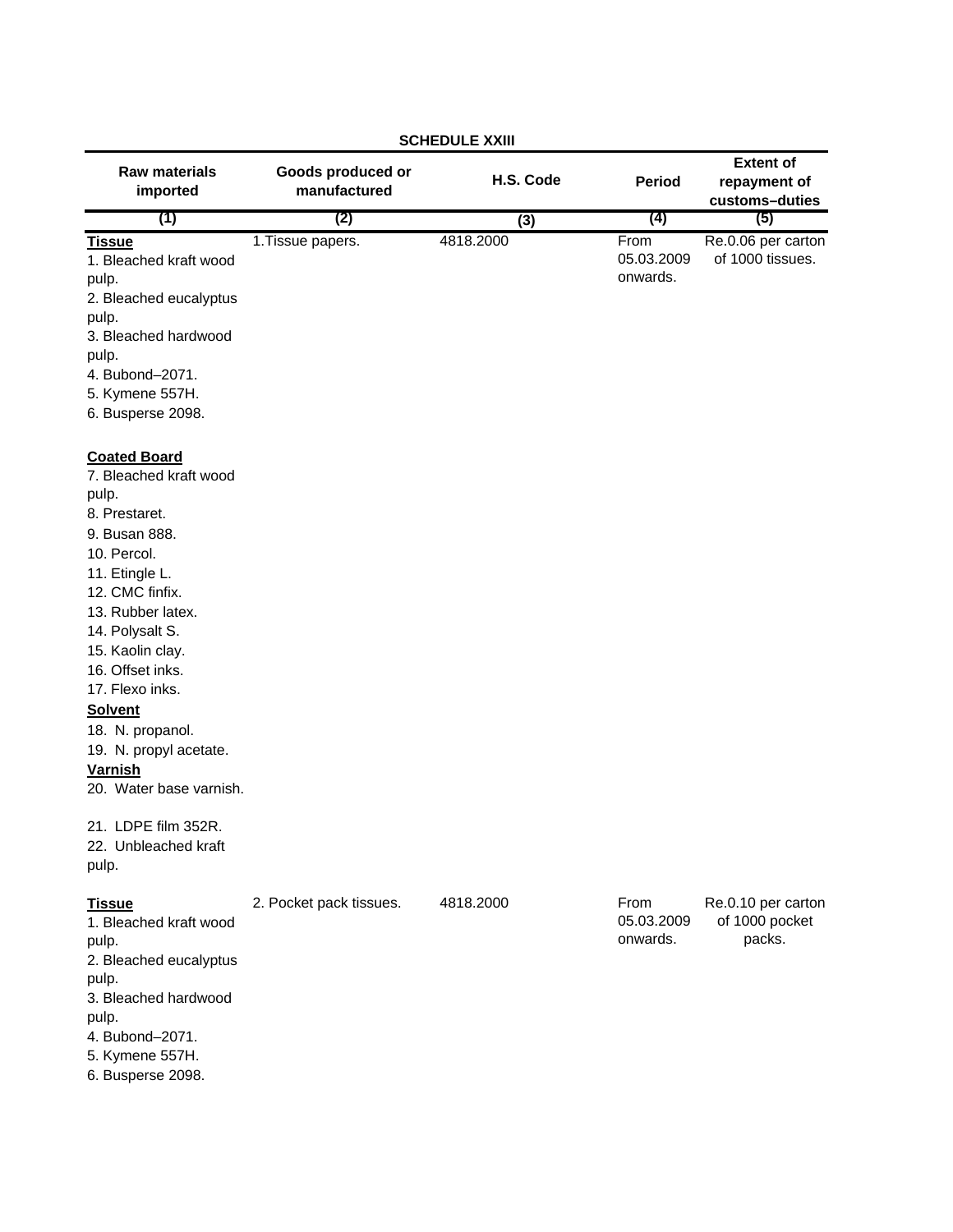**SCHEDULE XXIII**

| Raw materials imported | Goods produced or manufactured | H.S. Code | Period | Extent of repayment of customs–duties |
|---|---|---|---|---|
| (1) | (2) | (3) | (4) | (5) |
| **Tissue**<br>1. Bleached kraft wood pulp.<br>2. Bleached eucalyptus pulp.<br>3. Bleached hardwood pulp.<br>4. Bubond–2071.<br>5. Kymene 557H.<br>6. Busperse 2098.<br><br>**Coated Board**<br>7. Bleached kraft wood pulp.<br>8. Prestaret.<br>9. Busan 888.<br>10. Percol.<br>11. Etingle L.<br>12. CMC finfix.<br>13. Rubber latex.<br>14. Polysalt S.<br>15. Kaolin clay.<br>16. Offset inks.<br>17. Flexo inks.<br>**Solvent**<br>18. N. propanol.<br>19. N. propyl acetate.<br>**Varnish**<br>20. Water base varnish.<br><br>21. LDPE film 352R.<br>22. Unbleached kraft pulp. | 1.Tissue papers. | 4818.2000 | From 05.03.2009 onwards. | Re.0.06 per carton of 1000 tissues. |
| **Tissue**<br>1. Bleached kraft wood pulp.<br>2. Bleached eucalyptus pulp.<br>3. Bleached hardwood pulp.<br>4. Bubond–2071.<br>5. Kymene 557H.<br>6. Busperse 2098. | 2. Pocket pack tissues. | 4818.2000 | From 05.03.2009 onwards. | Re.0.10 per carton of 1000 pocket packs. |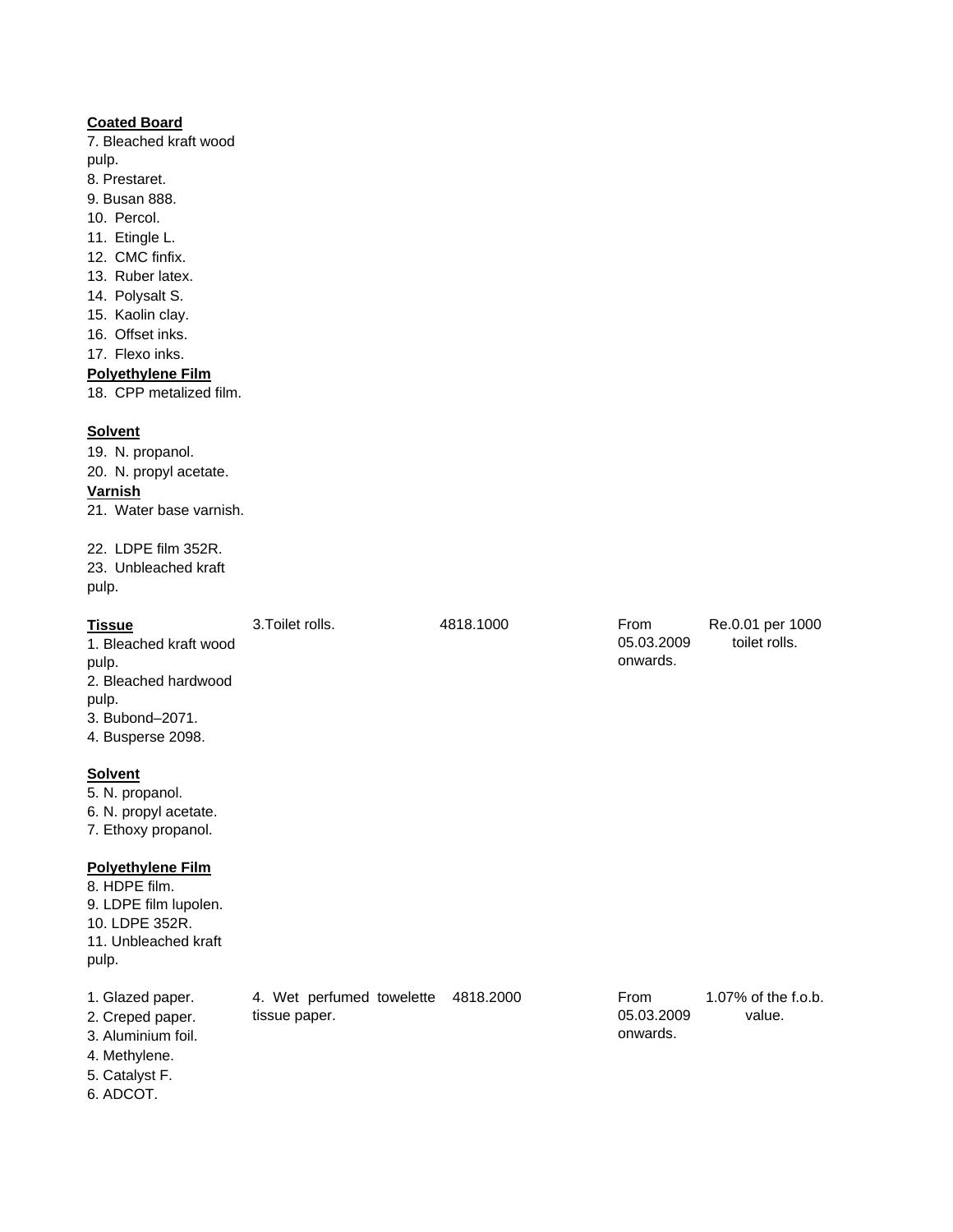| | | | | |
|---|---|---|---|---|
| **Coated Board**<br>7. Bleached kraft wood pulp.<br>8. Prestaret.<br>9. Busan 888.<br>10. Percol.<br>11. Etingle L.<br>12. CMC finfix.<br>13. Ruber latex.<br>14. Polysalt S.<br>15. Kaolin clay.<br>16. Offset inks.<br>17. Flexo inks.<br>**Polyethylene Film**<br>18. CPP metalized film.<br><br>**Solvent**<br>19. N. propanol.<br>20. N. propyl acetate.<br>**Varnish**<br>21. Water base varnish.<br><br>22. LDPE film 352R.<br>23. Unbleached kraft pulp. | | | | |
| **Tissue**<br>1. Bleached kraft wood pulp.<br>2. Bleached hardwood pulp.<br>3. Bubond–2071.<br>4. Busperse 2098.<br><br>**Solvent**<br>5. N. propanol.<br>6. N. propyl acetate.<br>7. Ethoxy propanol.<br><br>**Polyethylene Film**<br>8. HDPE film.<br>9. LDPE film lupolen.<br>10. LDPE 352R.<br>11. Unbleached kraft pulp. | 3.Toilet rolls. | 4818.1000 | From 05.03.2009 onwards. | Re.0.01 per 1000 toilet rolls. |
| 1. Glazed paper.<br>2. Creped paper.<br>3. Aluminium foil.<br>4. Methylene.<br>5. Catalyst F.<br>6. ADCOT. | 4. Wet perfumed towelette tissue paper. | 4818.2000 | From 05.03.2009 onwards. | 1.07% of the f.o.b. value. |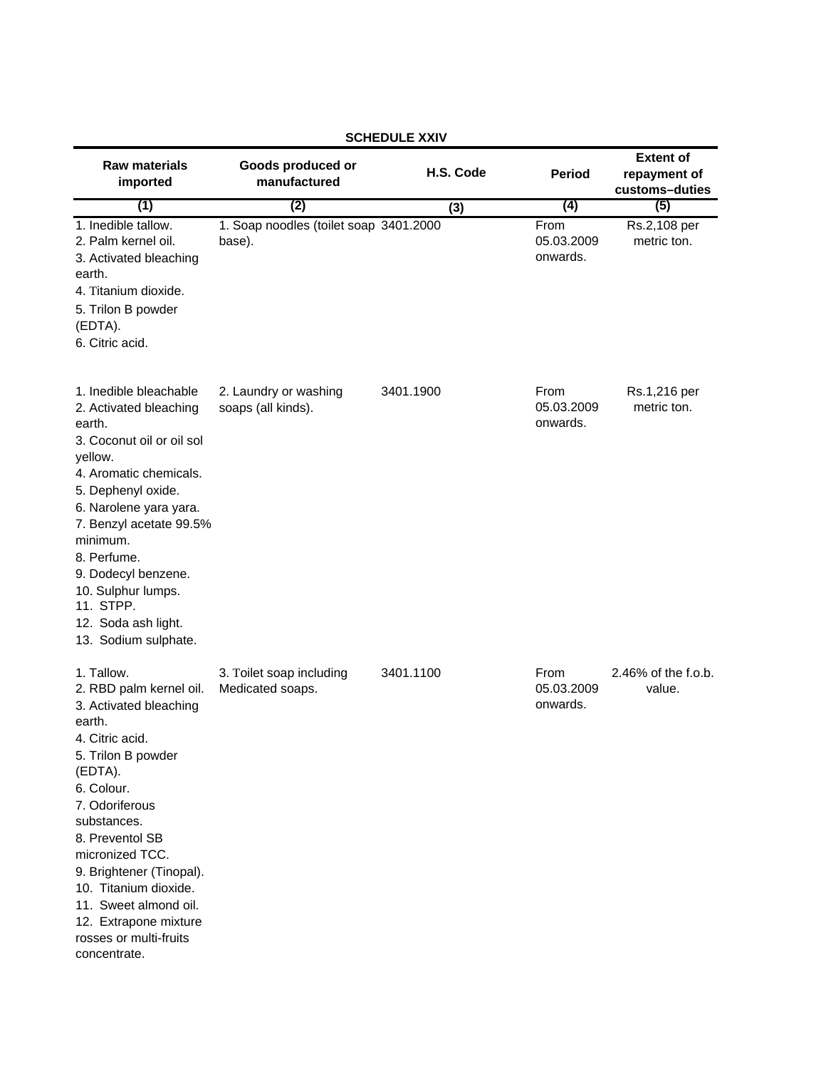**SCHEDULE XXIV**

| Raw materials imported | Goods produced or manufactured | H.S. Code | Period | Extent of repayment of customs–duties |
|---|---|---|---|---|
| (1) | (2) | (3) | (4) | (5) |
| 1. Inedible tallow.<br>2. Palm kernel oil.<br>3. Activated bleaching earth.<br>4. Titanium dioxide.<br>5. Trilon B powder (EDTA).<br>6. Citric acid. | 1. Soap noodles (toilet soap base). | 3401.2000 | From 05.03.2009 onwards. | Rs.2,108 per metric ton. |
| 1. Inedible bleachable<br>2. Activated bleaching earth.<br>3. Coconut oil or oil sol yellow.<br>4. Aromatic chemicals.<br>5. Dephenyl oxide.<br>6. Narolene yara yara.<br>7. Benzyl acetate 99.5% minimum.<br>8. Perfume.<br>9. Dodecyl benzene.<br>10. Sulphur lumps.<br>11. STPP.<br>12. Soda ash light.<br>13. Sodium sulphate. | 2. Laundry or washing soaps (all kinds). | 3401.1900 | From 05.03.2009 onwards. | Rs.1,216 per metric ton. |
| 1. Tallow.<br>2. RBD palm kernel oil.<br>3. Activated bleaching earth.<br>4. Citric acid.<br>5. Trilon B powder (EDTA).<br>6. Colour.<br>7. Odoriferous substances.<br>8. Preventol SB micronized TCC.<br>9. Brightener (Tinopal).<br>10. Titanium dioxide.<br>11. Sweet almond oil.<br>12. Extrapone mixture rosses or multi-fruits concentrate. | 3. Toilet soap including Medicated soaps. | 3401.1100 | From 05.03.2009 onwards. | 2.46% of the f.o.b. value. |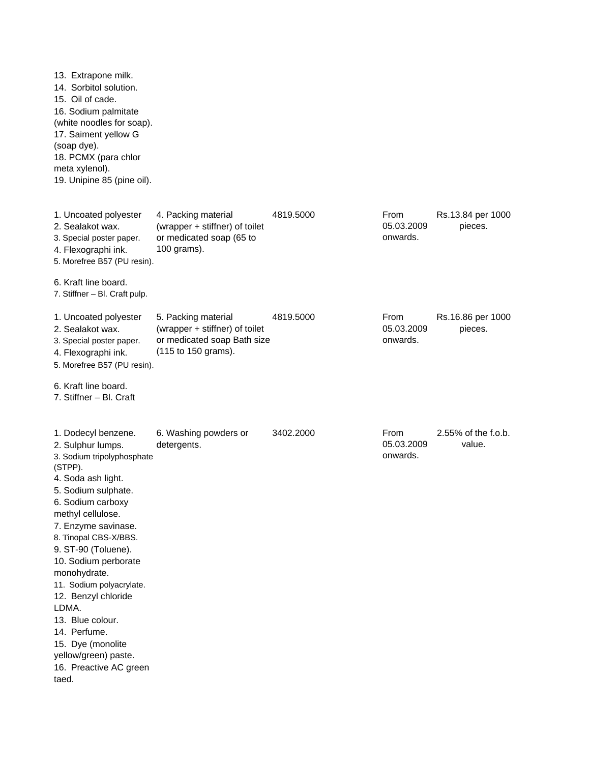| | | | | |
|---|---|---|---|---|
| 13. Extrapone milk.<br>14. Sorbitol solution.<br>15. Oil of cade.<br>16. Sodium palmitate (white noodles for soap).<br>17. Saiment yellow G (soap dye).<br>18. PCMX (para chlor meta xylenol).<br>19. Unipine 85 (pine oil). | | | | |
| 1. Uncoated polyester<br>2. Sealakot wax.<br>3. Special poster paper.<br>4. Flexographi ink.<br>5. Morefree B57 (PU resin).<br>6. Kraft line board.<br>7. Stiffner – Bl. Craft pulp. | 4. Packing material (wrapper + stiffner) of toilet or medicated soap (65 to 100 grams). | 4819.5000 | From 05.03.2009 onwards. | Rs.13.84 per 1000 pieces. |
| 1. Uncoated polyester<br>2. Sealakot wax.<br>3. Special poster paper.<br>4. Flexographi ink.<br>5. Morefree B57 (PU resin).<br>6. Kraft line board.<br>7. Stiffner – Bl. Craft | 5. Packing material (wrapper + stiffner) of toilet or medicated soap Bath size (115 to 150 grams). | 4819.5000 | From 05.03.2009 onwards. | Rs.16.86 per 1000 pieces. |
| 1. Dodecyl benzene.<br>2. Sulphur lumps.<br>3. Sodium tripolyphosphate (STPP).<br>4. Soda ash light.<br>5. Sodium sulphate.<br>6. Sodium carboxy methyl cellulose.<br>7. Enzyme savinase.<br>8. Tinopal CBS-X/BBS.<br>9. ST-90 (Toluene).<br>10. Sodium perborate monohydrate.<br>11. Sodium polyacrylate.<br>12. Benzyl chloride LDMA.<br>13. Blue colour.<br>14. Perfume.<br>15. Dye (monolite yellow/green) paste.<br>16. Preactive AC green taed. | 6. Washing powders or detergents. | 3402.2000 | From 05.03.2009 onwards. | 2.55% of the f.o.b. value. |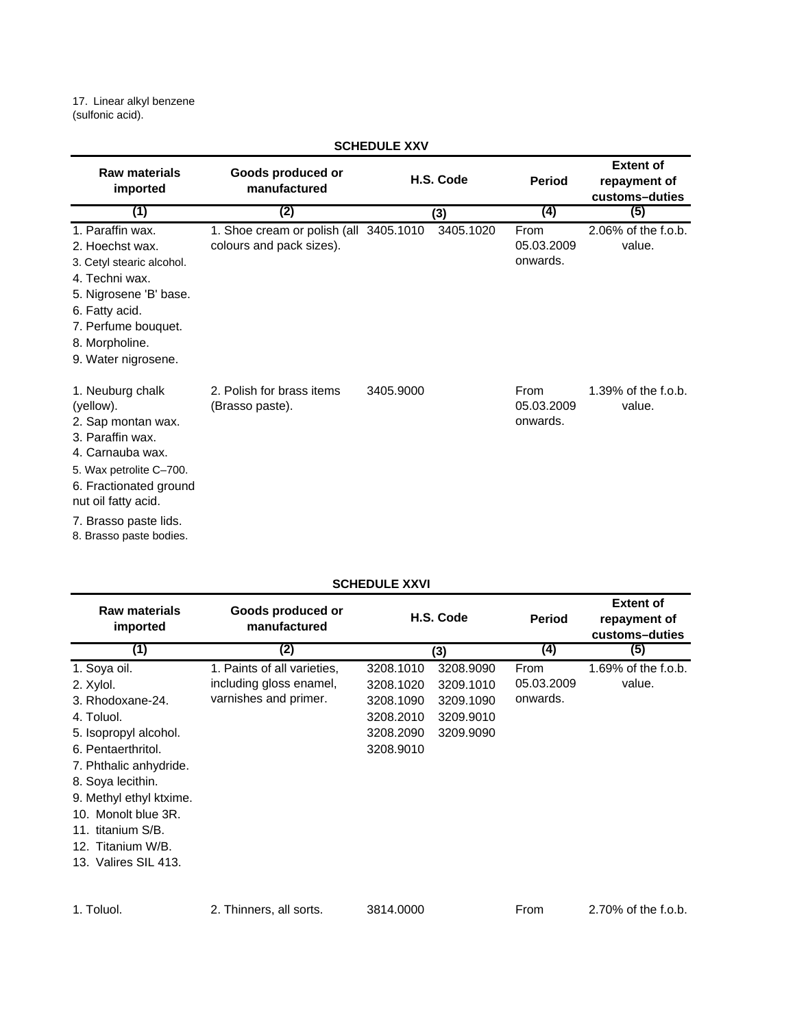17. Linear alkyl benzene (sulfonic acid).

## SCHEDULE XXV

| Raw materials imported | Goods produced or manufactured | H.S. Code | | Period | Extent of repayment of customs–duties |
|---|---|---|---|---|---|
| (1) | (2) | (3) | | (4) | (5) |
| 1. Paraffin wax.<br>2. Hoechst wax.<br>3. Cetyl stearic alcohol.<br>4. Techni wax.<br>5. Nigrosene 'B' base.<br>6. Fatty acid.<br>7. Perfume bouquet.<br>8. Morpholine.<br>9. Water nigrosene. | 1. Shoe cream or polish (all colours and pack sizes). | 3405.1010 | 3405.1020 | From 05.03.2009 onwards. | 2.06% of the f.o.b. value. |
| 1. Neuburg chalk (yellow).<br>2. Sap montan wax.<br>3. Paraffin wax.<br>4. Carnauba wax.<br>5. Wax petrolite C–700.<br>6. Fractionated ground nut oil fatty acid.<br>7. Brasso paste lids.<br>8. Brasso paste bodies. | 2. Polish for brass items (Brasso paste). | 3405.9000 | | From 05.03.2009 onwards. | 1.39% of the f.o.b. value. |

## SCHEDULE XXVI

| Raw materials imported | Goods produced or manufactured | H.S. Code | | Period | Extent of repayment of customs–duties |
|---|---|---|---|---|---|
| (1) | (2) | (3) | | (4) | (5) |
| 1. Soya oil.<br>2. Xylol.<br>3. Rhodoxane-24.<br>4. Toluol.<br>5. Isopropyl alcohol.<br>6. Pentaerthritol.<br>7. Phthalic anhydride.<br>8. Soya lecithin.<br>9. Methyl ethyl ktxime.<br>10. Monolt blue 3R.<br>11. titanium S/B.<br>12. Titanium W/B.<br>13. Valires SIL 413. | 1. Paints of all varieties, including gloss enamel, varnishes and primer. | 3208.1010<br>3208.1020<br>3208.1090<br>3208.2010<br>3208.2090<br>3208.9010 | 3208.9090<br>3209.1010<br>3209.1090<br>3209.9010<br>3209.9090 | From 05.03.2009 onwards. | 1.69% of the f.o.b. value. |
| 1. Toluol. | 2. Thinners, all sorts. | 3814.0000 | | From | 2.70% of the f.o.b. |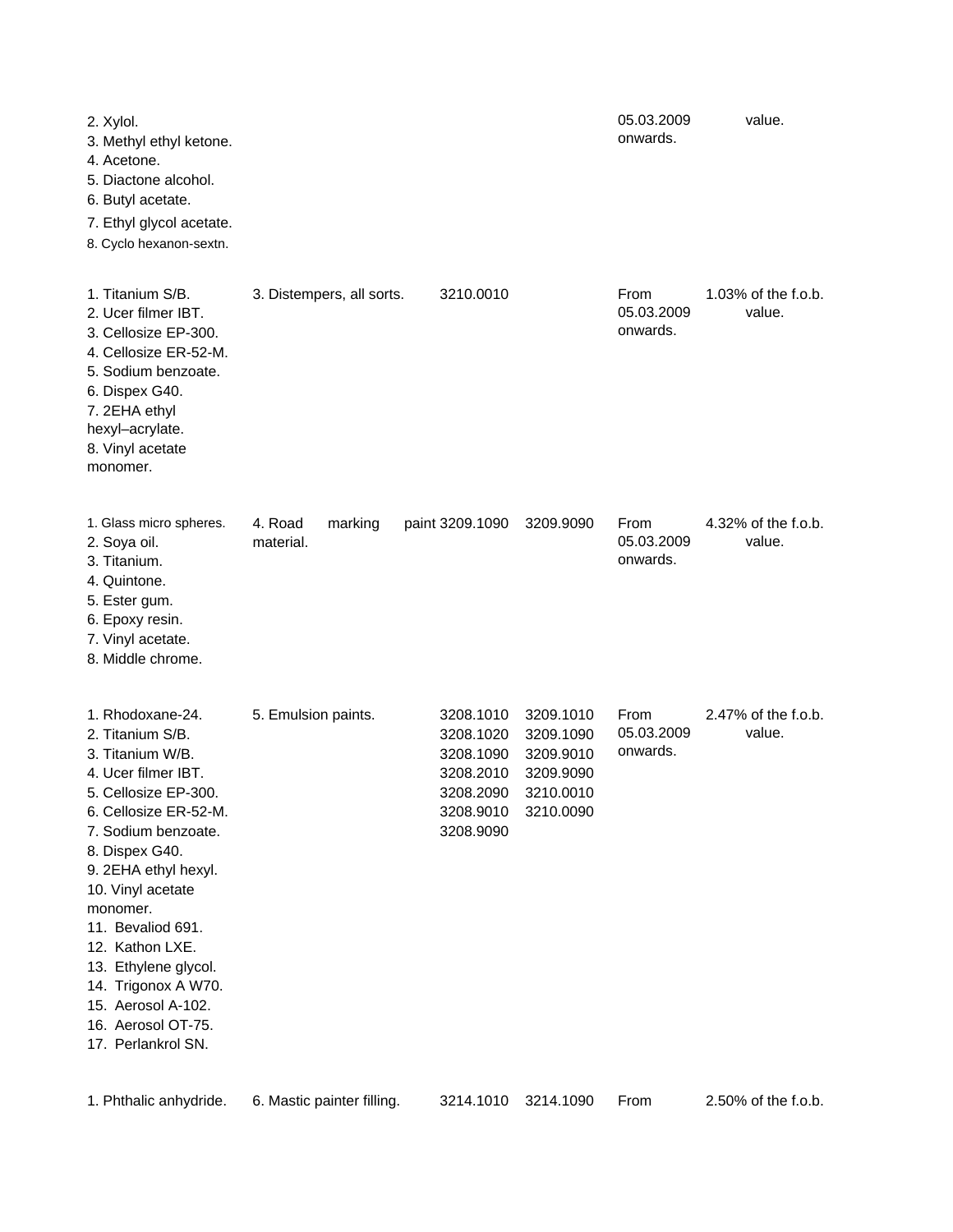| | | | | | |
|---|---|---|---|---|---|
| 2. Xylol.<br>3. Methyl ethyl ketone.<br>4. Acetone.<br>5. Diactone alcohol.<br>6. Butyl acetate.<br>7. Ethyl glycol acetate.<br>8. Cyclo hexanon-sextn. | | | | 05.03.2009 onwards. | value. |
| 1. Titanium S/B.<br>2. Ucer filmer IBT.<br>3. Cellosize EP-300.<br>4. Cellosize ER-52-M.<br>5. Sodium benzoate.<br>6. Dispex G40.<br>7. 2EHA ethyl hexyl–acrylate.<br>8. Vinyl acetate monomer. | 3. Distempers, all sorts. | 3210.0010 | | From 05.03.2009 onwards. | 1.03% of the f.o.b. value. |
| 1. Glass micro spheres.<br>2. Soya oil.<br>3. Titanium.<br>4. Quintone.<br>5. Ester gum.<br>6. Epoxy resin.<br>7. Vinyl acetate.<br>8. Middle chrome. | 4. Road marking paint material. | 3209.1090 | 3209.9090 | From 05.03.2009 onwards. | 4.32% of the f.o.b. value. |
| 1. Rhodoxane-24.<br>2. Titanium S/B.<br>3. Titanium W/B.<br>4. Ucer filmer IBT.<br>5. Cellosize EP-300.<br>6. Cellosize ER-52-M.<br>7. Sodium benzoate.<br>8. Dispex G40.<br>9. 2EHA ethyl hexyl.<br>10. Vinyl acetate monomer.<br>11. Bevaliod 691.<br>12. Kathon LXE.<br>13. Ethylene glycol.<br>14. Trigonox A W70.<br>15. Aerosol A-102.<br>16. Aerosol OT-75.<br>17. Perlankrol SN. | 5. Emulsion paints. | 3208.1010<br>3208.1020<br>3208.1090<br>3208.2010<br>3208.2090<br>3208.9010<br>3208.9090 | 3209.1010<br>3209.1090<br>3209.9010<br>3209.9090<br>3210.0010<br>3210.0090 | From 05.03.2009 onwards. | 2.47% of the f.o.b. value. |
| 1. Phthalic anhydride. | 6. Mastic painter filling. | 3214.1010 | 3214.1090 | From | 2.50% of the f.o.b. |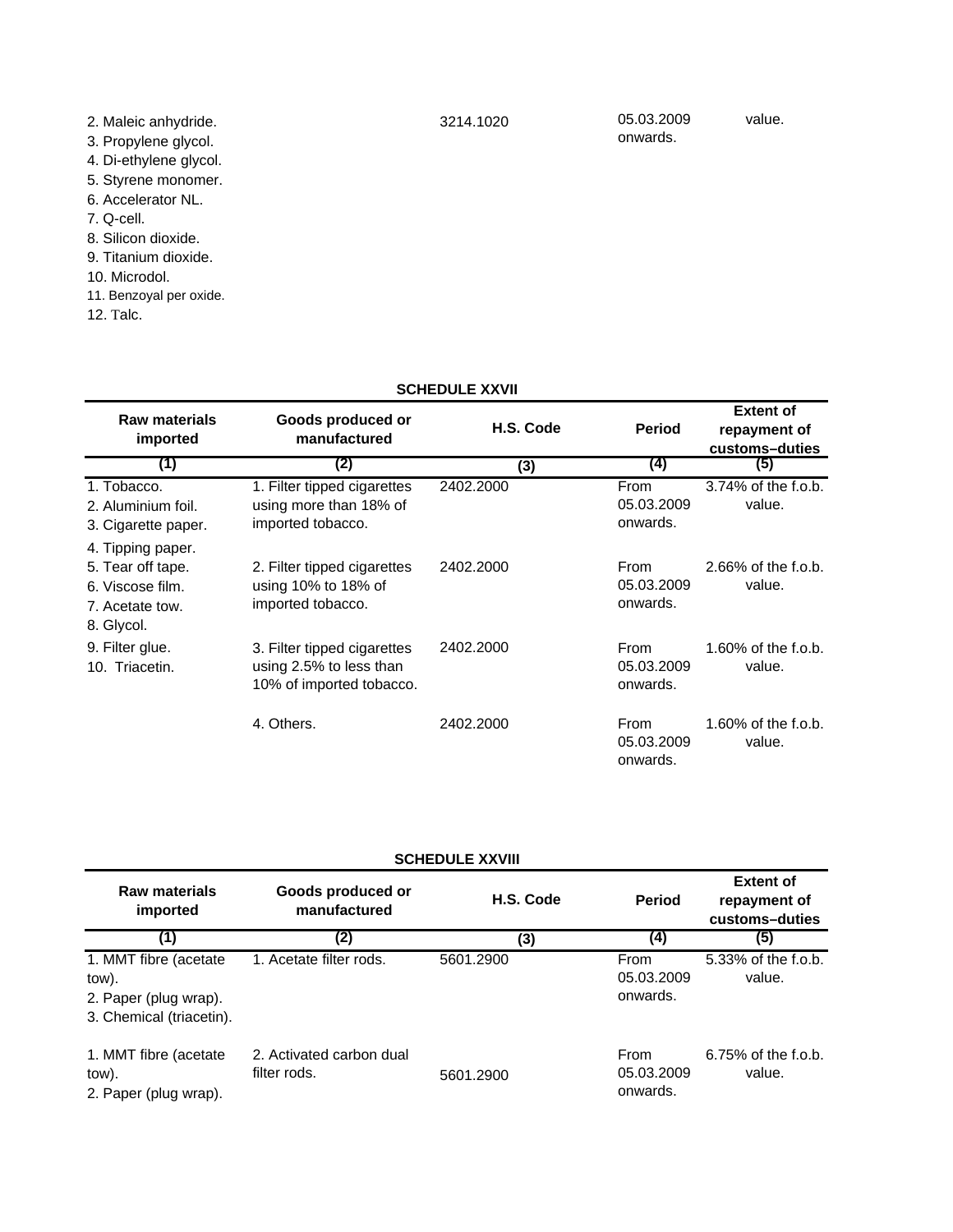| | | | | |
|---|---|---|---|---|
| 2. Maleic anhydride.<br>3. Propylene glycol.<br>4. Di-ethylene glycol.<br>5. Styrene monomer.<br>6. Accelerator NL.<br>7. Q-cell.<br>8. Silicon dioxide.<br>9. Titanium dioxide.<br>10. Microdol.<br>11. Benzoyal per oxide.<br>12. Talc. | | 3214.1020 | 05.03.2009 onwards. | value. |

**SCHEDULE XXVII**

| Raw materials imported | Goods produced or manufactured | H.S. Code | Period | Extent of repayment of customs–duties |
|---|---|---|---|---|
| (1) | (2) | (3) | (4) | (5) |
| 1. Tobacco.<br>2. Aluminium foil.<br>3. Cigarette paper.<br>4. Tipping paper.<br>5. Tear off tape.<br>6. Viscose film.<br>7. Acetate tow.<br>8. Glycol.<br>9. Filter glue.<br>10. Triacetin. | 1. Filter tipped cigarettes using more than 18% of imported tobacco. | 2402.2000 | From 05.03.2009 onwards. | 3.74% of the f.o.b. value. |
| | 2. Filter tipped cigarettes using 10% to 18% of imported tobacco. | 2402.2000 | From 05.03.2009 onwards. | 2.66% of the f.o.b. value. |
| | 3. Filter tipped cigarettes using 2.5% to less than 10% of imported tobacco. | 2402.2000 | From 05.03.2009 onwards. | 1.60% of the f.o.b. value. |
| | 4. Others. | 2402.2000 | From 05.03.2009 onwards. | 1.60% of the f.o.b. value. |

**SCHEDULE XXVIII**

| Raw materials imported | Goods produced or manufactured | H.S. Code | Period | Extent of repayment of customs–duties |
|---|---|---|---|---|
| (1) | (2) | (3) | (4) | (5) |
| 1. MMT fibre (acetate tow).<br>2. Paper (plug wrap).<br>3. Chemical (triacetin). | 1. Acetate filter rods. | 5601.2900 | From 05.03.2009 onwards. | 5.33% of the f.o.b. value. |
| 1. MMT fibre (acetate tow).<br>2. Paper (plug wrap). | 2. Activated carbon dual filter rods. | 5601.2900 | From 05.03.2009 onwards. | 6.75% of the f.o.b. value. |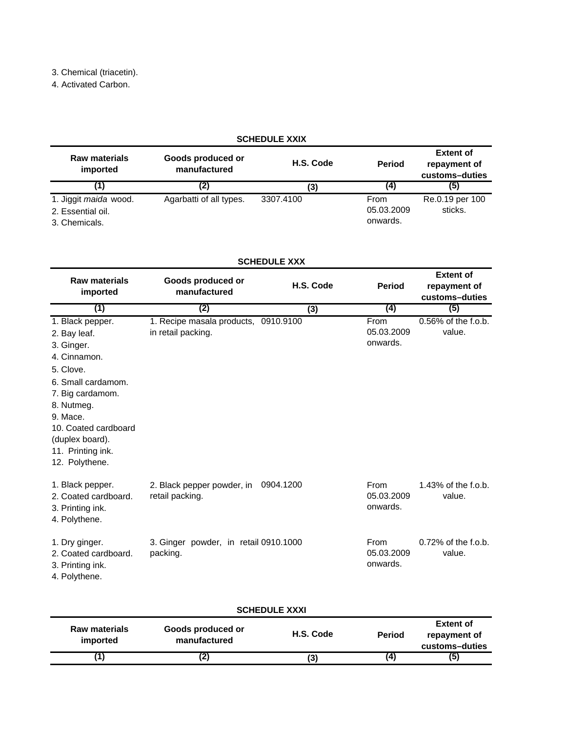3. Chemical (triacetin).
4. Activated Carbon.

**SCHEDULE XXIX**

| Raw materials imported | Goods produced or manufactured | H.S. Code | Period | Extent of repayment of customs–duties |
|---|---|---|---|---|
| (1) | (2) | (3) | (4) | (5) |
| 1. Jiggit *maida* wood.<br>2. Essential oil.<br>3. Chemicals. | Agarbatti of all types. | 3307.4100 | From 05.03.2009 onwards. | Re.0.19 per 100 sticks. |

**SCHEDULE XXX**

| Raw materials imported | Goods produced or manufactured | H.S. Code | Period | Extent of repayment of customs–duties |
|---|---|---|---|---|
| (1) | (2) | (3) | (4) | (5) |
| 1. Black pepper.<br>2. Bay leaf.<br>3. Ginger.<br>4. Cinnamon.<br>5. Clove.<br>6. Small cardamom.<br>7. Big cardamom.<br>8. Nutmeg.<br>9. Mace.<br>10. Coated cardboard (duplex board).<br>11. Printing ink.<br>12. Polythene. | 1. Recipe masala products, in retail packing. | 0910.9100 | From 05.03.2009 onwards. | 0.56% of the f.o.b. value. |
| 1. Black pepper.<br>2. Coated cardboard.<br>3. Printing ink.<br>4. Polythene. | 2. Black pepper powder, in retail packing. | 0904.1200 | From 05.03.2009 onwards. | 1.43% of the f.o.b. value. |
| 1. Dry ginger.<br>2. Coated cardboard.<br>3. Printing ink.<br>4. Polythene. | 3. Ginger powder, in retail packing. | 0910.1000 | From 05.03.2009 onwards. | 0.72% of the f.o.b. value. |

**SCHEDULE XXXI**

| Raw materials imported | Goods produced or manufactured | H.S. Code | Period | Extent of repayment of customs–duties |
|---|---|---|---|---|
| (1) | (2) | (3) | (4) | (5) |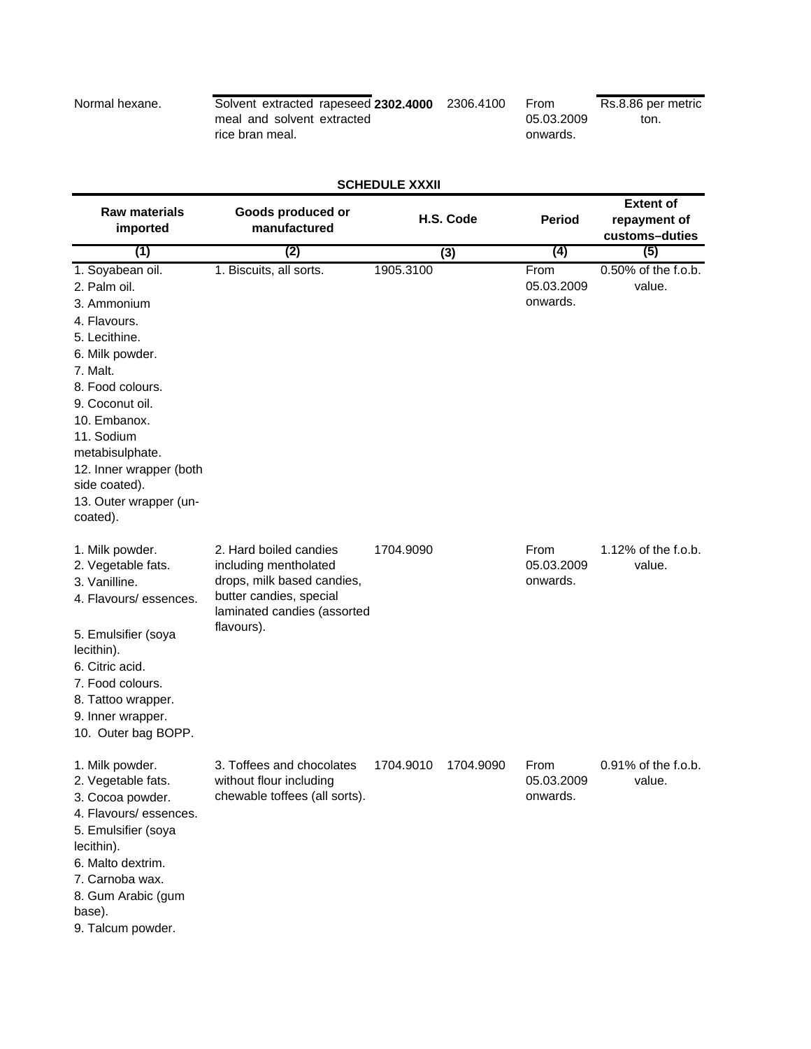| | | | | | |
|---|---|---|---|---|---|
| Normal hexane. | Solvent extracted rapeseed meal and solvent extracted rice bran meal. | **2302.4000** | 2306.4100 | From 05.03.2009 onwards. | Rs.8.86 per metric ton. |

**SCHEDULE XXXII**

| Raw materials imported | Goods produced or manufactured | H.S. Code | | Period | Extent of repayment of customs–duties |
|---|---|---|---|---|---|
| (1) | (2) | (3) | | (4) | (5) |
| 1. Soyabean oil.<br>2. Palm oil.<br>3. Ammonium<br>4. Flavours.<br>5. Lecithine.<br>6. Milk powder.<br>7. Malt.<br>8. Food colours.<br>9. Coconut oil.<br>10. Embanox.<br>11. Sodium metabisulphate.<br>12. Inner wrapper (both side coated).<br>13. Outer wrapper (un-coated). | 1. Biscuits, all sorts. | 1905.3100 | | From 05.03.2009 onwards. | 0.50% of the f.o.b. value. |
| 1. Milk powder.<br>2. Vegetable fats.<br>3. Vanilline.<br>4. Flavours/ essences.<br>5. Emulsifier (soya lecithin).<br>6. Citric acid.<br>7. Food colours.<br>8. Tattoo wrapper.<br>9. Inner wrapper.<br>10. Outer bag BOPP. | 2. Hard boiled candies including mentholated drops, milk based candies, butter candies, special laminated candies (assorted flavours). | 1704.9090 | | From 05.03.2009 onwards. | 1.12% of the f.o.b. value. |
| 1. Milk powder.<br>2. Vegetable fats.<br>3. Cocoa powder.<br>4. Flavours/ essences.<br>5. Emulsifier (soya lecithin).<br>6. Malto dextrim.<br>7. Carnoba wax.<br>8. Gum Arabic (gum base).<br>9. Talcum powder. | 3. Toffees and chocolates without flour including chewable toffees (all sorts). | 1704.9010 | 1704.9090 | From 05.03.2009 onwards. | 0.91% of the f.o.b. value. |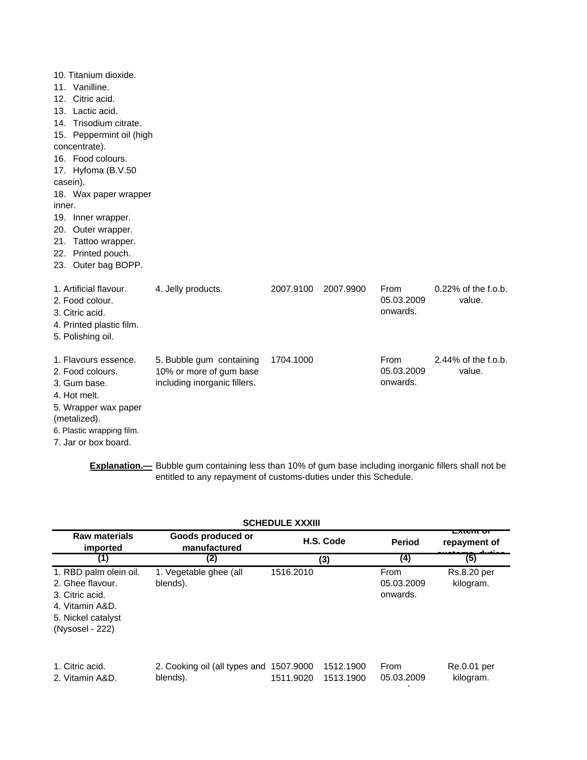| Raw materials imported | Goods produced or manufactured | H.S. Code | | Period | Extent of repayment of customs-duties |
|---|---|---|---|---|---|
| 10. Titanium dioxide.<br>11. Vanilline.<br>12. Citric acid.<br>13. Lactic acid.<br>14. Trisodium citrate.<br>15. Peppermint oil (high concentrate).<br>16. Food colours.<br>17. Hyfoma (B.V.50 casein).<br>18. Wax paper wrapper inner.<br>19. Inner wrapper.<br>20. Outer wrapper.<br>21. Tattoo wrapper.<br>22. Printed pouch.<br>23. Outer bag BOPP. | | | | | |
| 1. Artificial flavour.<br>2. Food colour.<br>3. Citric acid.<br>4. Printed plastic film.<br>5. Polishing oil. | 4. Jelly products. | 2007.9100 | 2007.9900 | From 05.03.2009 onwards. | 0.22% of the f.o.b. value. |
| 1. Flavours essence.<br>2. Food colours.<br>3. Gum base.<br>4. Hot melt.<br>5. Wrapper wax paper (metalized).<br>6. Plastic wrapping film.<br>7. Jar or box board. | 5. Bubble gum containing 10% or more of gum base including inorganic fillers. | 1704.1000 | | From 05.03.2009 onwards. | 2.44% of the f.o.b. value. |

**Explanation.—** Bubble gum containing less than 10% of gum base including inorganic fillers shall not be entitled to any repayment of customs-duties under this Schedule.

**SCHEDULE XXXIII**

| Raw materials imported | Goods produced or manufactured | H.S. Code | | Period | Extent of repayment of customs-duties |
|---|---|---|---|---|---|
| (1) | (2) | (3) | | (4) | (5) |
| 1. RBD palm olein oil.<br>2. Ghee flavour.<br>3. Citric acid.<br>4. Vitamin A&D.<br>5. Nickel catalyst (Nysosel - 222) | 1. Vegetable ghee (all blends). | 1516.2010 | | From 05.03.2009 onwards. | Rs.8.20 per kilogram. |
| 1. Citric acid.<br>2. Vitamin A&D. | 2. Cooking oil (all types and blends). | 1507.9000<br>1511.9020 | 1512.1900<br>1513.1900 | From 05.03.2009 | Re.0.01 per kilogram. |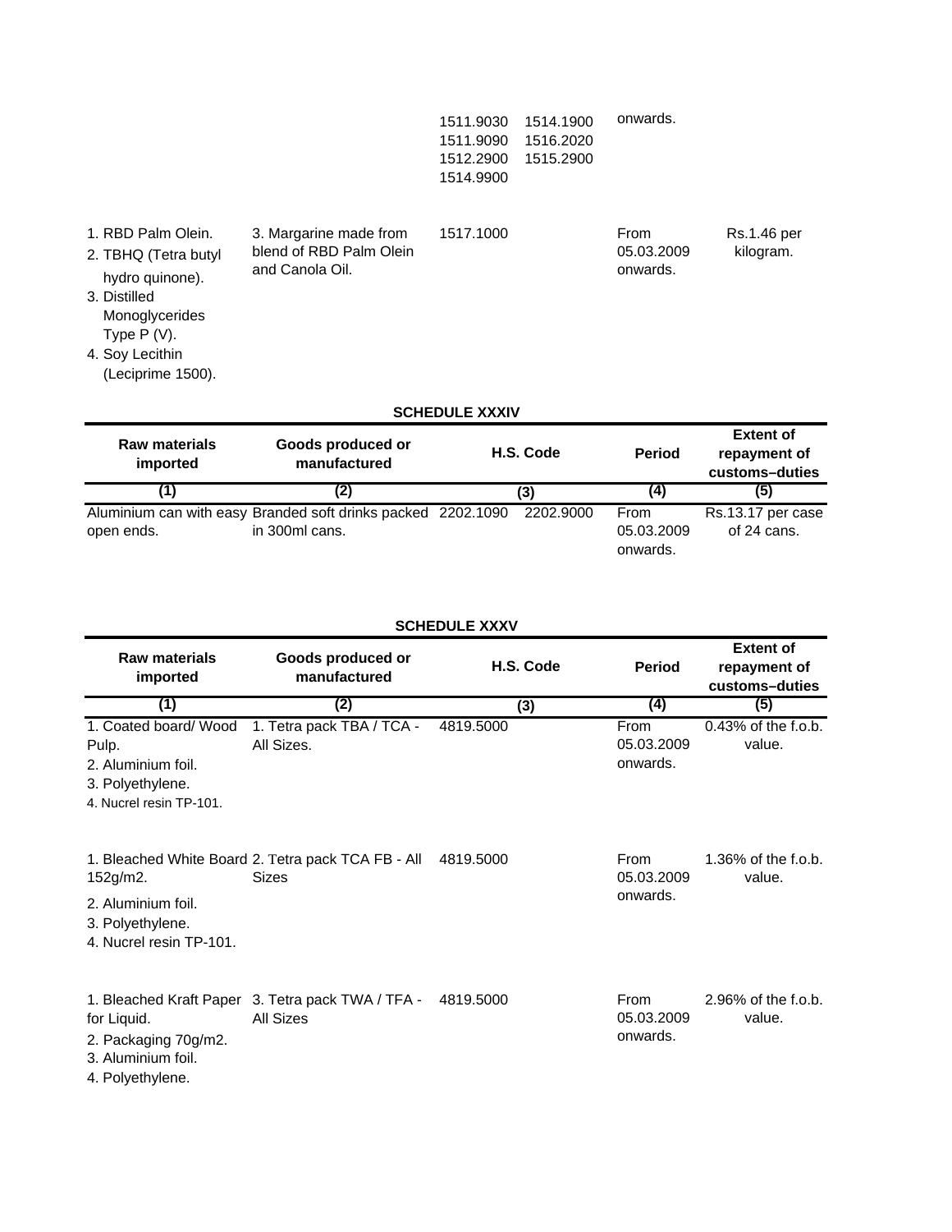| Raw materials imported | Goods produced or manufactured | H.S. Code | | Period | Extent of repayment of customs–duties |
|---|---|---|---|---|---|
| | | 1511.9030 1511.9090 1512.2900 1514.9900 | 1514.1900 1516.2020 1515.2900 | onwards. | |
| 1. RBD Palm Olein. 2. TBHQ (Tetra butyl hydro quinone). 3. Distilled Monoglycerides Type P (V). 4. Soy Lecithin (Leciprime 1500). | 3. Margarine made from blend of RBD Palm Olein and Canola Oil. | 1517.1000 | | From 05.03.2009 onwards. | Rs.1.46 per kilogram. |

**SCHEDULE XXXIV**

| Raw materials imported | Goods produced or manufactured | H.S. Code | | Period | Extent of repayment of customs–duties |
|---|---|---|---|---|---|
| (1) | (2) | (3) | | (4) | (5) |
| Aluminium can with easy open ends. | Branded soft drinks packed in 300ml cans. | 2202.1090 | 2202.9000 | From 05.03.2009 onwards. | Rs.13.17 per case of 24 cans. |

**SCHEDULE XXXV**

| Raw materials imported | Goods produced or manufactured | H.S. Code | Period | Extent of repayment of customs–duties |
|---|---|---|---|---|
| (1) | (2) | (3) | (4) | (5) |
| 1. Coated board/ Wood Pulp. 2. Aluminium foil. 3. Polyethylene. 4. Nucrel resin TP-101. | 1. Tetra pack TBA / TCA - All Sizes. | 4819.5000 | From 05.03.2009 onwards. | 0.43% of the f.o.b. value. |
| 1. Bleached White Board 152g/m2. 2. Aluminium foil. 3. Polyethylene. 4. Nucrel resin TP-101. | 2. Tetra pack TCA FB - All Sizes | 4819.5000 | From 05.03.2009 onwards. | 1.36% of the f.o.b. value. |
| 1. Bleached Kraft Paper for Liquid. 2. Packaging 70g/m2. 3. Aluminium foil. 4. Polyethylene. | 3. Tetra pack TWA / TFA - All Sizes | 4819.5000 | From 05.03.2009 onwards. | 2.96% of the f.o.b. value. |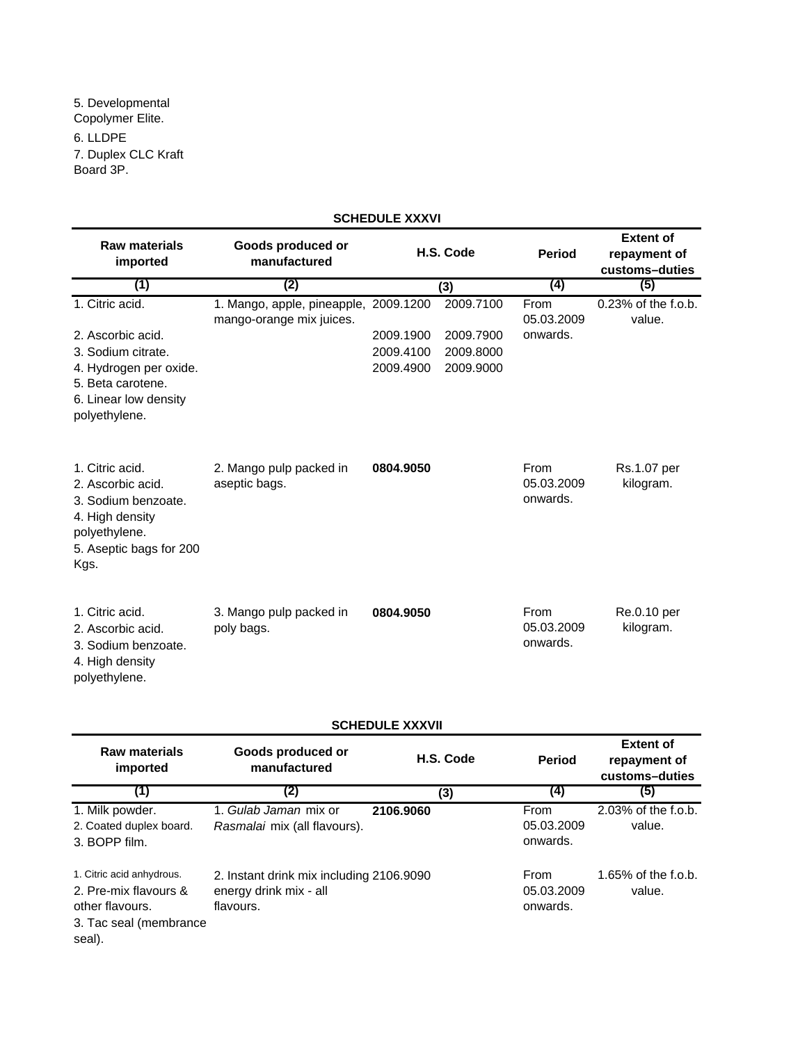5. Developmental Copolymer Elite.
6. LLDPE
7. Duplex CLC Kraft Board 3P.

## SCHEDULE XXXVI

| Raw materials imported | Goods produced or manufactured | H.S. Code | | Period | Extent of repayment of customs–duties |
|---|---|---|---|---|---|
| (1) | (2) | (3) | | (4) | (5) |
| 1. Citric acid.<br>2. Ascorbic acid.<br>3. Sodium citrate.<br>4. Hydrogen per oxide.<br>5. Beta carotene.<br>6. Linear low density polyethylene. | 1. Mango, apple, pineapple, mango-orange mix juices. | 2009.1200<br>2009.1900<br>2009.4100<br>2009.4900 | 2009.7100<br>2009.7900<br>2009.8000<br>2009.9000 | From 05.03.2009 onwards. | 0.23% of the f.o.b. value. |
| 1. Citric acid.<br>2. Ascorbic acid.<br>3. Sodium benzoate.<br>4. High density polyethylene.<br>5. Aseptic bags for 200 Kgs. | 2. Mango pulp packed in aseptic bags. | **0804.9050** | | From 05.03.2009 onwards. | Rs.1.07 per kilogram. |
| 1. Citric acid.<br>2. Ascorbic acid.<br>3. Sodium benzoate.<br>4. High density polyethylene. | 3. Mango pulp packed in poly bags. | **0804.9050** | | From 05.03.2009 onwards. | Re.0.10 per kilogram. |

## SCHEDULE XXXVII

| Raw materials imported | Goods produced or manufactured | H.S. Code | Period | Extent of repayment of customs–duties |
|---|---|---|---|---|
| (1) | (2) | (3) | (4) | (5) |
| 1. Milk powder.<br>2. Coated duplex board.<br>3. BOPP film. | 1. *Gulab Jaman* mix or *Rasmalai* mix (all flavours). | **2106.9060** | From 05.03.2009 onwards. | 2.03% of the f.o.b. value. |
| 1. Citric acid anhydrous.<br>2. Pre-mix flavours & other flavours.<br>3. Tac seal (membrance seal). | 2. Instant drink mix including energy drink mix - all flavours. | 2106.9090 | From 05.03.2009 onwards. | 1.65% of the f.o.b. value. |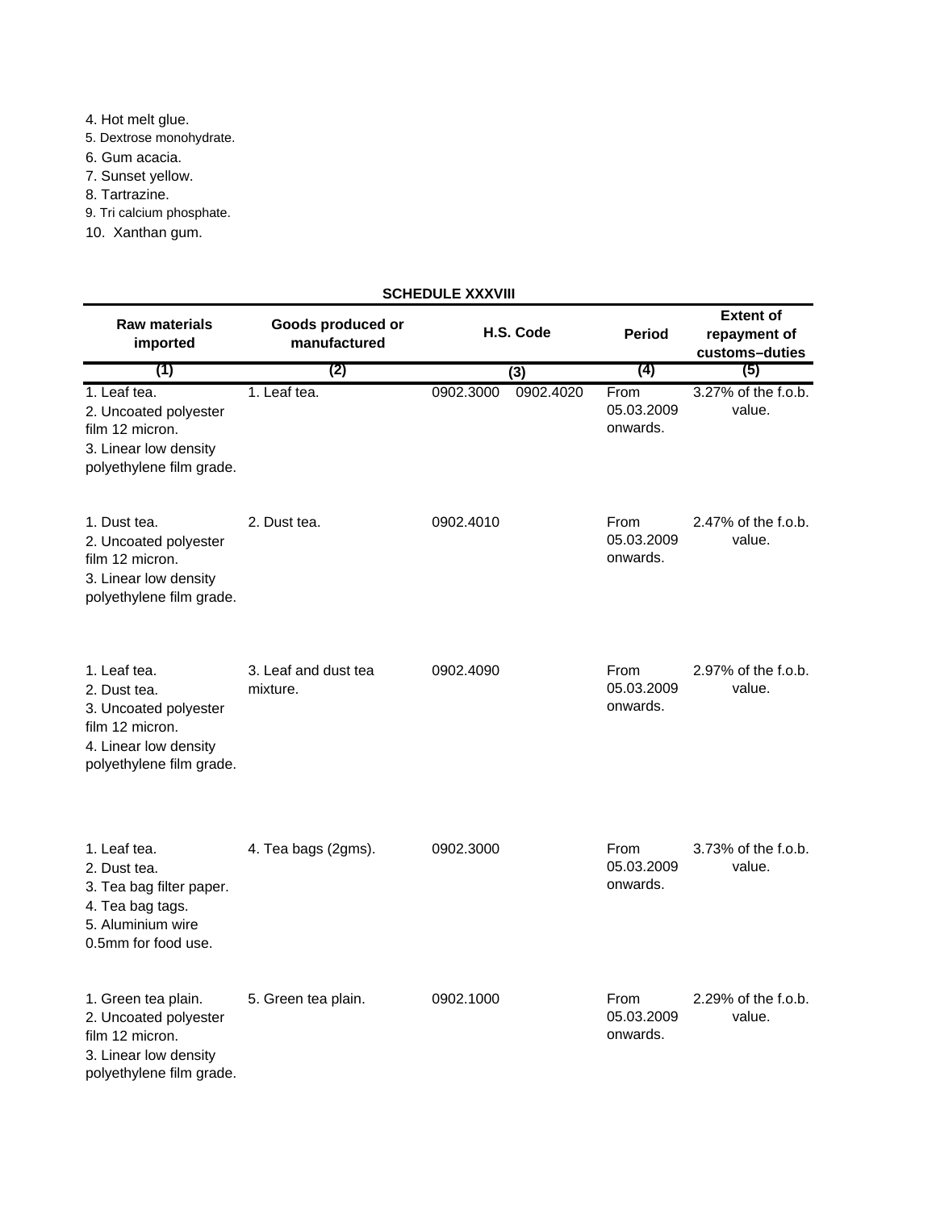4. Hot melt glue.
5. Dextrose monohydrate.
6. Gum acacia.
7. Sunset yellow.
8. Tartrazine.
9. Tri calcium phosphate.
10. Xanthan gum.

**SCHEDULE XXXVIII**

| Raw materials imported | Goods produced or manufactured | H.S. Code | Period | Extent of repayment of customs–duties |
|---|---|---|---|---|
| (1) | (2) | (3) | (4) | (5) |
| 1. Leaf tea.<br>2. Uncoated polyester film 12 micron.<br>3. Linear low density polyethylene film grade. | 1. Leaf tea. | 0902.3000 0902.4020 | From 05.03.2009 onwards. | 3.27% of the f.o.b. value. |
| 1. Dust tea.<br>2. Uncoated polyester film 12 micron.<br>3. Linear low density polyethylene film grade. | 2. Dust tea. | 0902.4010 | From 05.03.2009 onwards. | 2.47% of the f.o.b. value. |
| 1. Leaf tea.<br>2. Dust tea.<br>3. Uncoated polyester film 12 micron.<br>4. Linear low density polyethylene film grade. | 3. Leaf and dust tea mixture. | 0902.4090 | From 05.03.2009 onwards. | 2.97% of the f.o.b. value. |
| 1. Leaf tea.<br>2. Dust tea.<br>3. Tea bag filter paper.<br>4. Tea bag tags.<br>5. Aluminium wire 0.5mm for food use. | 4. Tea bags (2gms). | 0902.3000 | From 05.03.2009 onwards. | 3.73% of the f.o.b. value. |
| 1. Green tea plain.<br>2. Uncoated polyester film 12 micron.<br>3. Linear low density polyethylene film grade. | 5. Green tea plain. | 0902.1000 | From 05.03.2009 onwards. | 2.29% of the f.o.b. value. |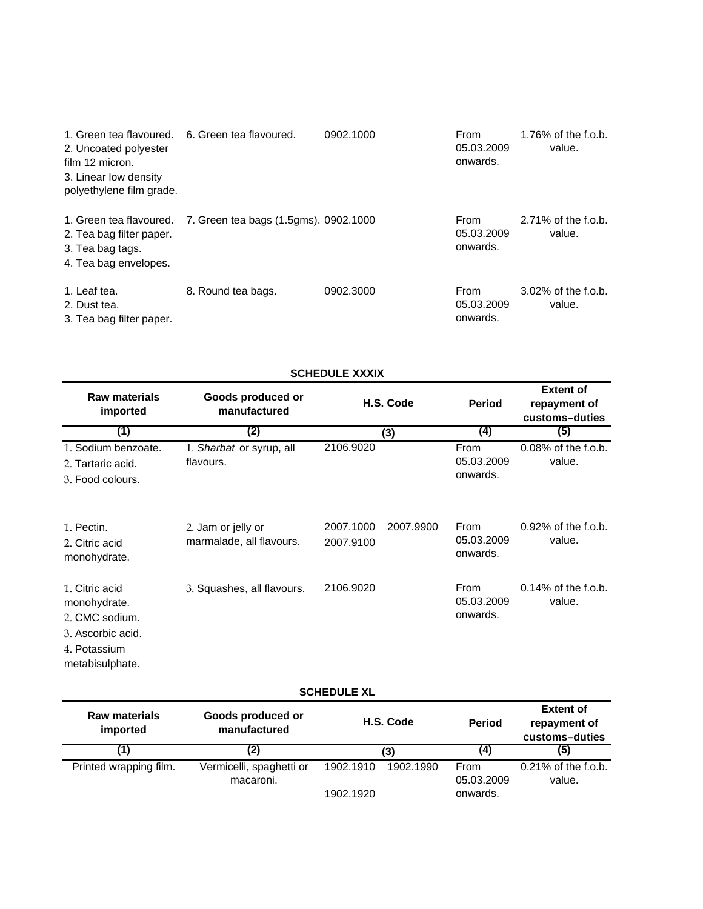| | | | | | |
|---|---|---|---|---|---|
| 1. Green tea flavoured.<br>2. Uncoated polyester film 12 micron.<br>3. Linear low density polyethylene film grade. | 6. Green tea flavoured. | 0902.1000 | | From 05.03.2009 onwards. | 1.76% of the f.o.b. value. |
| 1. Green tea flavoured.<br>2. Tea bag filter paper.<br>3. Tea bag tags.<br>4. Tea bag envelopes. | 7. Green tea bags (1.5gms). | 0902.1000 | | From 05.03.2009 onwards. | 2.71% of the f.o.b. value. |
| 1. Leaf tea.<br>2. Dust tea.<br>3. Tea bag filter paper. | 8. Round tea bags. | 0902.3000 | | From 05.03.2009 onwards. | 3.02% of the f.o.b. value. |

**SCHEDULE XXXIX**

| Raw materials imported | Goods produced or manufactured | H.S. Code | | Period | Extent of repayment of customs–duties |
|---|---|---|---|---|---|
| (1) | (2) | (3) | | (4) | (5) |
| 1. Sodium benzoate.<br>2. Tartaric acid.<br>3. Food colours. | 1. *Sharbat* or syrup, all flavours. | 2106.9020 | | From 05.03.2009 onwards. | 0.08% of the f.o.b. value. |
| 1. Pectin.<br>2. Citric acid monohydrate. | 2. Jam or jelly or marmalade, all flavours. | 2007.1000<br>2007.9100 | 2007.9900 | From 05.03.2009 onwards. | 0.92% of the f.o.b. value. |
| 1. Citric acid monohydrate.<br>2. CMC sodium.<br>3. Ascorbic acid.<br>4. Potassium metabisulphate. | 3. Squashes, all flavours. | 2106.9020 | | From 05.03.2009 onwards. | 0.14% of the f.o.b. value. |

**SCHEDULE XL**

| Raw materials imported | Goods produced or manufactured | H.S. Code | | Period | Extent of repayment of customs–duties |
|---|---|---|---|---|---|
| (1) | (2) | (3) | | (4) | (5) |
| Printed wrapping film. | Vermicelli, spaghetti or macaroni. | 1902.1910<br>1902.1920 | 1902.1990 | From 05.03.2009 onwards. | 0.21% of the f.o.b. value. |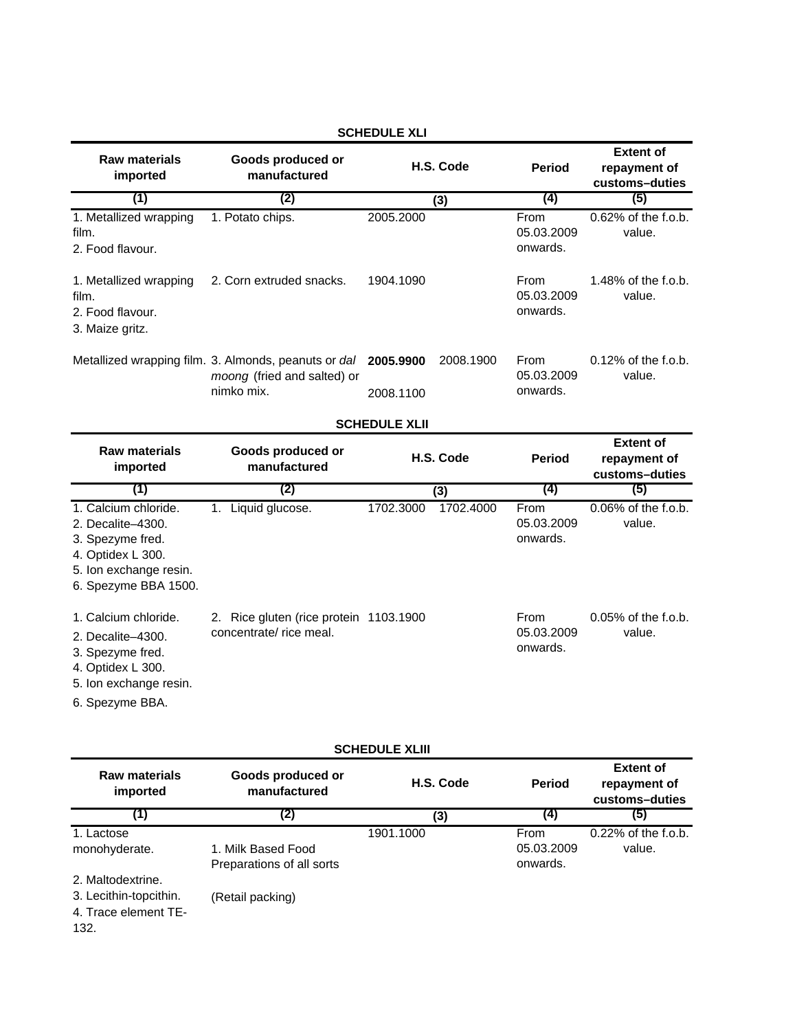## SCHEDULE XLI

| Raw materials imported | Goods produced or manufactured | H.S. Code | | Period | Extent of repayment of customs–duties |
|---|---|---|---|---|---|
| (1) | (2) | (3) | | (4) | (5) |
| 1. Metallized wrapping film.<br>2. Food flavour. | 1. Potato chips. | 2005.2000 | | From 05.03.2009 onwards. | 0.62% of the f.o.b. value. |
| 1. Metallized wrapping film.<br>2. Food flavour.<br>3. Maize gritz. | 2. Corn extruded snacks. | 1904.1090 | | From 05.03.2009 onwards. | 1.48% of the f.o.b. value. |
| Metallized wrapping film. | 3. Almonds, peanuts or *dal moong* (fried and salted) or nimko mix. | **2005.9900**<br>2008.1100 | 2008.1900 | From 05.03.2009 onwards. | 0.12% of the f.o.b. value. |

## SCHEDULE XLII

| Raw materials imported | Goods produced or manufactured | H.S. Code | | Period | Extent of repayment of customs–duties |
|---|---|---|---|---|---|
| (1) | (2) | (3) | | (4) | (5) |
| 1. Calcium chloride.<br>2. Decalite–4300.<br>3. Spezyme fred.<br>4. Optidex L 300.<br>5. Ion exchange resin.<br>6. Spezyme BBA 1500. | 1. Liquid glucose. | 1702.3000 | 1702.4000 | From 05.03.2009 onwards. | 0.06% of the f.o.b. value. |
| 1. Calcium chloride.<br>2. Decalite–4300.<br>3. Spezyme fred.<br>4. Optidex L 300.<br>5. Ion exchange resin.<br>6. Spezyme BBA. | 2. Rice gluten (rice protein concentrate/ rice meal. | 1103.1900 | | From 05.03.2009 onwards. | 0.05% of the f.o.b. value. |

## SCHEDULE XLIII

| Raw materials imported | Goods produced or manufactured | H.S. Code | Period | Extent of repayment of customs–duties |
|---|---|---|---|---|
| (1) | (2) | (3) | (4) | (5) |
| 1. Lactose monohyderate.<br>2. Maltodextrine.<br>3. Lecithin-topcithin.<br>4. Trace element TE-132. | 1. Milk Based Food Preparations of all sorts<br><br>(Retail packing) | 1901.1000 | From 05.03.2009 onwards. | 0.22% of the f.o.b. value. |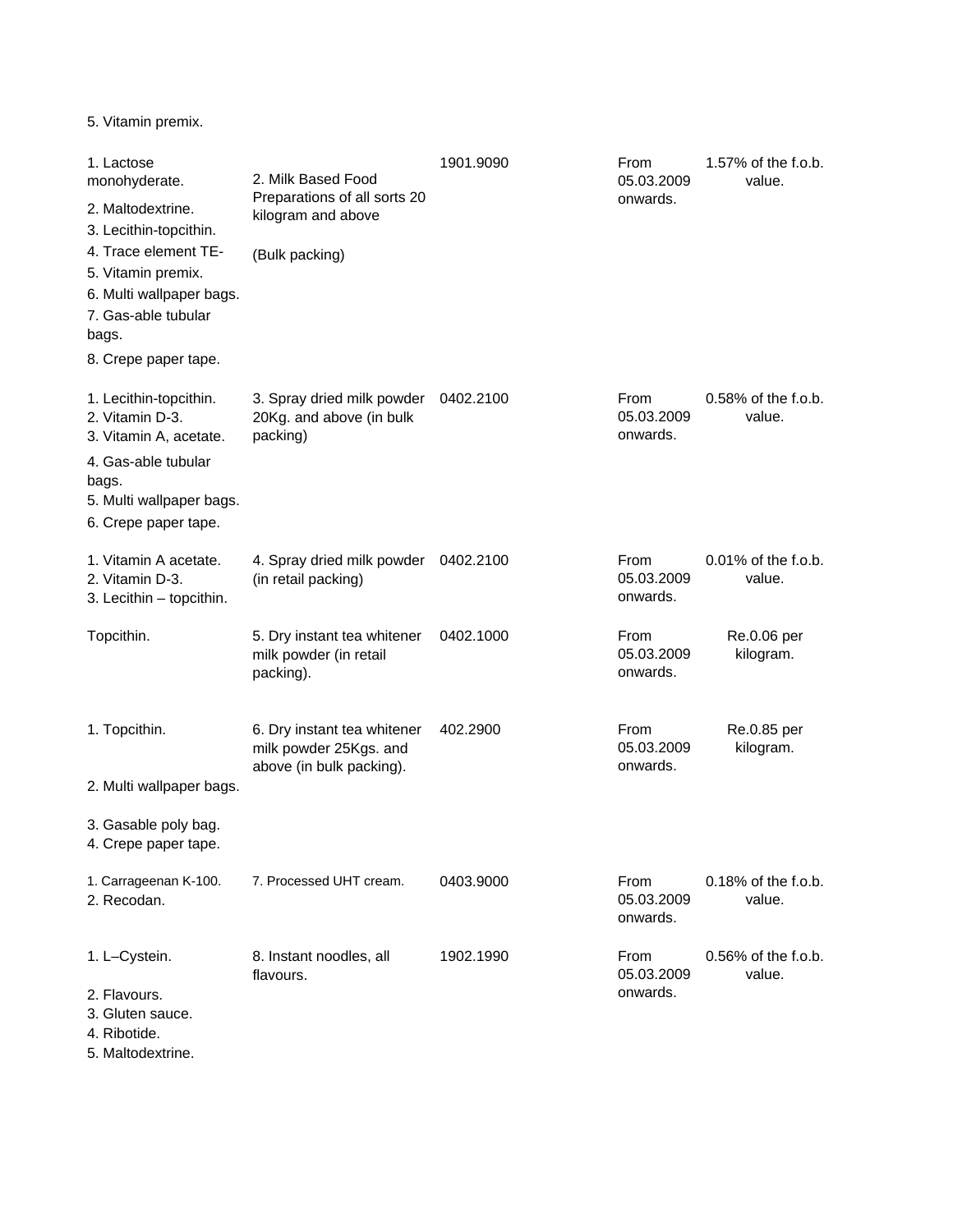5. Vitamin premix.

| | | | | |
|---|---|---|---|---|
| 1. Lactose monohyderate.<br>2. Maltodextrine.<br>3. Lecithin-topcithin.<br>4. Trace element TE-<br>5. Vitamin premix.<br>6. Multi wallpaper bags.<br>7. Gas-able tubular bags.<br>8. Crepe paper tape. | 2. Milk Based Food Preparations of all sorts 20 kilogram and above<br>(Bulk packing) | 1901.9090 | From 05.03.2009 onwards. | 1.57% of the f.o.b. value. |
| 1. Lecithin-topcithin.<br>2. Vitamin D-3.<br>3. Vitamin A, acetate.<br>4. Gas-able tubular bags.<br>5. Multi wallpaper bags.<br>6. Crepe paper tape. | 3. Spray dried milk powder 20Kg. and above (in bulk packing) | 0402.2100 | From 05.03.2009 onwards. | 0.58% of the f.o.b. value. |
| 1. Vitamin A acetate.<br>2. Vitamin D-3.<br>3. Lecithin – topcithin. | 4. Spray dried milk powder (in retail packing) | 0402.2100 | From 05.03.2009 onwards. | 0.01% of the f.o.b. value. |
| Topcithin. | 5. Dry instant tea whitener milk powder (in retail packing). | 0402.1000 | From 05.03.2009 onwards. | Re.0.06 per kilogram. |
| 1. Topcithin.<br>2. Multi wallpaper bags.<br>3. Gasable poly bag.<br>4. Crepe paper tape. | 6. Dry instant tea whitener milk powder 25Kgs. and above (in bulk packing). | 402.2900 | From 05.03.2009 onwards. | Re.0.85 per kilogram. |
| 1. Carrageenan K-100.<br>2. Recodan. | 7. Processed UHT cream. | 0403.9000 | From 05.03.2009 onwards. | 0.18% of the f.o.b. value. |
| 1. L–Cystein.<br>2. Flavours.<br>3. Gluten sauce.<br>4. Ribotide.<br>5. Maltodextrine. | 8. Instant noodles, all flavours. | 1902.1990 | From 05.03.2009 onwards. | 0.56% of the f.o.b. value. |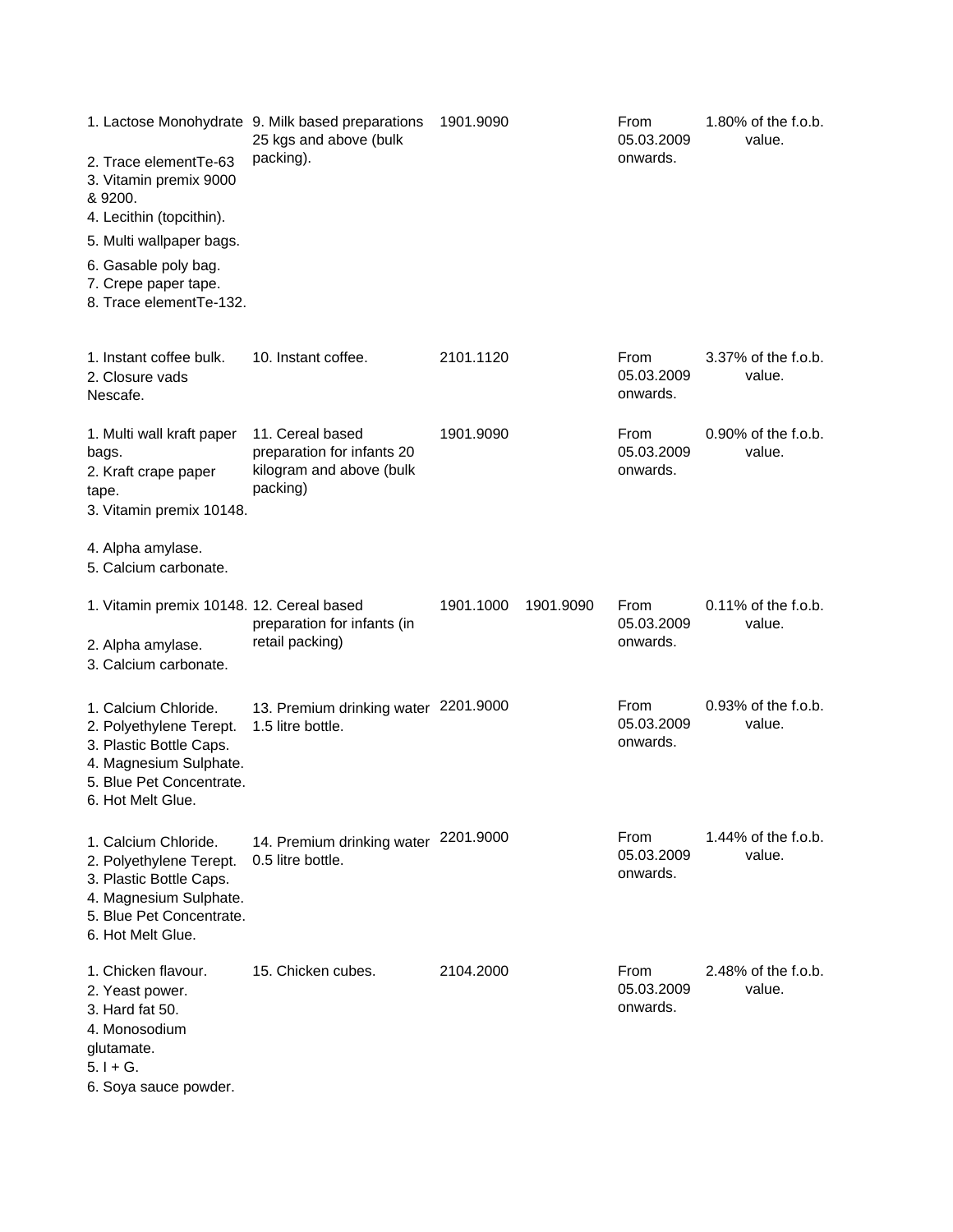| | | | | | |
|---|---|---|---|---|---|
| 1. Lactose Monohydrate<br>2. Trace elementTe-63<br>3. Vitamin premix 9000 & 9200.<br>4. Lecithin (topcithin).<br>5. Multi wallpaper bags.<br>6. Gasable poly bag.<br>7. Crepe paper tape.<br>8. Trace elementTe-132. | 9. Milk based preparations 25 kgs and above (bulk packing). | 1901.9090 | | From 05.03.2009 onwards. | 1.80% of the f.o.b. value. |
| 1. Instant coffee bulk.<br>2. Closure vads Nescafe. | 10. Instant coffee. | 2101.1120 | | From 05.03.2009 onwards. | 3.37% of the f.o.b. value. |
| 1. Multi wall kraft paper bags.<br>2. Kraft crape paper tape.<br>3. Vitamin premix 10148.<br>4. Alpha amylase.<br>5. Calcium carbonate. | 11. Cereal based preparation for infants 20 kilogram and above (bulk packing) | 1901.9090 | | From 05.03.2009 onwards. | 0.90% of the f.o.b. value. |
| 1. Vitamin premix 10148.<br>2. Alpha amylase.<br>3. Calcium carbonate. | 12. Cereal based preparation for infants (in retail packing) | 1901.1000 | 1901.9090 | From 05.03.2009 onwards. | 0.11% of the f.o.b. value. |
| 1. Calcium Chloride.<br>2. Polyethylene Terept.<br>3. Plastic Bottle Caps.<br>4. Magnesium Sulphate.<br>5. Blue Pet Concentrate.<br>6. Hot Melt Glue. | 13. Premium drinking water 1.5 litre bottle. | 2201.9000 | | From 05.03.2009 onwards. | 0.93% of the f.o.b. value. |
| 1. Calcium Chloride.<br>2. Polyethylene Terept.<br>3. Plastic Bottle Caps.<br>4. Magnesium Sulphate.<br>5. Blue Pet Concentrate.<br>6. Hot Melt Glue. | 14. Premium drinking water 0.5 litre bottle. | 2201.9000 | | From 05.03.2009 onwards. | 1.44% of the f.o.b. value. |
| 1. Chicken flavour.<br>2. Yeast power.<br>3. Hard fat 50.<br>4. Monosodium glutamate.<br>5. I + G.<br>6. Soya sauce powder. | 15. Chicken cubes. | 2104.2000 | | From 05.03.2009 onwards. | 2.48% of the f.o.b. value. |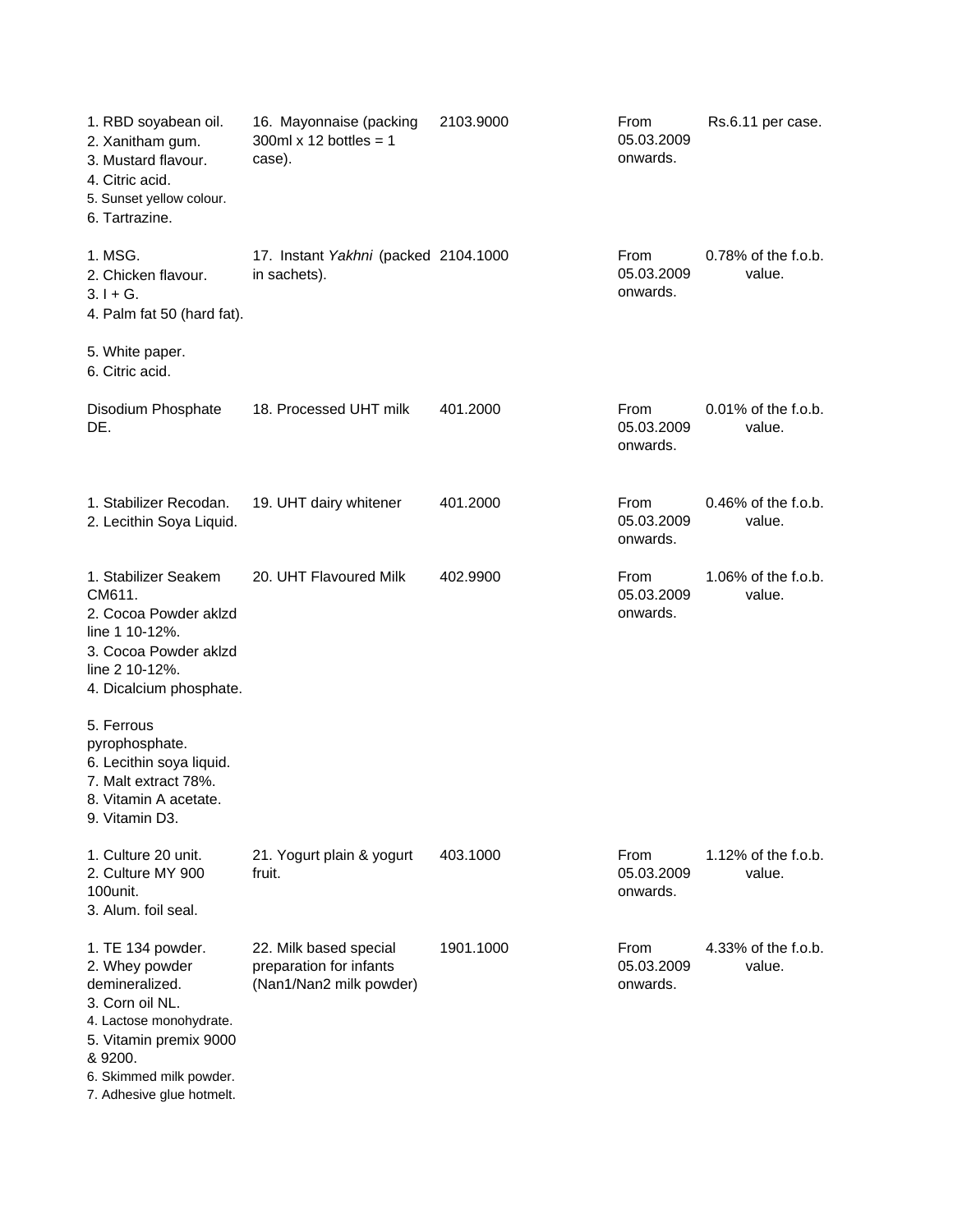| | | | | |
|---|---|---|---|---|
| 1. RBD soyabean oil.<br>2. Xanitham gum.<br>3. Mustard flavour.<br>4. Citric acid.<br>5. Sunset yellow colour.<br>6. Tartrazine. | 16. Mayonnaise (packing 300ml x 12 bottles = 1 case). | 2103.9000 | From 05.03.2009 onwards. | Rs.6.11 per case. |
| 1. MSG.<br>2. Chicken flavour.<br>3. I + G.<br>4. Palm fat 50 (hard fat).<br>5. White paper.<br>6. Citric acid. | 17. Instant *Yakhni* (packed in sachets). | 2104.1000 | From 05.03.2009 onwards. | 0.78% of the f.o.b. value. |
| Disodium Phosphate DE. | 18. Processed UHT milk | 401.2000 | From 05.03.2009 onwards. | 0.01% of the f.o.b. value. |
| 1. Stabilizer Recodan.<br>2. Lecithin Soya Liquid. | 19. UHT dairy whitener | 401.2000 | From 05.03.2009 onwards. | 0.46% of the f.o.b. value. |
| 1. Stabilizer Seakem CM611.<br>2. Cocoa Powder aklzd line 1 10-12%.<br>3. Cocoa Powder aklzd line 2 10-12%.<br>4. Dicalcium phosphate.<br>5. Ferrous pyrophosphate.<br>6. Lecithin soya liquid.<br>7. Malt extract 78%.<br>8. Vitamin A acetate.<br>9. Vitamin D3. | 20. UHT Flavoured Milk | 402.9900 | From 05.03.2009 onwards. | 1.06% of the f.o.b. value. |
| 1. Culture 20 unit.<br>2. Culture MY 900 100unit.<br>3. Alum. foil seal. | 21. Yogurt plain & yogurt fruit. | 403.1000 | From 05.03.2009 onwards. | 1.12% of the f.o.b. value. |
| 1. TE 134 powder.<br>2. Whey powder demineralized.<br>3. Corn oil NL.<br>4. Lactose monohydrate.<br>5. Vitamin premix 9000 & 9200.<br>6. Skimmed milk powder.<br>7. Adhesive glue hotmelt. | 22. Milk based special preparation for infants (Nan1/Nan2 milk powder) | 1901.1000 | From 05.03.2009 onwards. | 4.33% of the f.o.b. value. |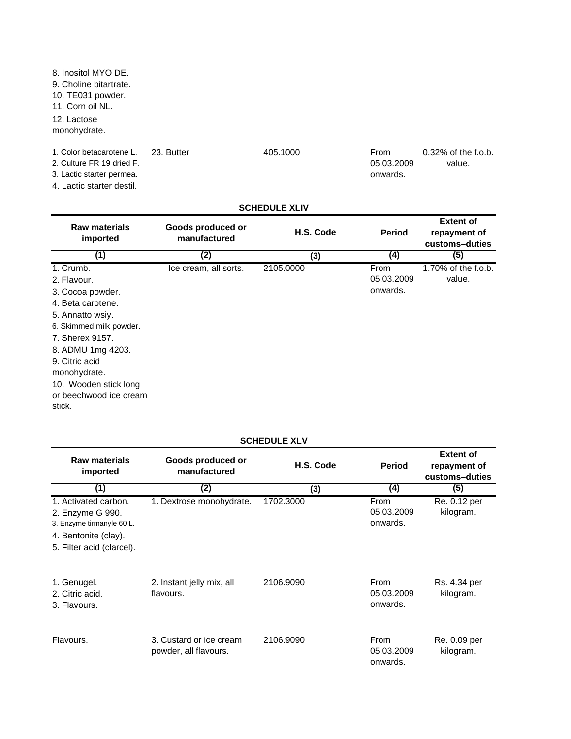| Raw materials imported | Goods produced or manufactured | H.S. Code | Period | Extent of repayment of customs–duties |
|---|---|---|---|---|
| 8. Inositol MYO DE.<br>9. Choline bitartrate.<br>10. TE031 powder.<br>11. Corn oil NL.<br>12. Lactose monohydrate. | | | | |
| 1. Color betacarotene L.<br>2. Culture FR 19 dried F.<br>3. Lactic starter permea.<br>4. Lactic starter destil. | 23. Butter | 405.1000 | From 05.03.2009 onwards. | 0.32% of the f.o.b. value. |

**SCHEDULE XLIV**

| Raw materials imported | Goods produced or manufactured | H.S. Code | Period | Extent of repayment of customs–duties |
|---|---|---|---|---|
| (1) | (2) | (3) | (4) | (5) |
| 1. Crumb.<br>2. Flavour.<br>3. Cocoa powder.<br>4. Beta carotene.<br>5. Annatto wsiy.<br>6. Skimmed milk powder.<br>7. Sherex 9157.<br>8. ADMU 1mg 4203.<br>9. Citric acid monohydrate.<br>10. Wooden stick long or beechwood ice cream stick. | Ice cream, all sorts. | 2105.0000 | From 05.03.2009 onwards. | 1.70% of the f.o.b. value. |

**SCHEDULE XLV**

| Raw materials imported | Goods produced or manufactured | H.S. Code | Period | Extent of repayment of customs–duties |
|---|---|---|---|---|
| (1) | (2) | (3) | (4) | (5) |
| 1. Activated carbon.<br>2. Enzyme G 990.<br>3. Enzyme tirmanyle 60 L.<br>4. Bentonite (clay).<br>5. Filter acid (clarcel). | 1. Dextrose monohydrate. | 1702.3000 | From 05.03.2009 onwards. | Re. 0.12 per kilogram. |
| 1. Genugel.<br>2. Citric acid.<br>3. Flavours. | 2. Instant jelly mix, all flavours. | 2106.9090 | From 05.03.2009 onwards. | Rs. 4.34 per kilogram. |
| Flavours. | 3. Custard or ice cream powder, all flavours. | 2106.9090 | From 05.03.2009 onwards. | Re. 0.09 per kilogram. |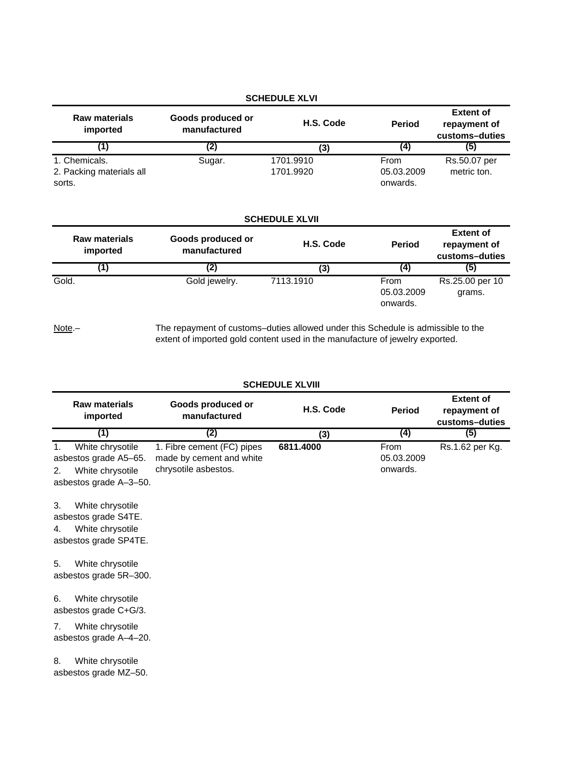## SCHEDULE XLVI

| Raw materials imported | Goods produced or manufactured | H.S. Code | Period | Extent of repayment of customs–duties |
|---|---|---|---|---|
| (1) | (2) | (3) | (4) | (5) |
| 1. Chemicals.<br>2. Packing materials all sorts. | Sugar. | 1701.9910<br>1701.9920 | From 05.03.2009 onwards. | Rs.50.07 per metric ton. |

## SCHEDULE XLVII

| Raw materials imported | Goods produced or manufactured | H.S. Code | Period | Extent of repayment of customs–duties |
|---|---|---|---|---|
| (1) | (2) | (3) | (4) | (5) |
| Gold. | Gold jewelry. | 7113.1910 | From 05.03.2009 onwards. | Rs.25.00 per 10 grams. |

Note.– The repayment of customs–duties allowed under this Schedule is admissible to the extent of imported gold content used in the manufacture of jewelry exported.

## SCHEDULE XLVIII

| Raw materials imported | Goods produced or manufactured | H.S. Code | Period | Extent of repayment of customs–duties |
|---|---|---|---|---|
| (1) | (2) | (3) | (4) | (5) |
| 1. White chrysotile asbestos grade A5–65.<br>2. White chrysotile asbestos grade A–3–50.<br>3. White chrysotile asbestos grade S4TE.<br>4. White chrysotile asbestos grade SP4TE.<br>5. White chrysotile asbestos grade 5R–300.<br>6. White chrysotile asbestos grade C+G/3.<br>7. White chrysotile asbestos grade A–4–20.<br>8. White chrysotile asbestos grade MZ–50. | 1. Fibre cement (FC) pipes made by cement and white chrysotile asbestos. | **6811.4000** | From 05.03.2009 onwards. | Rs.1.62 per Kg. |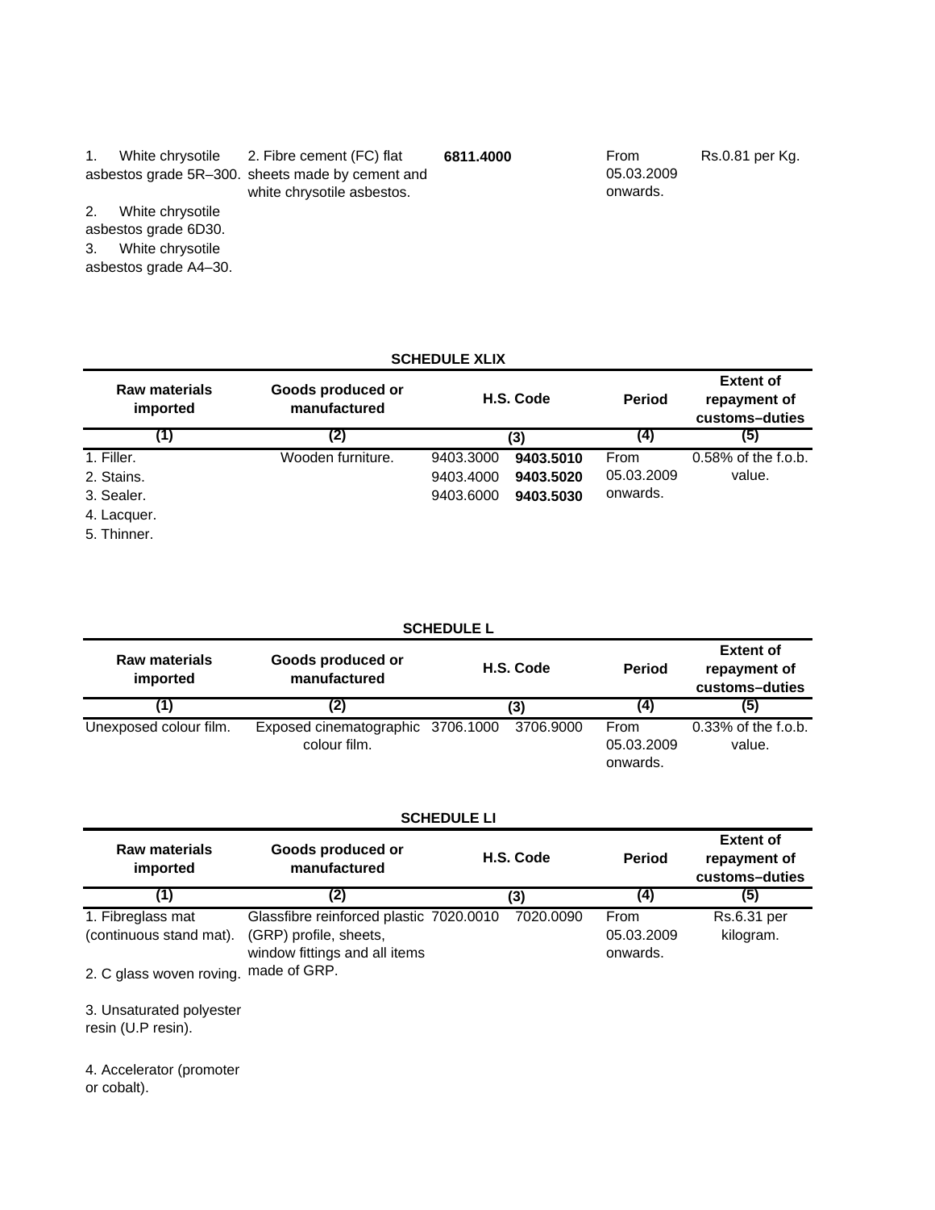| | | | | | |
|---|---|---|---|---|---|
| 1. White chrysotile asbestos grade 5R–300.<br>2. White chrysotile asbestos grade 6D30.<br>3. White chrysotile asbestos grade A4–30. | 2. Fibre cement (FC) flat sheets made by cement and white chrysotile asbestos. | **6811.4000** | | From 05.03.2009 onwards. | Rs.0.81 per Kg. |

**SCHEDULE XLIX**

| Raw materials imported | Goods produced or manufactured | H.S. Code | | Period | Extent of repayment of customs–duties |
|---|---|---|---|---|---|
| (1) | (2) | (3) | | (4) | (5) |
| 1. Filler.<br>2. Stains.<br>3. Sealer.<br>4. Lacquer.<br>5. Thinner. | Wooden furniture. | 9403.3000<br>9403.4000<br>9403.6000 | **9403.5010**<br>**9403.5020**<br>**9403.5030** | From 05.03.2009 onwards. | 0.58% of the f.o.b. value. |

**SCHEDULE L**

| Raw materials imported | Goods produced or manufactured | H.S. Code | | Period | Extent of repayment of customs–duties |
|---|---|---|---|---|---|
| (1) | (2) | (3) | | (4) | (5) |
| Unexposed colour film. | Exposed cinematographic colour film. | 3706.1000 | 3706.9000 | From 05.03.2009 onwards. | 0.33% of the f.o.b. value. |

**SCHEDULE LI**

| Raw materials imported | Goods produced or manufactured | H.S. Code | | Period | Extent of repayment of customs–duties |
|---|---|---|---|---|---|
| (1) | (2) | (3) | | (4) | (5) |
| 1. Fibreglass mat (continuous stand mat).<br>2. C glass woven roving.<br>3. Unsaturated polyester resin (U.P resin).<br>4. Accelerator (promoter or cobalt). | Glassfibre reinforced plastic (GRP) profile, sheets, window fittings and all items made of GRP. | 7020.0010 | 7020.0090 | From 05.03.2009 onwards. | Rs.6.31 per kilogram. |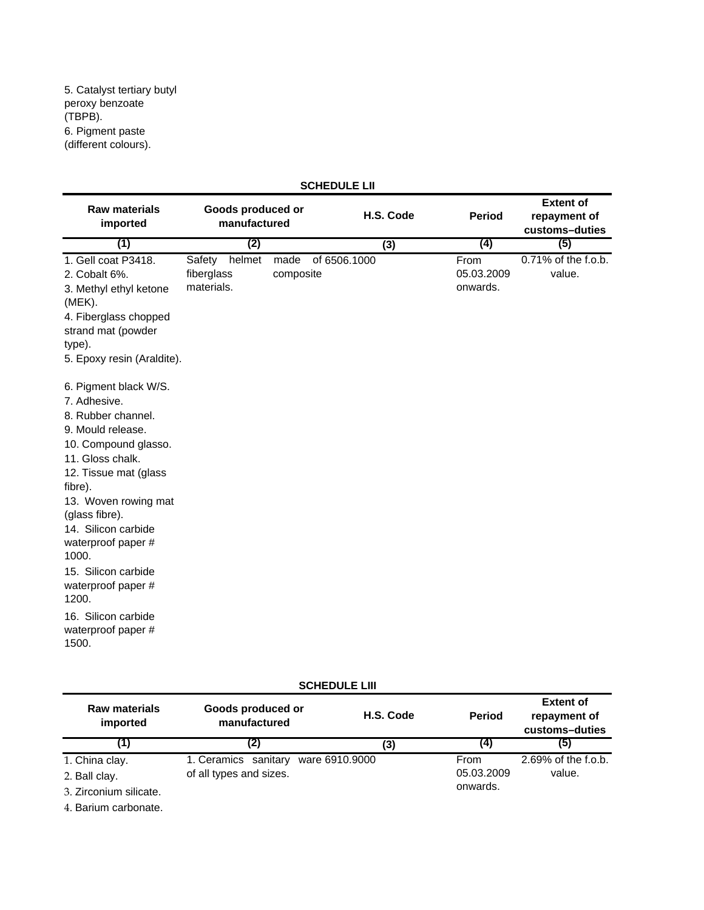5. Catalyst tertiary butyl peroxy benzoate (TBPB).
6. Pigment paste (different colours).

**SCHEDULE LII**

| Raw materials imported | Goods produced or manufactured | H.S. Code | Period | Extent of repayment of customs–duties |
|---|---|---|---|---|
| (1) | (2) | (3) | (4) | (5) |
| 1. Gell coat P3418.<br>2. Cobalt 6%.<br>3. Methyl ethyl ketone (MEK).<br>4. Fiberglass chopped strand mat (powder type).<br>5. Epoxy resin (Araldite).<br>6. Pigment black W/S.<br>7. Adhesive.<br>8. Rubber channel.<br>9. Mould release.<br>10. Compound glasso.<br>11. Gloss chalk.<br>12. Tissue mat (glass fibre).<br>13. Woven rowing mat (glass fibre).<br>14. Silicon carbide waterproof paper # 1000.<br>15. Silicon carbide waterproof paper # 1200.<br>16. Silicon carbide waterproof paper # 1500. | Safety helmet made of fiberglass composite materials. | 6506.1000 | From 05.03.2009 onwards. | 0.71% of the f.o.b. value. |

**SCHEDULE LIII**

| Raw materials imported | Goods produced or manufactured | H.S. Code | Period | Extent of repayment of customs–duties |
|---|---|---|---|---|
| (1) | (2) | (3) | (4) | (5) |
| 1. China clay.<br>2. Ball clay.<br>3. Zirconium silicate.<br>4. Barium carbonate. | 1. Ceramics sanitary ware of all types and sizes. | 6910.9000 | From 05.03.2009 onwards. | 2.69% of the f.o.b. value. |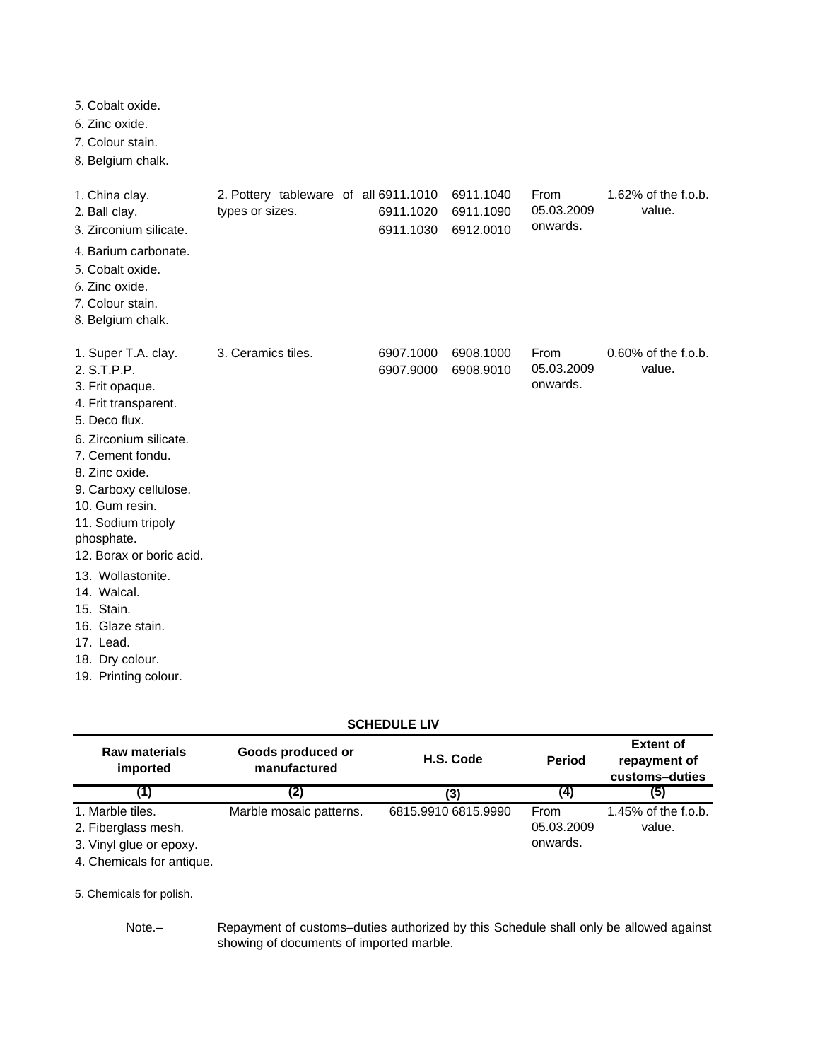| | | | | |
|---|---|---|---|---|
| 5. Cobalt oxide.<br>6. Zinc oxide.<br>7. Colour stain.<br>8. Belgium chalk. | | | | |
| 1. China clay.<br>2. Ball clay.<br>3. Zirconium silicate.<br>4. Barium carbonate.<br>5. Cobalt oxide.<br>6. Zinc oxide.<br>7. Colour stain.<br>8. Belgium chalk. | 2. Pottery tableware of all types or sizes. | 6911.1010 6911.1040<br>6911.1020 6911.1090<br>6911.1030 6912.0010 | From 05.03.2009 onwards. | 1.62% of the f.o.b. value. |
| 1. Super T.A. clay.<br>2. S.T.P.P.<br>3. Frit opaque.<br>4. Frit transparent.<br>5. Deco flux.<br>6. Zirconium silicate.<br>7. Cement fondu.<br>8. Zinc oxide.<br>9. Carboxy cellulose.<br>10. Gum resin.<br>11. Sodium tripoly phosphate.<br>12. Borax or boric acid.<br>13. Wollastonite.<br>14. Walcal.<br>15. Stain.<br>16. Glaze stain.<br>17. Lead.<br>18. Dry colour.<br>19. Printing colour. | 3. Ceramics tiles. | 6907.1000 6908.1000<br>6907.9000 6908.9010 | From 05.03.2009 onwards. | 0.60% of the f.o.b. value. |

**SCHEDULE LIV**

| Raw materials imported | Goods produced or manufactured | H.S. Code | Period | Extent of repayment of customs–duties |
|---|---|---|---|---|
| (1) | (2) | (3) | (4) | (5) |
| 1. Marble tiles.<br>2. Fiberglass mesh.<br>3. Vinyl glue or epoxy.<br>4. Chemicals for antique.<br>5. Chemicals for polish. | Marble mosaic patterns. | 6815.9910 6815.9990 | From 05.03.2009 onwards. | 1.45% of the f.o.b. value. |

Note.– Repayment of customs–duties authorized by this Schedule shall only be allowed against showing of documents of imported marble.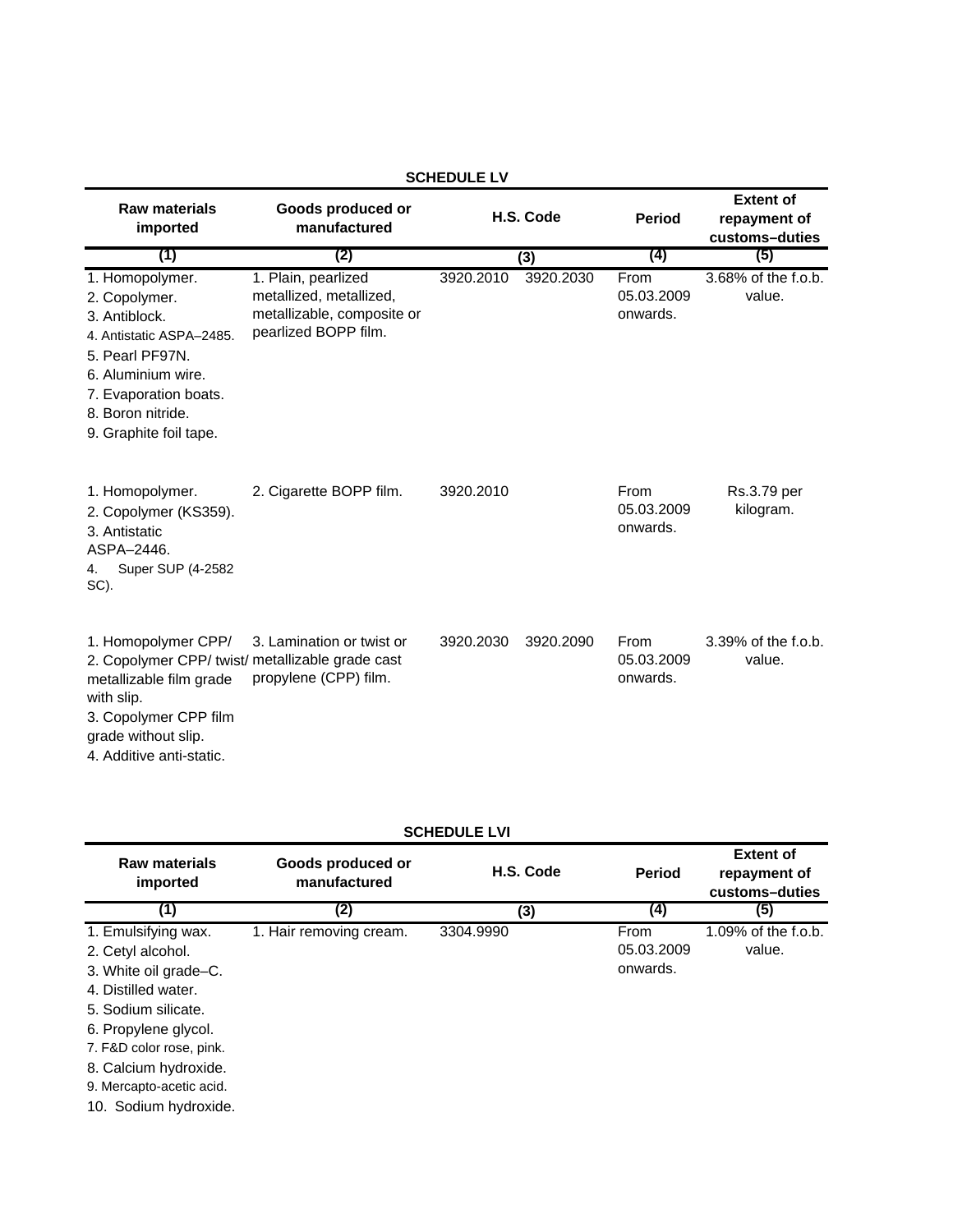## SCHEDULE LV

| Raw materials imported | Goods produced or manufactured | H.S. Code | | Period | Extent of repayment of customs–duties |
|---|---|---|---|---|---|
| (1) | (2) | (3) | | (4) | (5) |
| 1. Homopolymer.<br>2. Copolymer.<br>3. Antiblock.<br>4. Antistatic ASPA–2485.<br>5. Pearl PF97N.<br>6. Aluminium wire.<br>7. Evaporation boats.<br>8. Boron nitride.<br>9. Graphite foil tape. | 1. Plain, pearlized metallized, metallized, metallizable, composite or pearlized BOPP film. | 3920.2010 | 3920.2030 | From 05.03.2009 onwards. | 3.68% of the f.o.b. value. |
| 1. Homopolymer.<br>2. Copolymer (KS359).<br>3. Antistatic ASPA–2446.<br>4. Super SUP (4-2582 SC). | 2. Cigarette BOPP film. | 3920.2010 | | From 05.03.2009 onwards. | Rs.3.79 per kilogram. |
| 1. Homopolymer CPP/<br>2. Copolymer CPP/ twist/ metallizable film grade with slip.<br>3. Copolymer CPP film grade without slip.<br>4. Additive anti-static. | 3. Lamination or twist or metallizable grade cast propylene (CPP) film. | 3920.2030 | 3920.2090 | From 05.03.2009 onwards. | 3.39% of the f.o.b. value. |

## SCHEDULE LVI

| Raw materials imported | Goods produced or manufactured | H.S. Code | Period | Extent of repayment of customs–duties |
|---|---|---|---|---|
| (1) | (2) | (3) | (4) | (5) |
| 1. Emulsifying wax.<br>2. Cetyl alcohol.<br>3. White oil grade–C.<br>4. Distilled water.<br>5. Sodium silicate.<br>6. Propylene glycol.<br>7. F&D color rose, pink.<br>8. Calcium hydroxide.<br>9. Mercapto-acetic acid.<br>10. Sodium hydroxide. | 1. Hair removing cream. | 3304.9990 | From 05.03.2009 onwards. | 1.09% of the f.o.b. value. |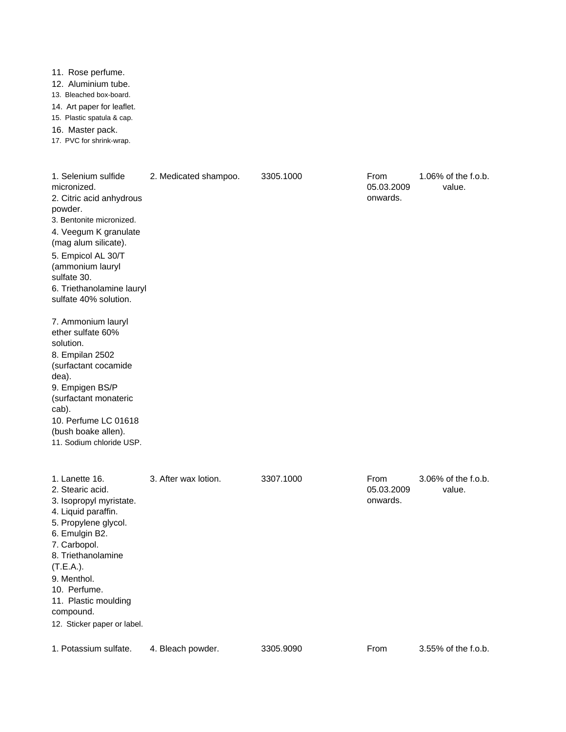| | | | | |
|---|---|---|---|---|
| 11. Rose perfume.<br>12. Aluminium tube.<br>13. Bleached box-board.<br>14. Art paper for leaflet.<br>15. Plastic spatula & cap.<br>16. Master pack.<br>17. PVC for shrink-wrap. | | | | |
| 1. Selenium sulfide micronized.<br>2. Citric acid anhydrous powder.<br>3. Bentonite micronized.<br>4. Veegum K granulate (mag alum silicate).<br>5. Empicol AL 30/T (ammonium lauryl sulfate 30.<br>6. Triethanolamine lauryl sulfate 40% solution.<br>7. Ammonium lauryl ether sulfate 60% solution.<br>8. Empilan 2502 (surfactant cocamide dea).<br>9. Empigen BS/P (surfactant monateric cab).<br>10. Perfume LC 01618 (bush boake allen).<br>11. Sodium chloride USP. | 2. Medicated shampoo. | 3305.1000 | From 05.03.2009 onwards. | 1.06% of the f.o.b. value. |
| 1. Lanette 16.<br>2. Stearic acid.<br>3. Isopropyl myristate.<br>4. Liquid paraffin.<br>5. Propylene glycol.<br>6. Emulgin B2.<br>7. Carbopol.<br>8. Triethanolamine (T.E.A.).<br>9. Menthol.<br>10. Perfume.<br>11. Plastic moulding compound.<br>12. Sticker paper or label. | 3. After wax lotion. | 3307.1000 | From 05.03.2009 onwards. | 3.06% of the f.o.b. value. |
| 1. Potassium sulfate. | 4. Bleach powder. | 3305.9090 | From | 3.55% of the f.o.b. |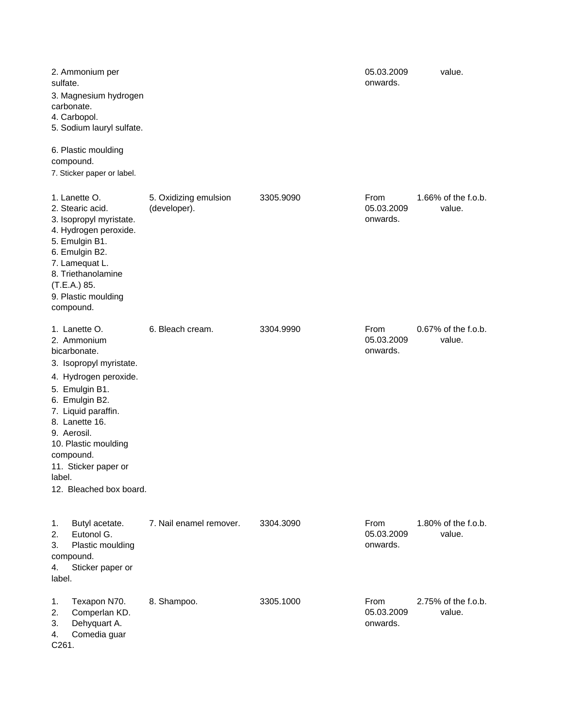| | | | | |
|---|---|---|---|---|
| 2. Ammonium per sulfate.<br>3. Magnesium hydrogen carbonate.<br>4. Carbopol.<br>5. Sodium lauryl sulfate.<br>6. Plastic moulding compound.<br>7. Sticker paper or label. | | | 05.03.2009 onwards. | value. |
| 1. Lanette O.<br>2. Stearic acid.<br>3. Isopropyl myristate.<br>4. Hydrogen peroxide.<br>5. Emulgin B1.<br>6. Emulgin B2.<br>7. Lamequat L.<br>8. Triethanolamine (T.E.A.) 85.<br>9. Plastic moulding compound. | 5. Oxidizing emulsion (developer). | 3305.9090 | From 05.03.2009 onwards. | 1.66% of the f.o.b. value. |
| 1. Lanette O.<br>2. Ammonium bicarbonate.<br>3. Isopropyl myristate.<br>4. Hydrogen peroxide.<br>5. Emulgin B1.<br>6. Emulgin B2.<br>7. Liquid paraffin.<br>8. Lanette 16.<br>9. Aerosil.<br>10. Plastic moulding compound.<br>11. Sticker paper or label.<br>12. Bleached box board. | 6. Bleach cream. | 3304.9990 | From 05.03.2009 onwards. | 0.67% of the f.o.b. value. |
| 1. Butyl acetate.<br>2. Eutonol G.<br>3. Plastic moulding compound.<br>4. Sticker paper or label. | 7. Nail enamel remover. | 3304.3090 | From 05.03.2009 onwards. | 1.80% of the f.o.b. value. |
| 1. Texapon N70.<br>2. Comperlan KD.<br>3. Dehyquart A.<br>4. Comedia guar C261. | 8. Shampoo. | 3305.1000 | From 05.03.2009 onwards. | 2.75% of the f.o.b. value. |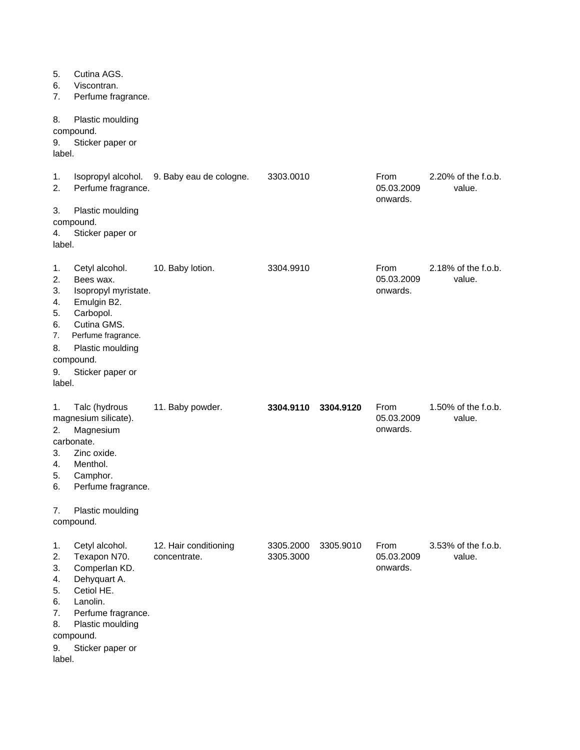| | | | | | |
|---|---|---|---|---|---|
| 5. Cutina AGS.<br>6. Viscontran.<br>7. Perfume fragrance.<br>8. Plastic moulding compound.<br>9. Sticker paper or label. | | | | | |
| 1. Isopropyl alcohol.<br>2. Perfume fragrance.<br>3. Plastic moulding compound.<br>4. Sticker paper or label. | 9. Baby eau de cologne. | 3303.0010 | | From 05.03.2009 onwards. | 2.20% of the f.o.b. value. |
| 1. Cetyl alcohol.<br>2. Bees wax.<br>3. Isopropyl myristate.<br>4. Emulgin B2.<br>5. Carbopol.<br>6. Cutina GMS.<br>7. Perfume fragrance.<br>8. Plastic moulding compound.<br>9. Sticker paper or label. | 10. Baby lotion. | 3304.9910 | | From 05.03.2009 onwards. | 2.18% of the f.o.b. value. |
| 1. Talc (hydrous magnesium silicate).<br>2. Magnesium carbonate.<br>3. Zinc oxide.<br>4. Menthol.<br>5. Camphor.<br>6. Perfume fragrance.<br>7. Plastic moulding compound. | 11. Baby powder. | **3304.9110** | **3304.9120** | From 05.03.2009 onwards. | 1.50% of the f.o.b. value. |
| 1. Cetyl alcohol.<br>2. Texapon N70.<br>3. Comperlan KD.<br>4. Dehyquart A.<br>5. Cetiol HE.<br>6. Lanolin.<br>7. Perfume fragrance.<br>8. Plastic moulding compound.<br>9. Sticker paper or label. | 12. Hair conditioning concentrate. | 3305.2000<br>3305.3000 | 3305.9010 | From 05.03.2009 onwards. | 3.53% of the f.o.b. value. |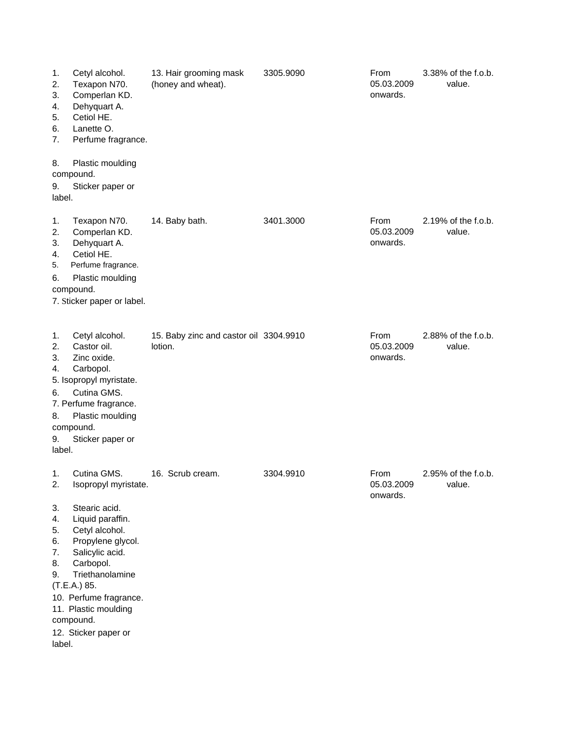| | | | | |
|---|---|---|---|---|
| 1. Cetyl alcohol.<br>2. Texapon N70.<br>3. Comperlan KD.<br>4. Dehyquart A.<br>5. Cetiol HE.<br>6. Lanette O.<br>7. Perfume fragrance.<br>8. Plastic moulding compound.<br>9. Sticker paper or label. | 13. Hair grooming mask (honey and wheat). | 3305.9090 | From 05.03.2009 onwards. | 3.38% of the f.o.b. value. |
| 1. Texapon N70.<br>2. Comperlan KD.<br>3. Dehyquart A.<br>4. Cetiol HE.<br>5. Perfume fragrance.<br>6. Plastic moulding compound.<br>7. Sticker paper or label. | 14. Baby bath. | 3401.3000 | From 05.03.2009 onwards. | 2.19% of the f.o.b. value. |
| 1. Cetyl alcohol.<br>2. Castor oil.<br>3. Zinc oxide.<br>4. Carbopol.<br>5. Isopropyl myristate.<br>6. Cutina GMS.<br>7. Perfume fragrance.<br>8. Plastic moulding compound.<br>9. Sticker paper or label. | 15. Baby zinc and castor oil lotion. | 3304.9910 | From 05.03.2009 onwards. | 2.88% of the f.o.b. value. |
| 1. Cutina GMS.<br>2. Isopropyl myristate.<br>3. Stearic acid.<br>4. Liquid paraffin.<br>5. Cetyl alcohol.<br>6. Propylene glycol.<br>7. Salicylic acid.<br>8. Carbopol.<br>9. Triethanolamine (T.E.A.) 85.<br>10. Perfume fragrance.<br>11. Plastic moulding compound.<br>12. Sticker paper or label. | 16. Scrub cream. | 3304.9910 | From 05.03.2009 onwards. | 2.95% of the f.o.b. value. |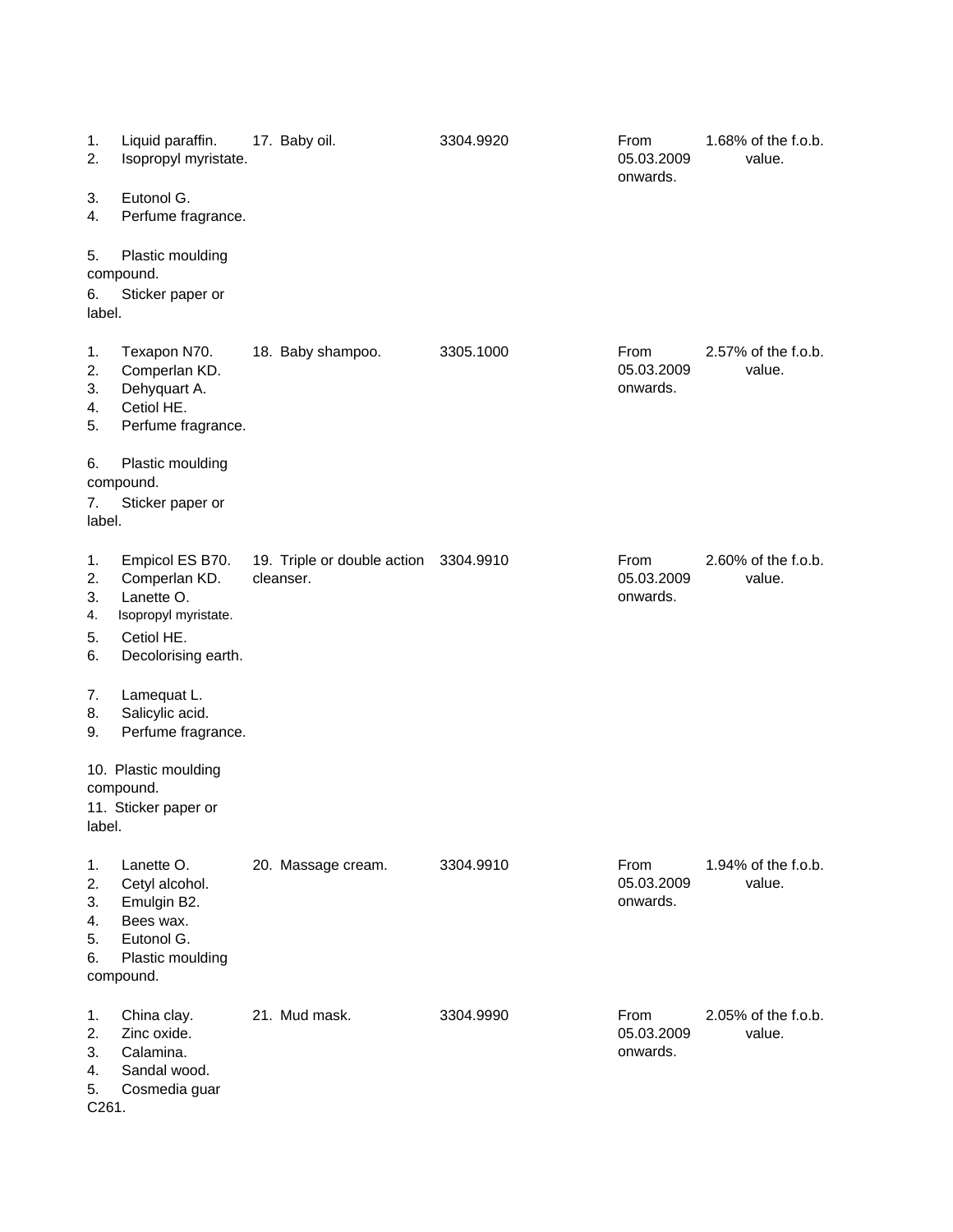| | | | | |
|---|---|---|---|---|
| 1. Liquid paraffin.<br>2. Isopropyl myristate.<br>3. Eutonol G.<br>4. Perfume fragrance.<br>5. Plastic moulding compound.<br>6. Sticker paper or label. | 17. Baby oil. | 3304.9920 | From 05.03.2009 onwards. | 1.68% of the f.o.b. value. |
| 1. Texapon N70.<br>2. Comperlan KD.<br>3. Dehyquart A.<br>4. Cetiol HE.<br>5. Perfume fragrance.<br>6. Plastic moulding compound.<br>7. Sticker paper or label. | 18. Baby shampoo. | 3305.1000 | From 05.03.2009 onwards. | 2.57% of the f.o.b. value. |
| 1. Empicol ES B70.<br>2. Comperlan KD.<br>3. Lanette O.<br>4. Isopropyl myristate.<br>5. Cetiol HE.<br>6. Decolorising earth.<br>7. Lamequat L.<br>8. Salicylic acid.<br>9. Perfume fragrance.<br>10. Plastic moulding compound.<br>11. Sticker paper or label. | 19. Triple or double action cleanser. | 3304.9910 | From 05.03.2009 onwards. | 2.60% of the f.o.b. value. |
| 1. Lanette O.<br>2. Cetyl alcohol.<br>3. Emulgin B2.<br>4. Bees wax.<br>5. Eutonol G.<br>6. Plastic moulding compound. | 20. Massage cream. | 3304.9910 | From 05.03.2009 onwards. | 1.94% of the f.o.b. value. |
| 1. China clay.<br>2. Zinc oxide.<br>3. Calamina.<br>4. Sandal wood.<br>5. Cosmedia guar C261. | 21. Mud mask. | 3304.9990 | From 05.03.2009 onwards. | 2.05% of the f.o.b. value. |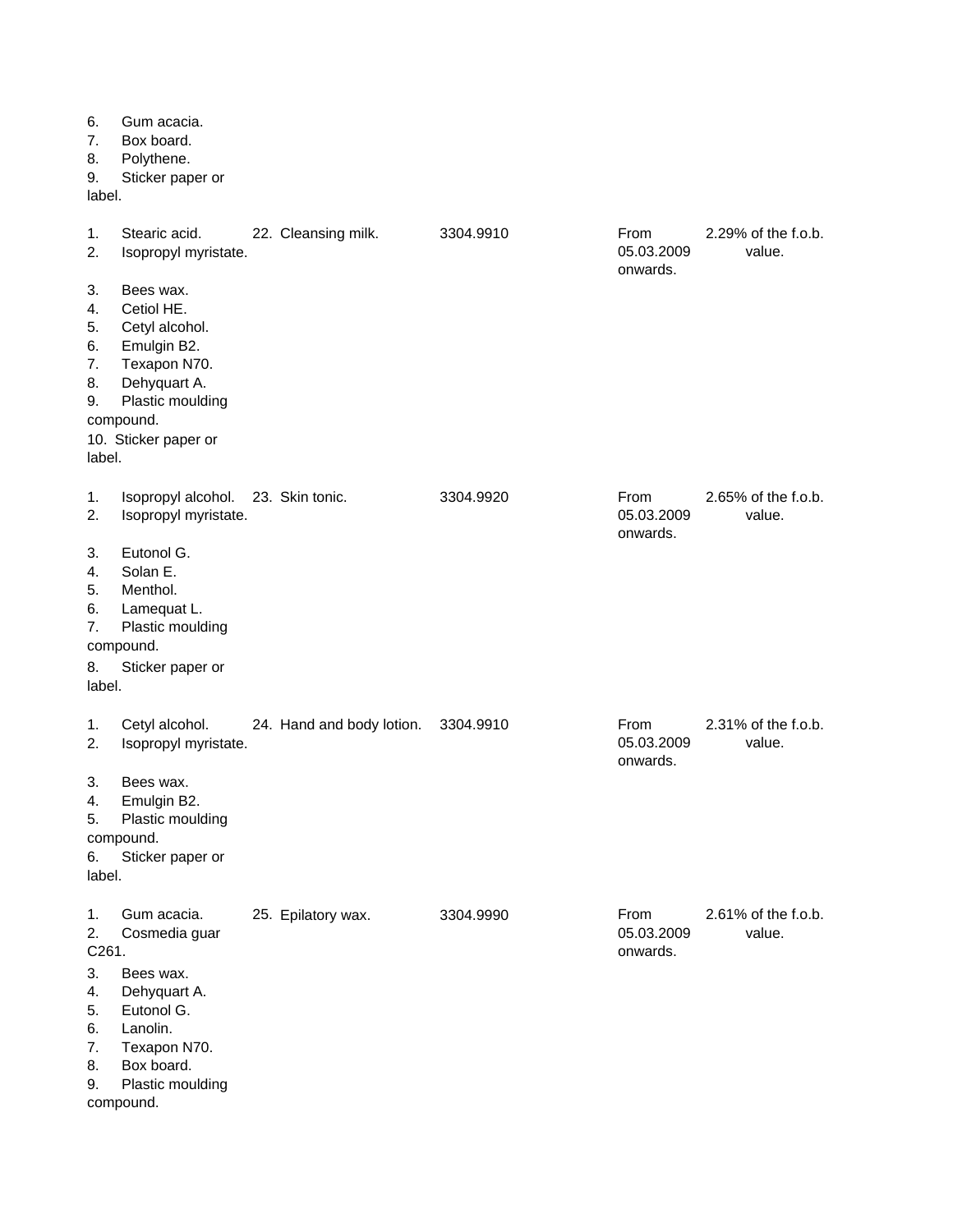| Inputs | Sl. No. and Product | Tariff item | Period | Rate |
|---|---|---|---|---|
| 6. Gum acacia.<br>7. Box board.<br>8. Polythene.<br>9. Sticker paper or label. | | | | |
| 1. Stearic acid.<br>2. Isopropyl myristate.<br>3. Bees wax.<br>4. Cetiol HE.<br>5. Cetyl alcohol.<br>6. Emulgin B2.<br>7. Texapon N70.<br>8. Dehyquart A.<br>9. Plastic moulding compound.<br>10. Sticker paper or label. | 22. Cleansing milk. | 3304.9910 | From 05.03.2009 onwards. | 2.29% of the f.o.b. value. |
| 1. Isopropyl alcohol.<br>2. Isopropyl myristate.<br>3. Eutonol G.<br>4. Solan E.<br>5. Menthol.<br>6. Lamequat L.<br>7. Plastic moulding compound.<br>8. Sticker paper or label. | 23. Skin tonic. | 3304.9920 | From 05.03.2009 onwards. | 2.65% of the f.o.b. value. |
| 1. Cetyl alcohol.<br>2. Isopropyl myristate.<br>3. Bees wax.<br>4. Emulgin B2.<br>5. Plastic moulding compound.<br>6. Sticker paper or label. | 24. Hand and body lotion. | 3304.9910 | From 05.03.2009 onwards. | 2.31% of the f.o.b. value. |
| 1. Gum acacia.<br>2. Cosmedia guar C261.<br>3. Bees wax.<br>4. Dehyquart A.<br>5. Eutonol G.<br>6. Lanolin.<br>7. Texapon N70.<br>8. Box board.<br>9. Plastic moulding compound. | 25. Epilatory wax. | 3304.9990 | From 05.03.2009 onwards. | 2.61% of the f.o.b. value. |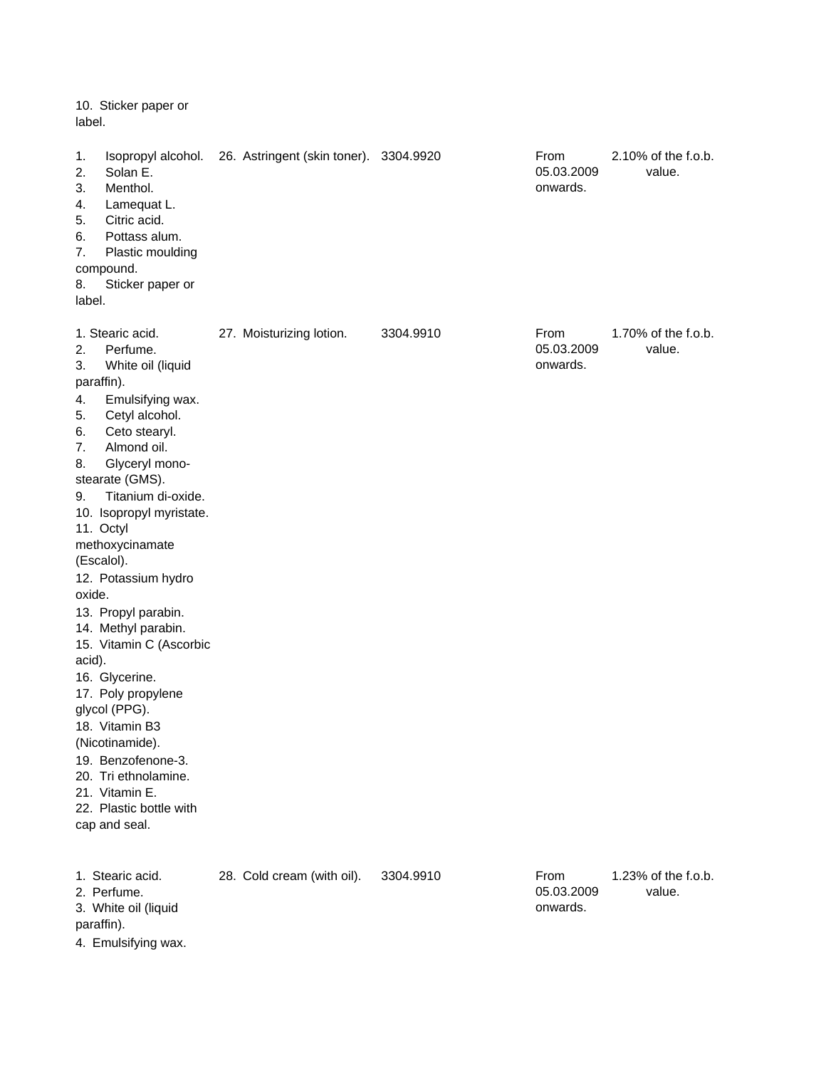| | | | | |
|---|---|---|---|---|
| 10. Sticker paper or label. | | | | |
| 1. Isopropyl alcohol.<br>2. Solan E.<br>3. Menthol.<br>4. Lamequat L.<br>5. Citric acid.<br>6. Pottass alum.<br>7. Plastic moulding compound.<br>8. Sticker paper or label. | 26. Astringent (skin toner). | 3304.9920 | From 05.03.2009 onwards. | 2.10% of the f.o.b. value. |
| 1. Stearic acid.<br>2. Perfume.<br>3. White oil (liquid paraffin).<br>4. Emulsifying wax.<br>5. Cetyl alcohol.<br>6. Ceto stearyl.<br>7. Almond oil.<br>8. Glyceryl mono-stearate (GMS).<br>9. Titanium di-oxide.<br>10. Isopropyl myristate.<br>11. Octyl methoxycinamate (Escalol).<br>12. Potassium hydro oxide.<br>13. Propyl parabin.<br>14. Methyl parabin.<br>15. Vitamin C (Ascorbic acid).<br>16. Glycerine.<br>17. Poly propylene glycol (PPG).<br>18. Vitamin B3 (Nicotinamide).<br>19. Benzofenone-3.<br>20. Tri ethnolamine.<br>21. Vitamin E.<br>22. Plastic bottle with cap and seal. | 27. Moisturizing lotion. | 3304.9910 | From 05.03.2009 onwards. | 1.70% of the f.o.b. value. |
| 1. Stearic acid.<br>2. Perfume.<br>3. White oil (liquid paraffin).<br>4. Emulsifying wax. | 28. Cold cream (with oil). | 3304.9910 | From 05.03.2009 onwards. | 1.23% of the f.o.b. value. |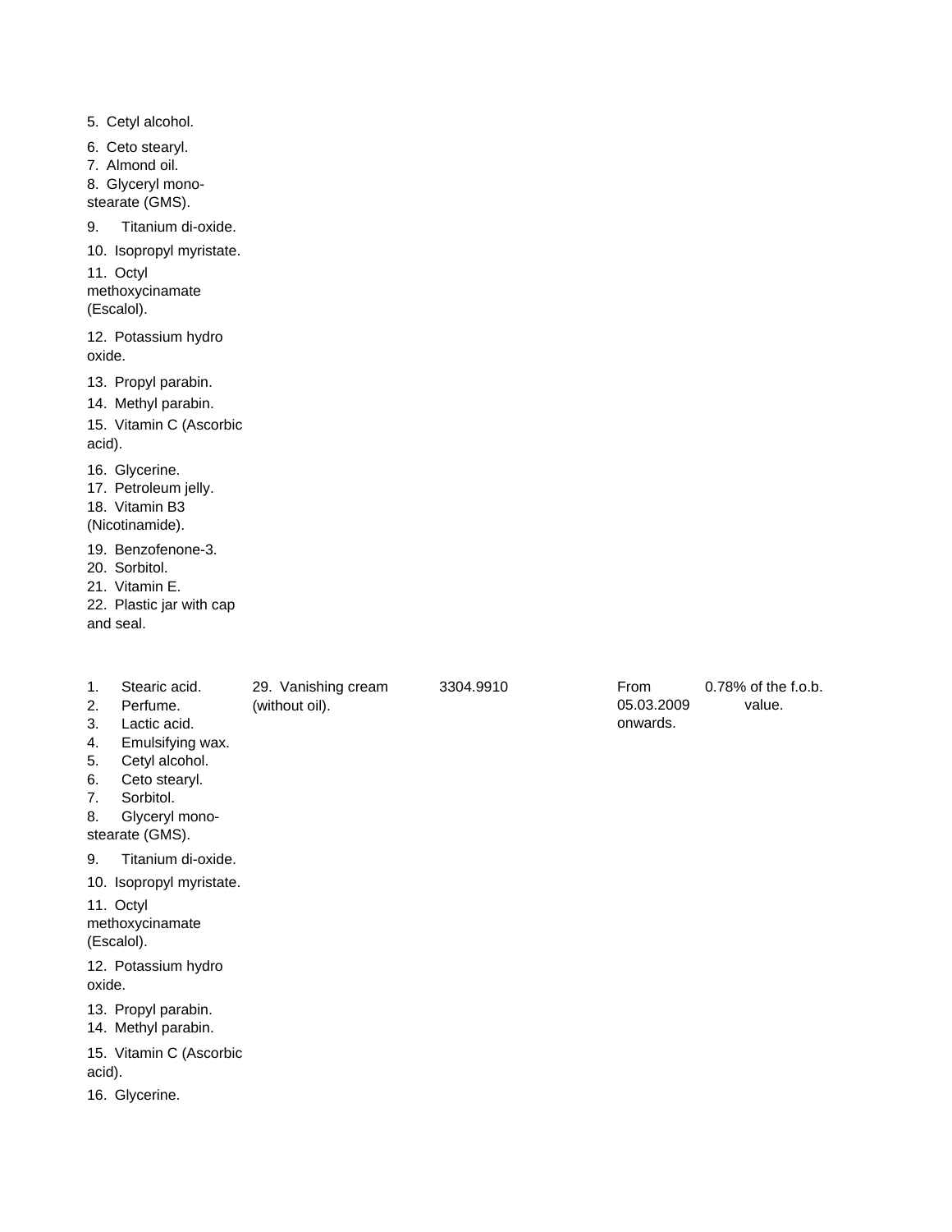| | | | | |
|---|---|---|---|---|
| 5. Cetyl alcohol.<br>6. Ceto stearyl.<br>7. Almond oil.<br>8. Glyceryl mono-stearate (GMS).<br>9. Titanium di-oxide.<br>10. Isopropyl myristate.<br>11. Octyl methoxycinamate (Escalol).<br>12. Potassium hydro oxide.<br>13. Propyl parabin.<br>14. Methyl parabin.<br>15. Vitamin C (Ascorbic acid).<br>16. Glycerine.<br>17. Petroleum jelly.<br>18. Vitamin B3 (Nicotinamide).<br>19. Benzofenone-3.<br>20. Sorbitol.<br>21. Vitamin E.<br>22. Plastic jar with cap and seal. | | | | |
| 1. Stearic acid.<br>2. Perfume.<br>3. Lactic acid.<br>4. Emulsifying wax.<br>5. Cetyl alcohol.<br>6. Ceto stearyl.<br>7. Sorbitol.<br>8. Glyceryl mono-stearate (GMS).<br>9. Titanium di-oxide.<br>10. Isopropyl myristate.<br>11. Octyl methoxycinamate (Escalol).<br>12. Potassium hydro oxide.<br>13. Propyl parabin.<br>14. Methyl parabin.<br>15. Vitamin C (Ascorbic acid).<br>16. Glycerine. | 29. Vanishing cream (without oil). | 3304.9910 | From 05.03.2009 onwards. | 0.78% of the f.o.b. value. |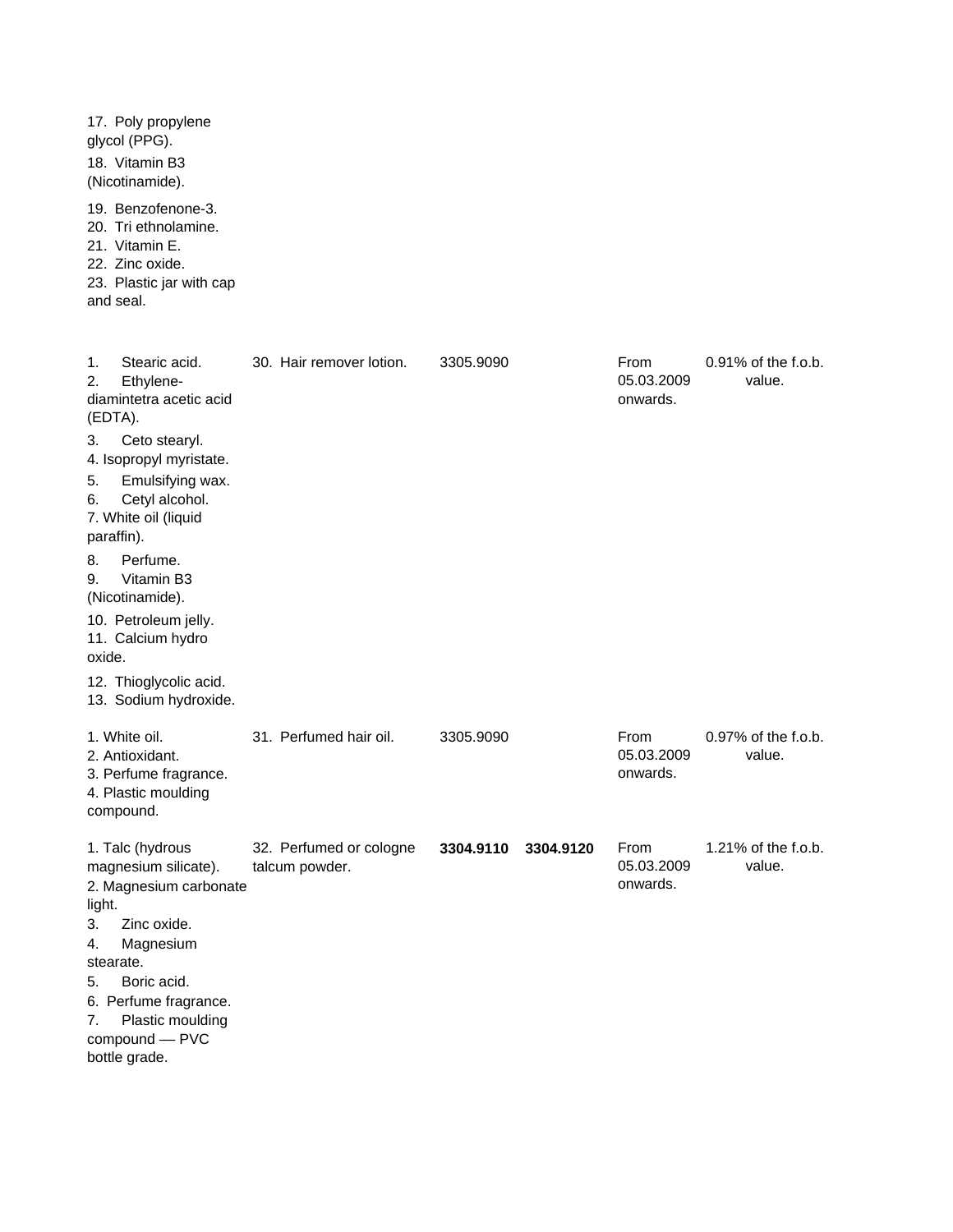| | | | | | |
|---|---|---|---|---|---|
| 17. Poly propylene glycol (PPG).<br>18. Vitamin B3 (Nicotinamide).<br>19. Benzofenone-3.<br>20. Tri ethnolamine.<br>21. Vitamin E.<br>22. Zinc oxide.<br>23. Plastic jar with cap and seal. | | | | | |
| 1. Stearic acid.<br>2. Ethylene-diamintetra acetic acid (EDTA).<br>3. Ceto stearyl.<br>4. Isopropyl myristate.<br>5. Emulsifying wax.<br>6. Cetyl alcohol.<br>7. White oil (liquid paraffin).<br>8. Perfume.<br>9. Vitamin B3 (Nicotinamide).<br>10. Petroleum jelly.<br>11. Calcium hydro oxide.<br>12. Thioglycolic acid.<br>13. Sodium hydroxide. | 30. Hair remover lotion. | 3305.9090 | | From 05.03.2009 onwards. | 0.91% of the f.o.b. value. |
| 1. White oil.<br>2. Antioxidant.<br>3. Perfume fragrance.<br>4. Plastic moulding compound. | 31. Perfumed hair oil. | 3305.9090 | | From 05.03.2009 onwards. | 0.97% of the f.o.b. value. |
| 1. Talc (hydrous magnesium silicate).<br>2. Magnesium carbonate light.<br>3. Zinc oxide.<br>4. Magnesium stearate.<br>5. Boric acid.<br>6. Perfume fragrance.<br>7. Plastic moulding compound — PVC bottle grade. | 32. Perfumed or cologne talcum powder. | **3304.9110** | **3304.9120** | From 05.03.2009 onwards. | 1.21% of the f.o.b. value. |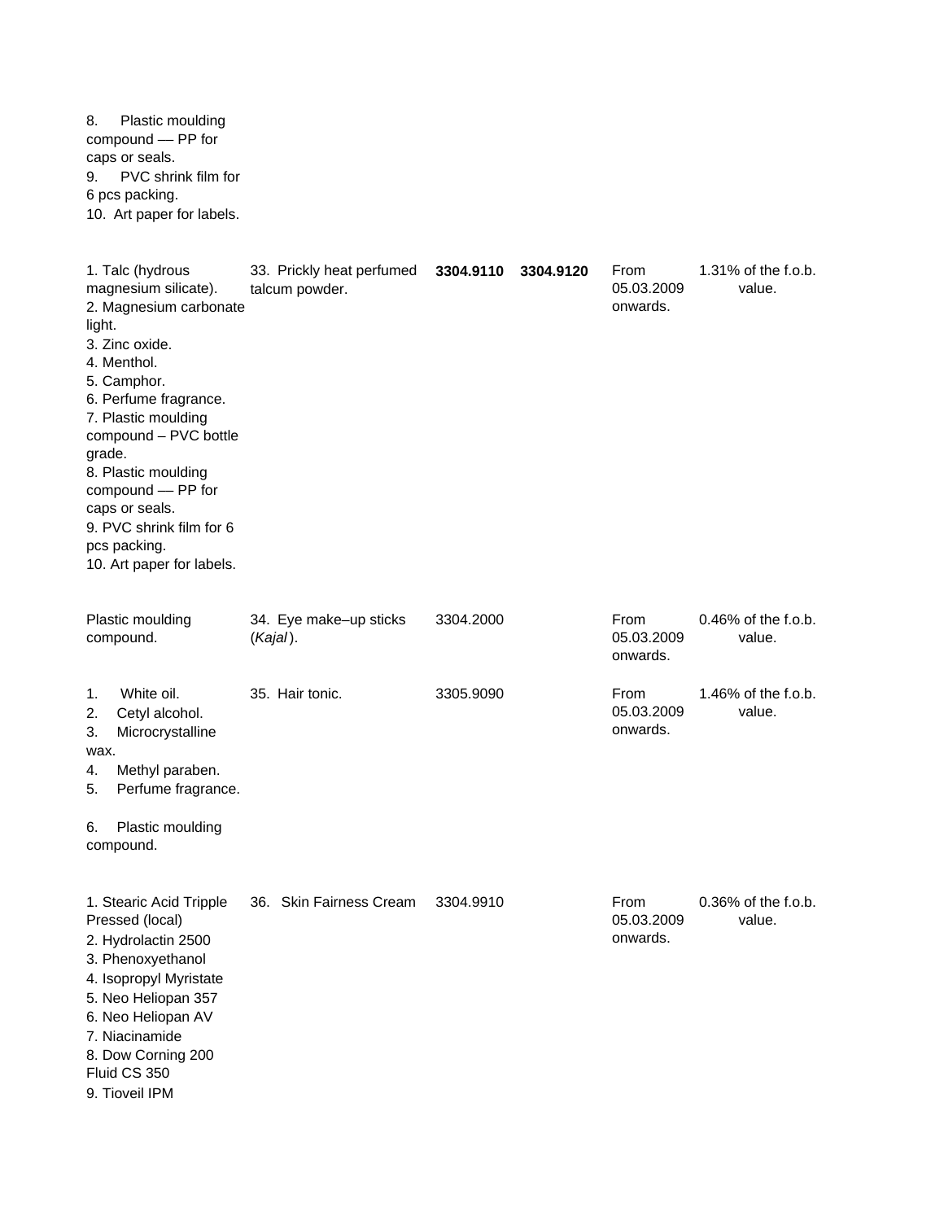| | | | | | |
|---|---|---|---|---|---|
| 8. Plastic moulding compound — PP for caps or seals.<br>9. PVC shrink film for 6 pcs packing.<br>10. Art paper for labels. | | | | | |
| 1. Talc (hydrous magnesium silicate).<br>2. Magnesium carbonate light.<br>3. Zinc oxide.<br>4. Menthol.<br>5. Camphor.<br>6. Perfume fragrance.<br>7. Plastic moulding compound – PVC bottle grade.<br>8. Plastic moulding compound — PP for caps or seals.<br>9. PVC shrink film for 6 pcs packing.<br>10. Art paper for labels. | 33. Prickly heat perfumed talcum powder. | **3304.9110** | **3304.9120** | From 05.03.2009 onwards. | 1.31% of the f.o.b. value. |
| Plastic moulding compound. | 34. Eye make–up sticks (*Kajal*). | 3304.2000 | | From 05.03.2009 onwards. | 0.46% of the f.o.b. value. |
| 1. White oil.<br>2. Cetyl alcohol.<br>3. Microcrystalline wax.<br>4. Methyl paraben.<br>5. Perfume fragrance.<br>6. Plastic moulding compound. | 35. Hair tonic. | 3305.9090 | | From 05.03.2009 onwards. | 1.46% of the f.o.b. value. |
| 1. Stearic Acid Tripple Pressed (local)<br>2. Hydrolactin 2500<br>3. Phenoxyethanol<br>4. Isopropyl Myristate<br>5. Neo Heliopan 357<br>6. Neo Heliopan AV<br>7. Niacinamide<br>8. Dow Corning 200 Fluid CS 350<br>9. Tioveil IPM | 36. Skin Fairness Cream | 3304.9910 | | From 05.03.2009 onwards. | 0.36% of the f.o.b. value. |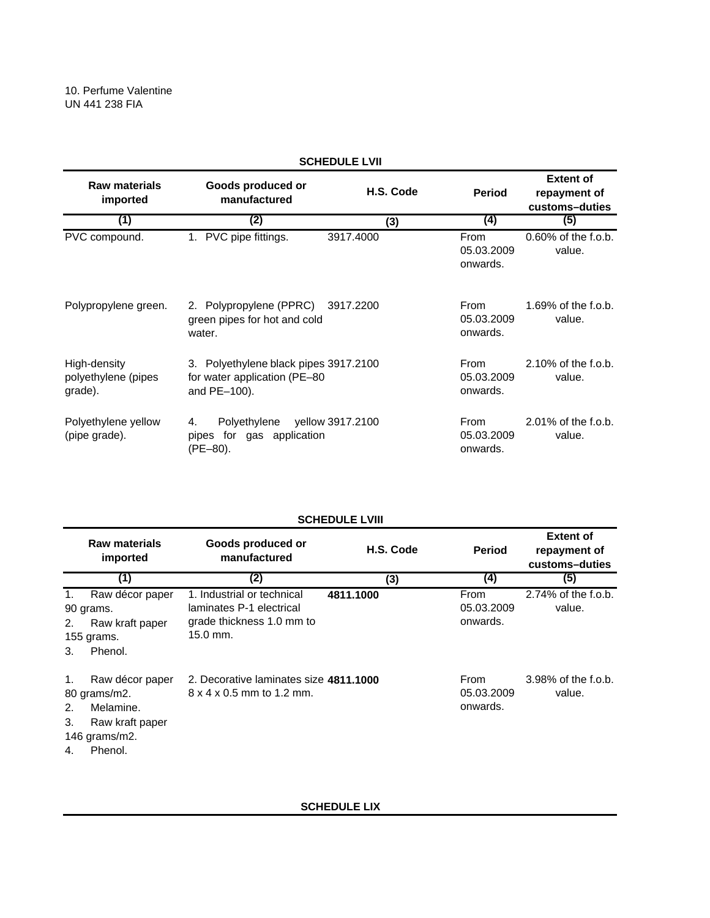10. Perfume Valentine
UN 441 238 FIA

**SCHEDULE LVII**

| Raw materials imported | Goods produced or manufactured | H.S. Code | Period | Extent of repayment of customs–duties |
|---|---|---|---|---|
| (1) | (2) | (3) | (4) | (5) |
| PVC compound. | 1. PVC pipe fittings. | 3917.4000 | From 05.03.2009 onwards. | 0.60% of the f.o.b. value. |
| Polypropylene green. | 2. Polypropylene (PPRC) green pipes for hot and cold water. | 3917.2200 | From 05.03.2009 onwards. | 1.69% of the f.o.b. value. |
| High-density polyethylene (pipes grade). | 3. Polyethylene black pipes for water application (PE–80 and PE–100). | 3917.2100 | From 05.03.2009 onwards. | 2.10% of the f.o.b. value. |
| Polyethylene yellow (pipe grade). | 4. Polyethylene yellow pipes for gas application (PE–80). | 3917.2100 | From 05.03.2009 onwards. | 2.01% of the f.o.b. value. |

**SCHEDULE LVIII**

| Raw materials imported | Goods produced or manufactured | H.S. Code | Period | Extent of repayment of customs–duties |
|---|---|---|---|---|
| (1) | (2) | (3) | (4) | (5) |
| 1. Raw décor paper 90 grams.<br>2. Raw kraft paper 155 grams.<br>3. Phenol. | 1. Industrial or technical laminates P-1 electrical grade thickness 1.0 mm to 15.0 mm. | **4811.1000** | From 05.03.2009 onwards. | 2.74% of the f.o.b. value. |
| 1. Raw décor paper 80 grams/m2.<br>2. Melamine.<br>3. Raw kraft paper 146 grams/m2.<br>4. Phenol. | 2. Decorative laminates size 8 x 4 x 0.5 mm to 1.2 mm. | **4811.1000** | From 05.03.2009 onwards. | 3.98% of the f.o.b. value. |

**SCHEDULE LIX**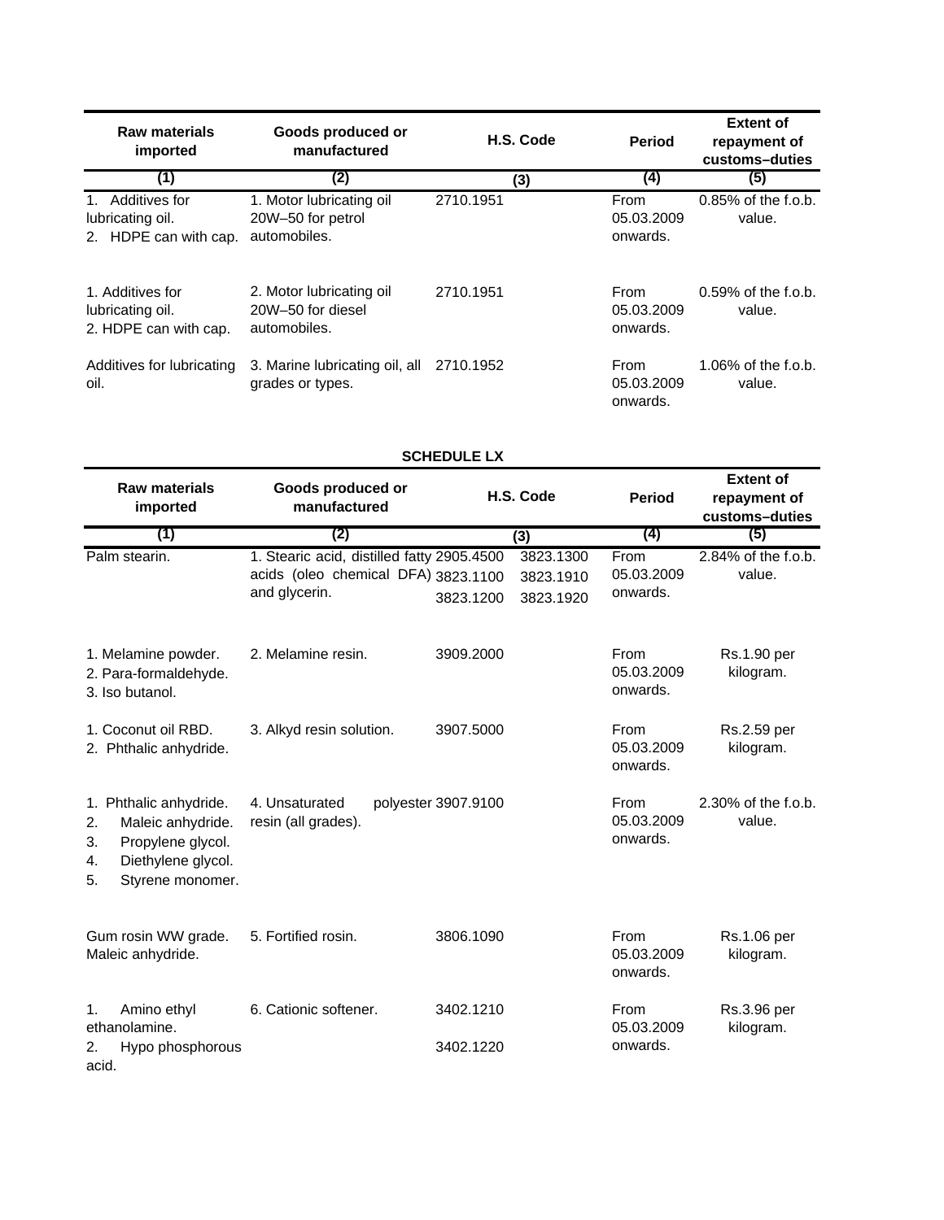| Raw materials imported | Goods produced or manufactured | H.S. Code | Period | Extent of repayment of customs–duties |
|---|---|---|---|---|
| (1) | (2) | (3) | (4) | (5) |
| 1. Additives for lubricating oil.<br>2. HDPE can with cap. | 1. Motor lubricating oil 20W–50 for petrol automobiles. | 2710.1951 | From 05.03.2009 onwards. | 0.85% of the f.o.b. value. |
| 1. Additives for lubricating oil.<br>2. HDPE can with cap. | 2. Motor lubricating oil 20W–50 for diesel automobiles. | 2710.1951 | From 05.03.2009 onwards. | 0.59% of the f.o.b. value. |
| Additives for lubricating oil. | 3. Marine lubricating oil, all grades or types. | 2710.1952 | From 05.03.2009 onwards. | 1.06% of the f.o.b. value. |

**SCHEDULE LX**

| Raw materials imported | Goods produced or manufactured | H.S. Code | Period | Extent of repayment of customs–duties |
|---|---|---|---|---|
| (1) | (2) | (3) | (4) | (5) |
| Palm stearin. | 1. Stearic acid, distilled fatty acids (oleo chemical DFA) and glycerin. | 2905.4500<br>3823.1100<br>3823.1200<br>3823.1300<br>3823.1910<br>3823.1920 | From 05.03.2009 onwards. | 2.84% of the f.o.b. value. |
| 1. Melamine powder.<br>2. Para-formaldehyde.<br>3. Iso butanol. | 2. Melamine resin. | 3909.2000 | From 05.03.2009 onwards. | Rs.1.90 per kilogram. |
| 1. Coconut oil RBD.<br>2. Phthalic anhydride. | 3. Alkyd resin solution. | 3907.5000 | From 05.03.2009 onwards. | Rs.2.59 per kilogram. |
| 1. Phthalic anhydride.<br>2. Maleic anhydride.<br>3. Propylene glycol.<br>4. Diethylene glycol.<br>5. Styrene monomer. | 4. Unsaturated polyester resin (all grades). | 3907.9100 | From 05.03.2009 onwards. | 2.30% of the f.o.b. value. |
| Gum rosin WW grade.<br>Maleic anhydride. | 5. Fortified rosin. | 3806.1090 | From 05.03.2009 onwards. | Rs.1.06 per kilogram. |
| 1. Amino ethyl ethanolamine.<br>2. Hypo phosphorous acid. | 6. Cationic softener. | 3402.1210<br>3402.1220 | From 05.03.2009 onwards. | Rs.3.96 per kilogram. |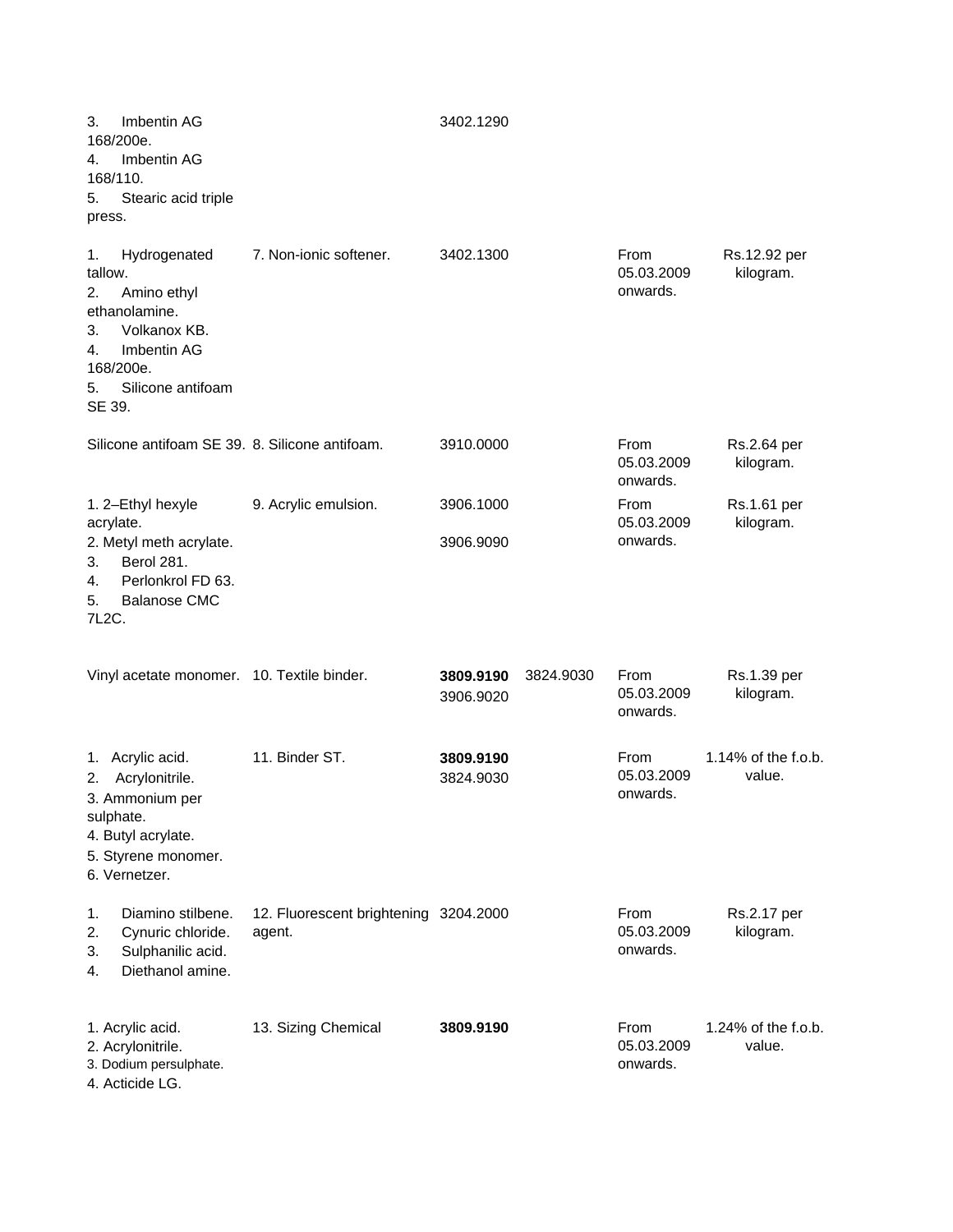| | | | | | |
|---|---|---|---|---|---|
| 3. Imbentin AG 168/200e.<br>4. Imbentin AG 168/110.<br>5. Stearic acid triple press. | | 3402.1290 | | | |
| 1. Hydrogenated tallow.<br>2. Amino ethyl ethanolamine.<br>3. Volkanox KB.<br>4. Imbentin AG 168/200e.<br>5. Silicone antifoam SE 39. | 7. Non-ionic softener. | 3402.1300 | | From 05.03.2009 onwards. | Rs.12.92 per kilogram. |
| Silicone antifoam SE 39. | 8. Silicone antifoam. | 3910.0000 | | From 05.03.2009 onwards. | Rs.2.64 per kilogram. |
| 1. 2–Ethyl hexyle acrylate.<br>2. Metyl meth acrylate.<br>3. Berol 281.<br>4. Perlonkrol FD 63.<br>5. Balanose CMC 7L2C. | 9. Acrylic emulsion. | 3906.1000<br>3906.9090 | | From 05.03.2009 onwards. | Rs.1.61 per kilogram. |
| Vinyl acetate monomer. | 10. Textile binder. | **3809.9190**<br>3906.9020 | 3824.9030 | From 05.03.2009 onwards. | Rs.1.39 per kilogram. |
| 1. Acrylic acid.<br>2. Acrylonitrile.<br>3. Ammonium per sulphate.<br>4. Butyl acrylate.<br>5. Styrene monomer.<br>6. Vernetzer. | 11. Binder ST. | **3809.9190**<br>3824.9030 | | From 05.03.2009 onwards. | 1.14% of the f.o.b. value. |
| 1. Diamino stilbene.<br>2. Cynuric chloride.<br>3. Sulphanilic acid.<br>4. Diethanol amine. | 12. Fluorescent brightening agent. | 3204.2000 | | From 05.03.2009 onwards. | Rs.2.17 per kilogram. |
| 1. Acrylic acid.<br>2. Acrylonitrile.<br>3. Dodium persulphate.<br>4. Acticide LG. | 13. Sizing Chemical | **3809.9190** | | From 05.03.2009 onwards. | 1.24% of the f.o.b. value. |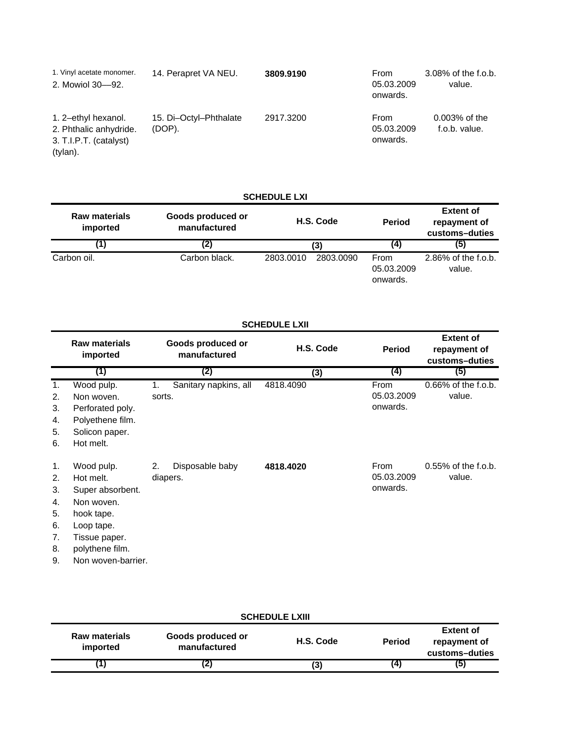| | | | | |
|---|---|---|---|---|
| 1. Vinyl acetate monomer.<br>2. Mowiol 30—92. | 14. Perapret VA NEU. | **3809.9190** | From 05.03.2009 onwards. | 3.08% of the f.o.b. value. |
| 1. 2–ethyl hexanol.<br>2. Phthalic anhydride.<br>3. T.I.P.T. (catalyst) (tylan). | 15. Di–Octyl–Phthalate (DOP). | 2917.3200 | From 05.03.2009 onwards. | 0.003% of the f.o.b. value. |

**SCHEDULE LXI**

| Raw materials imported | Goods produced or manufactured | H.S. Code | Period | Extent of repayment of customs–duties |
|---|---|---|---|---|
| (1) | (2) | (3) | (4) | (5) |
| Carbon oil. | Carbon black. | 2803.0010 2803.0090 | From 05.03.2009 onwards. | 2.86% of the f.o.b. value. |

**SCHEDULE LXII**

| Raw materials imported | Goods produced or manufactured | H.S. Code | Period | Extent of repayment of customs–duties |
|---|---|---|---|---|
| (1) | (2) | (3) | (4) | (5) |
| 1. Wood pulp.<br>2. Non woven.<br>3. Perforated poly.<br>4. Polyethene film.<br>5. Solicon paper.<br>6. Hot melt. | 1. Sanitary napkins, all sorts. | 4818.4090 | From 05.03.2009 onwards. | 0.66% of the f.o.b. value. |
| 1. Wood pulp.<br>2. Hot melt.<br>3. Super absorbent.<br>4. Non woven.<br>5. hook tape.<br>6. Loop tape.<br>7. Tissue paper.<br>8. polythene film.<br>9. Non woven-barrier. | 2. Disposable baby diapers. | **4818.4020** | From 05.03.2009 onwards. | 0.55% of the f.o.b. value. |

**SCHEDULE LXIII**

| Raw materials imported | Goods produced or manufactured | H.S. Code | Period | Extent of repayment of customs–duties |
|---|---|---|---|---|
| (1) | (2) | (3) | (4) | (5) |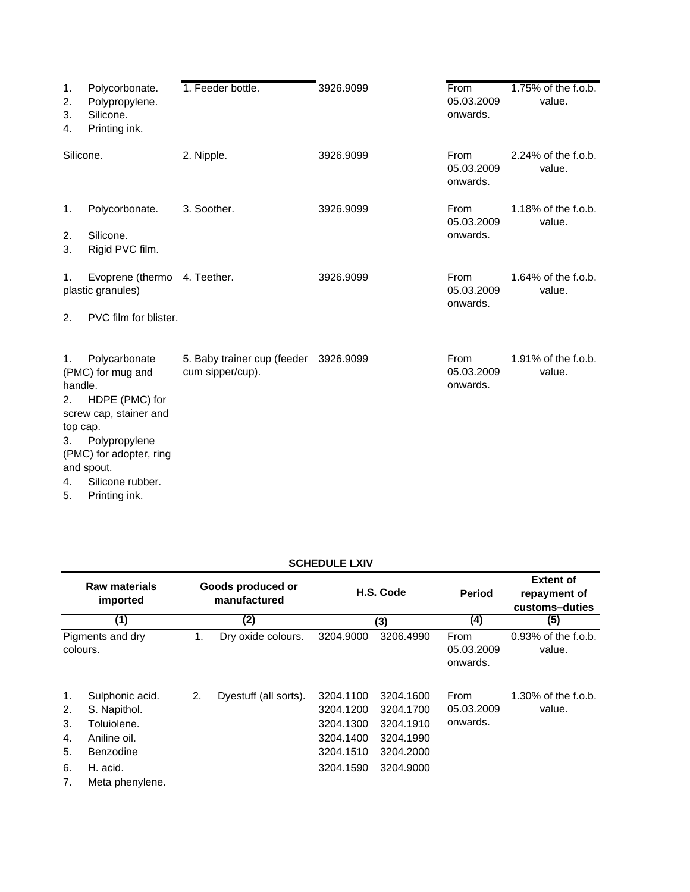| Raw materials imported | Goods produced or manufactured | H.S. Code | Period | Extent of repayment of customs–duties |
|---|---|---|---|---|
| 1. Polycorbonate.<br>2. Polypropylene.<br>3. Silicone.<br>4. Printing ink. | 1. Feeder bottle. | 3926.9099 | From 05.03.2009 onwards. | 1.75% of the f.o.b. value. |
| Silicone. | 2. Nipple. | 3926.9099 | From 05.03.2009 onwards. | 2.24% of the f.o.b. value. |
| 1. Polycorbonate.<br>2. Silicone.<br>3. Rigid PVC film. | 3. Soother. | 3926.9099 | From 05.03.2009 onwards. | 1.18% of the f.o.b. value. |
| 1. Evoprene (thermo plastic granules)<br>2. PVC film for blister. | 4. Teether. | 3926.9099 | From 05.03.2009 onwards. | 1.64% of the f.o.b. value. |
| 1. Polycarbonate (PMC) for mug and handle.<br>2. HDPE (PMC) for screw cap, stainer and top cap.<br>3. Polypropylene (PMC) for adopter, ring and spout.<br>4. Silicone rubber.<br>5. Printing ink. | 5. Baby trainer cup (feeder cum sipper/cup). | 3926.9099 | From 05.03.2009 onwards. | 1.91% of the f.o.b. value. |

**SCHEDULE LXIV**

| Raw materials imported | Goods produced or manufactured | H.S. Code | | Period | Extent of repayment of customs–duties |
|---|---|---|---|---|---|
| (1) | (2) | (3) | | (4) | (5) |
| Pigments and dry colours. | 1. Dry oxide colours. | 3204.9000 | 3206.4990 | From 05.03.2009 onwards. | 0.93% of the f.o.b. value. |
| 1. Sulphonic acid.<br>2. S. Napithol.<br>3. Toluiolene.<br>4. Aniline oil.<br>5. Benzodine<br>6. H. acid.<br>7. Meta phenylene. | 2. Dyestuff (all sorts). | 3204.1100<br>3204.1200<br>3204.1300<br>3204.1400<br>3204.1510<br>3204.1590 | 3204.1600<br>3204.1700<br>3204.1910<br>3204.1990<br>3204.2000<br>3204.9000 | From 05.03.2009 onwards. | 1.30% of the f.o.b. value. |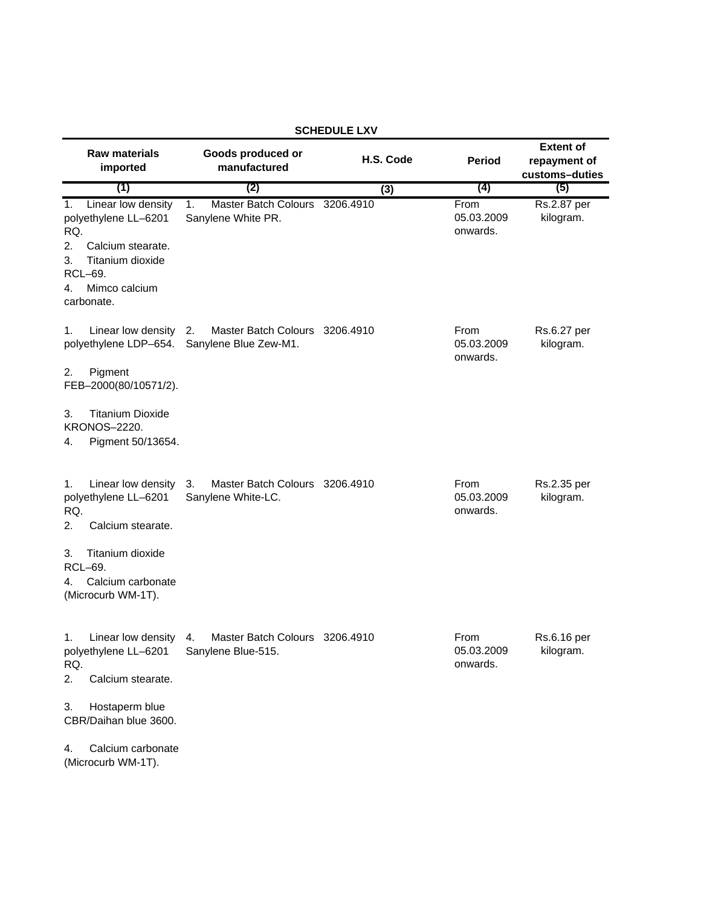**SCHEDULE LXV**

| Raw materials imported | Goods produced or manufactured | H.S. Code | Period | Extent of repayment of customs–duties |
|---|---|---|---|---|
| (1) | (2) | (3) | (4) | (5) |
| 1. Linear low density polyethylene LL–6201 RQ.<br>2. Calcium stearate.<br>3. Titanium dioxide RCL–69.<br>4. Mimco calcium carbonate. | 1. Master Batch Colours Sanylene White PR. | 3206.4910 | From 05.03.2009 onwards. | Rs.2.87 per kilogram. |
| 1. Linear low density polyethylene LDP–654.<br>2. Pigment FEB–2000(80/10571/2).<br>3. Titanium Dioxide KRONOS–2220.<br>4. Pigment 50/13654. | 2. Master Batch Colours Sanylene Blue Zew-M1. | 3206.4910 | From 05.03.2009 onwards. | Rs.6.27 per kilogram. |
| 1. Linear low density polyethylene LL–6201 RQ.<br>2. Calcium stearate.<br>3. Titanium dioxide RCL–69.<br>4. Calcium carbonate (Microcurb WM-1T). | 3. Master Batch Colours Sanylene White-LC. | 3206.4910 | From 05.03.2009 onwards. | Rs.2.35 per kilogram. |
| 1. Linear low density polyethylene LL–6201 RQ.<br>2. Calcium stearate.<br>3. Hostaperm blue CBR/Daihan blue 3600.<br>4. Calcium carbonate (Microcurb WM-1T). | 4. Master Batch Colours Sanylene Blue-515. | 3206.4910 | From 05.03.2009 onwards. | Rs.6.16 per kilogram. |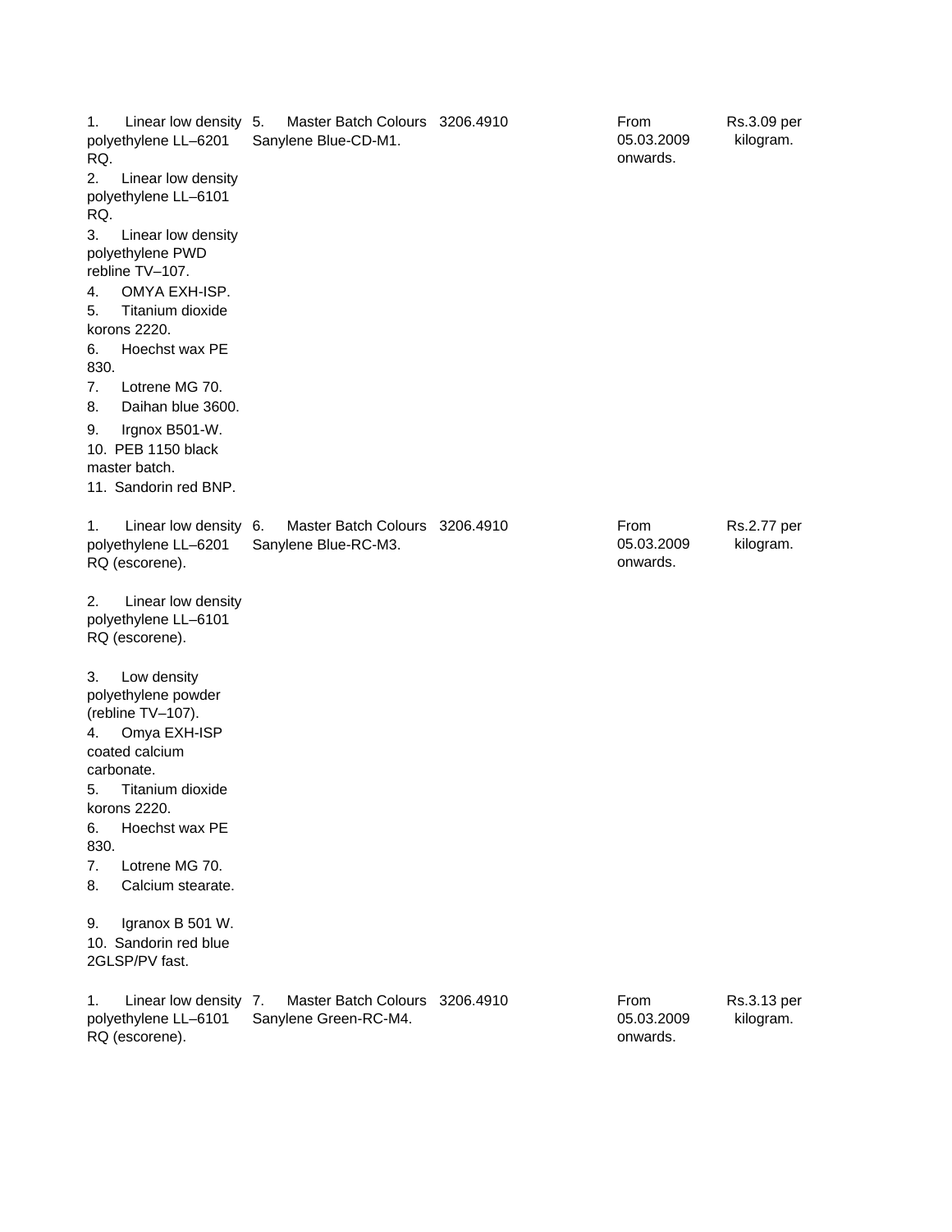| | | | | |
|---|---|---|---|---|
| 1. Linear low density polyethylene LL–6201 RQ.<br>2. Linear low density polyethylene LL–6101 RQ.<br>3. Linear low density polyethylene PWD rebline TV–107.<br>4. OMYA EXH-ISP.<br>5. Titanium dioxide korons 2220.<br>6. Hoechst wax PE 830.<br>7. Lotrene MG 70.<br>8. Daihan blue 3600.<br>9. Irgnox B501-W.<br>10. PEB 1150 black master batch.<br>11. Sandorin red BNP. | 5. Master Batch Colours Sanylene Blue-CD-M1. | 3206.4910 | From 05.03.2009 onwards. | Rs.3.09 per kilogram. |
| 1. Linear low density polyethylene LL–6201 RQ (escorene).<br>2. Linear low density polyethylene LL–6101 RQ (escorene).<br>3. Low density polyethylene powder (rebline TV–107).<br>4. Omya EXH-ISP coated calcium carbonate.<br>5. Titanium dioxide korons 2220.<br>6. Hoechst wax PE 830.<br>7. Lotrene MG 70.<br>8. Calcium stearate.<br>9. Igranox B 501 W.<br>10. Sandorin red blue 2GLSP/PV fast. | 6. Master Batch Colours Sanylene Blue-RC-M3. | 3206.4910 | From 05.03.2009 onwards. | Rs.2.77 per kilogram. |
| 1. Linear low density polyethylene LL–6101 RQ (escorene). | 7. Master Batch Colours Sanylene Green-RC-M4. | 3206.4910 | From 05.03.2009 onwards. | Rs.3.13 per kilogram. |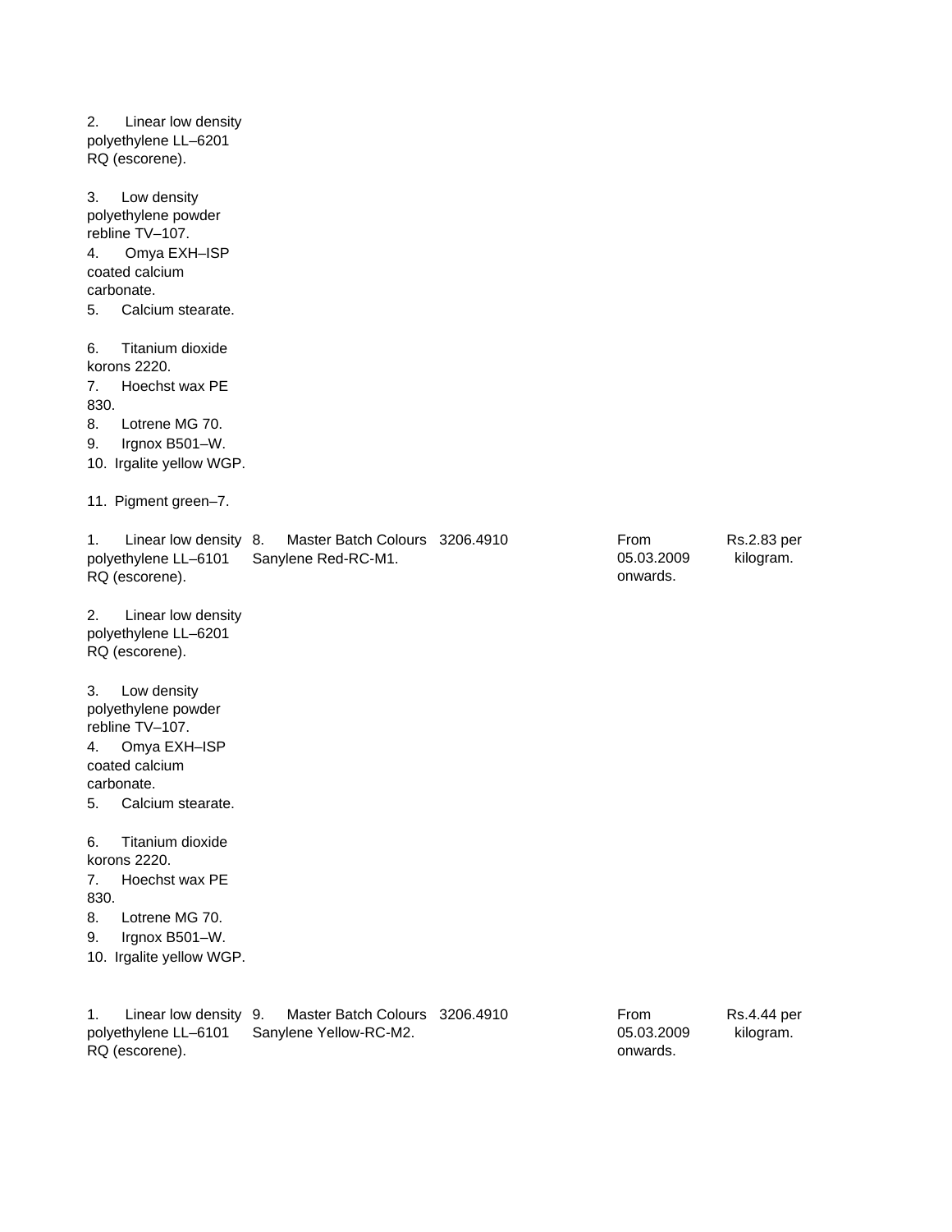| | | | | |
|---|---|---|---|---|
| 2. Linear low density polyethylene LL–6201 RQ (escorene).<br><br>3. Low density polyethylene powder rebline TV–107.<br>4. Omya EXH–ISP coated calcium carbonate.<br>5. Calcium stearate.<br><br>6. Titanium dioxide korons 2220.<br>7. Hoechst wax PE 830.<br>8. Lotrene MG 70.<br>9. Irgnox B501–W.<br>10. Irgalite yellow WGP.<br><br>11. Pigment green–7. | | | | |
| 1. Linear low density polyethylene LL–6101 RQ (escorene).<br><br>2. Linear low density polyethylene LL–6201 RQ (escorene).<br><br>3. Low density polyethylene powder rebline TV–107.<br>4. Omya EXH–ISP coated calcium carbonate.<br>5. Calcium stearate.<br><br>6. Titanium dioxide korons 2220.<br>7. Hoechst wax PE 830.<br>8. Lotrene MG 70.<br>9. Irgnox B501–W.<br>10. Irgalite yellow WGP. | 8. Master Batch Colours Sanylene Red-RC-M1. | 3206.4910 | From 05.03.2009 onwards. | Rs.2.83 per kilogram. |
| 1. Linear low density polyethylene LL–6101 RQ (escorene). | 9. Master Batch Colours Sanylene Yellow-RC-M2. | 3206.4910 | From 05.03.2009 onwards. | Rs.4.44 per kilogram. |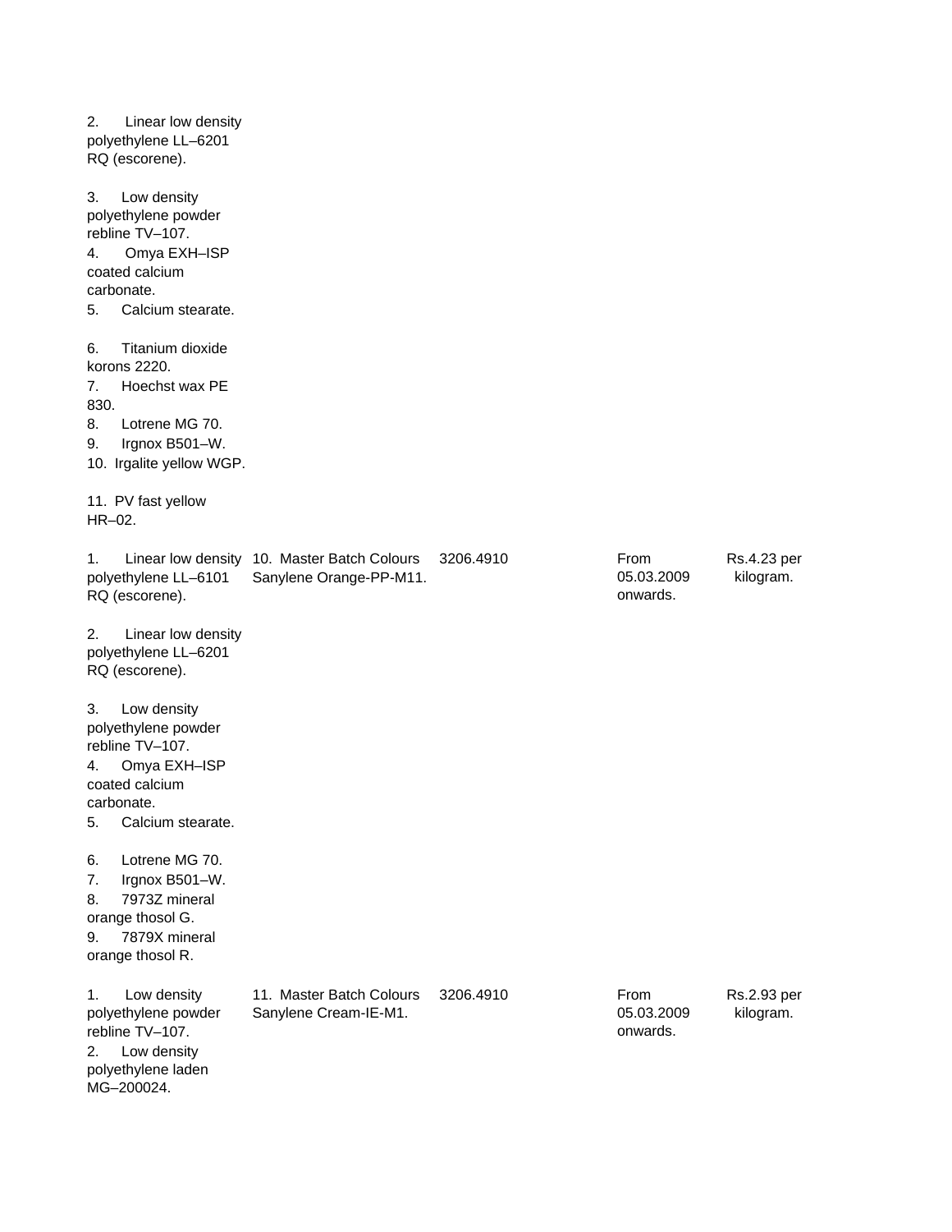| | | | | |
|---|---|---|---|---|
| 2. Linear low density polyethylene LL–6201 RQ (escorene).<br><br>3. Low density polyethylene powder rebline TV–107.<br>4. Omya EXH–ISP coated calcium carbonate.<br>5. Calcium stearate.<br><br>6. Titanium dioxide korons 2220.<br>7. Hoechst wax PE 830.<br>8. Lotrene MG 70.<br>9. Irgnox B501–W.<br>10. Irgalite yellow WGP.<br><br>11. PV fast yellow HR–02. | | | | |
| 1. Linear low density polyethylene LL–6101 RQ (escorene).<br><br>2. Linear low density polyethylene LL–6201 RQ (escorene).<br><br>3. Low density polyethylene powder rebline TV–107.<br>4. Omya EXH–ISP coated calcium carbonate.<br>5. Calcium stearate.<br><br>6. Lotrene MG 70.<br>7. Irgnox B501–W.<br>8. 7973Z mineral orange thosol G.<br>9. 7879X mineral orange thosol R. | 10. Master Batch Colours Sanylene Orange-PP-M11. | 3206.4910 | From 05.03.2009 onwards. | Rs.4.23 per kilogram. |
| 1. Low density polyethylene powder rebline TV–107.<br>2. Low density polyethylene laden MG–200024. | 11. Master Batch Colours Sanylene Cream-IE-M1. | 3206.4910 | From 05.03.2009 onwards. | Rs.2.93 per kilogram. |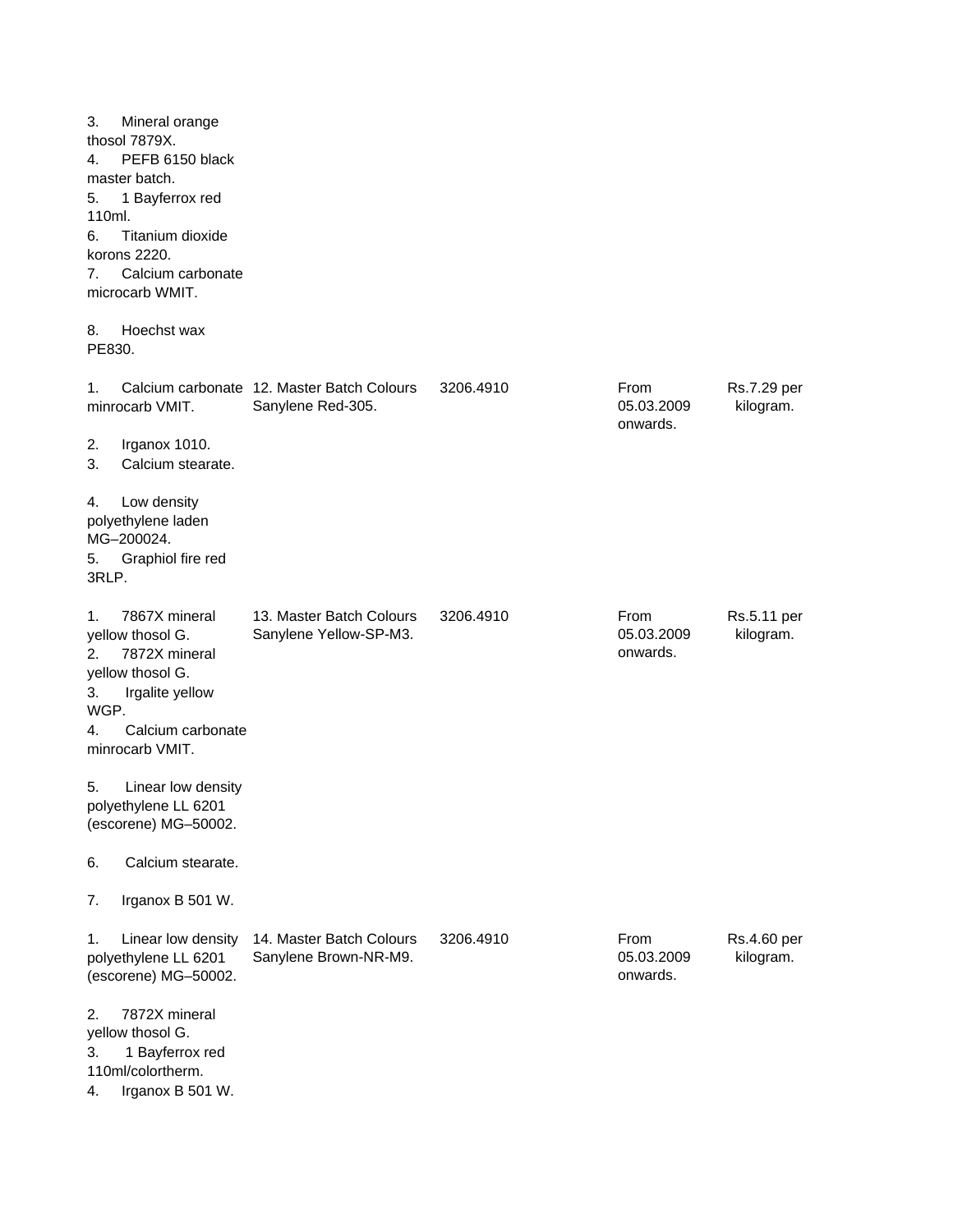| | | | | |
|---|---|---|---|---|
| 3. Mineral orange thosol 7879X.<br>4. PEFB 6150 black master batch.<br>5. 1 Bayferrox red 110ml.<br>6. Titanium dioxide korons 2220.<br>7. Calcium carbonate microcarb WMIT.<br>8. Hoechst wax PE830. | | | | |
| 1. Calcium carbonate minrocarb VMIT.<br>2. Irganox 1010.<br>3. Calcium stearate.<br>4. Low density polyethylene laden MG–200024.<br>5. Graphiol fire red 3RLP. | 12. Master Batch Colours Sanylene Red-305. | 3206.4910 | From 05.03.2009 onwards. | Rs.7.29 per kilogram. |
| 1. 7867X mineral yellow thosol G.<br>2. 7872X mineral yellow thosol G.<br>3. Irgalite yellow WGP.<br>4. Calcium carbonate minrocarb VMIT.<br>5. Linear low density polyethylene LL 6201 (escorene) MG–50002.<br>6. Calcium stearate.<br>7. Irganox B 501 W. | 13. Master Batch Colours Sanylene Yellow-SP-M3. | 3206.4910 | From 05.03.2009 onwards. | Rs.5.11 per kilogram. |
| 1. Linear low density polyethylene LL 6201 (escorene) MG–50002.<br>2. 7872X mineral yellow thosol G.<br>3. 1 Bayferrox red 110ml/colortherm.<br>4. Irganox B 501 W. | 14. Master Batch Colours Sanylene Brown-NR-M9. | 3206.4910 | From 05.03.2009 onwards. | Rs.4.60 per kilogram. |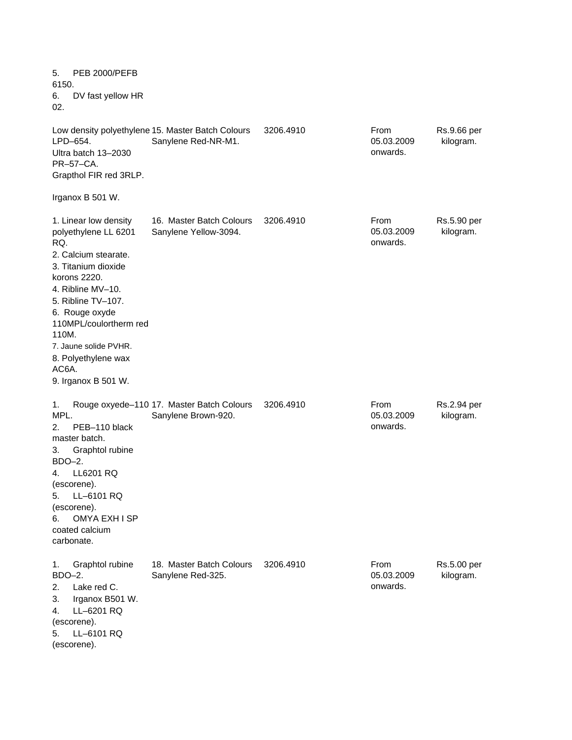| | | | | |
|---|---|---|---|---|
| 5. PEB 2000/PEFB 6150.<br>6. DV fast yellow HR 02. | | | | |
| Low density polyethylene LPD–654.<br>Ultra batch 13–2030 PR–57–CA.<br>Grapthol FIR red 3RLP.<br><br>Irganox B 501 W. | 15. Master Batch Colours Sanylene Red-NR-M1. | 3206.4910 | From 05.03.2009 onwards. | Rs.9.66 per kilogram. |
| 1. Linear low density polyethylene LL 6201 RQ.<br>2. Calcium stearate.<br>3. Titanium dioxide korons 2220.<br>4. Ribline MV–10.<br>5. Ribline TV–107.<br>6. Rouge oxyde 110MPL/coulortherm red 110M.<br>7. Jaune solide PVHR.<br>8. Polyethylene wax AC6A.<br>9. Irganox B 501 W. | 16. Master Batch Colours Sanylene Yellow-3094. | 3206.4910 | From 05.03.2009 onwards. | Rs.5.90 per kilogram. |
| 1. Rouge oxyede–110 MPL.<br>2. PEB–110 black master batch.<br>3. Graphtol rubine BDO–2.<br>4. LL6201 RQ (escorene).<br>5. LL–6101 RQ (escorene).<br>6. OMYA EXH I SP coated calcium carbonate. | 17. Master Batch Colours Sanylene Brown-920. | 3206.4910 | From 05.03.2009 onwards. | Rs.2.94 per kilogram. |
| 1. Graphtol rubine BDO–2.<br>2. Lake red C.<br>3. Irganox B501 W.<br>4. LL–6201 RQ (escorene).<br>5. LL–6101 RQ (escorene). | 18. Master Batch Colours Sanylene Red-325. | 3206.4910 | From 05.03.2009 onwards. | Rs.5.00 per kilogram. |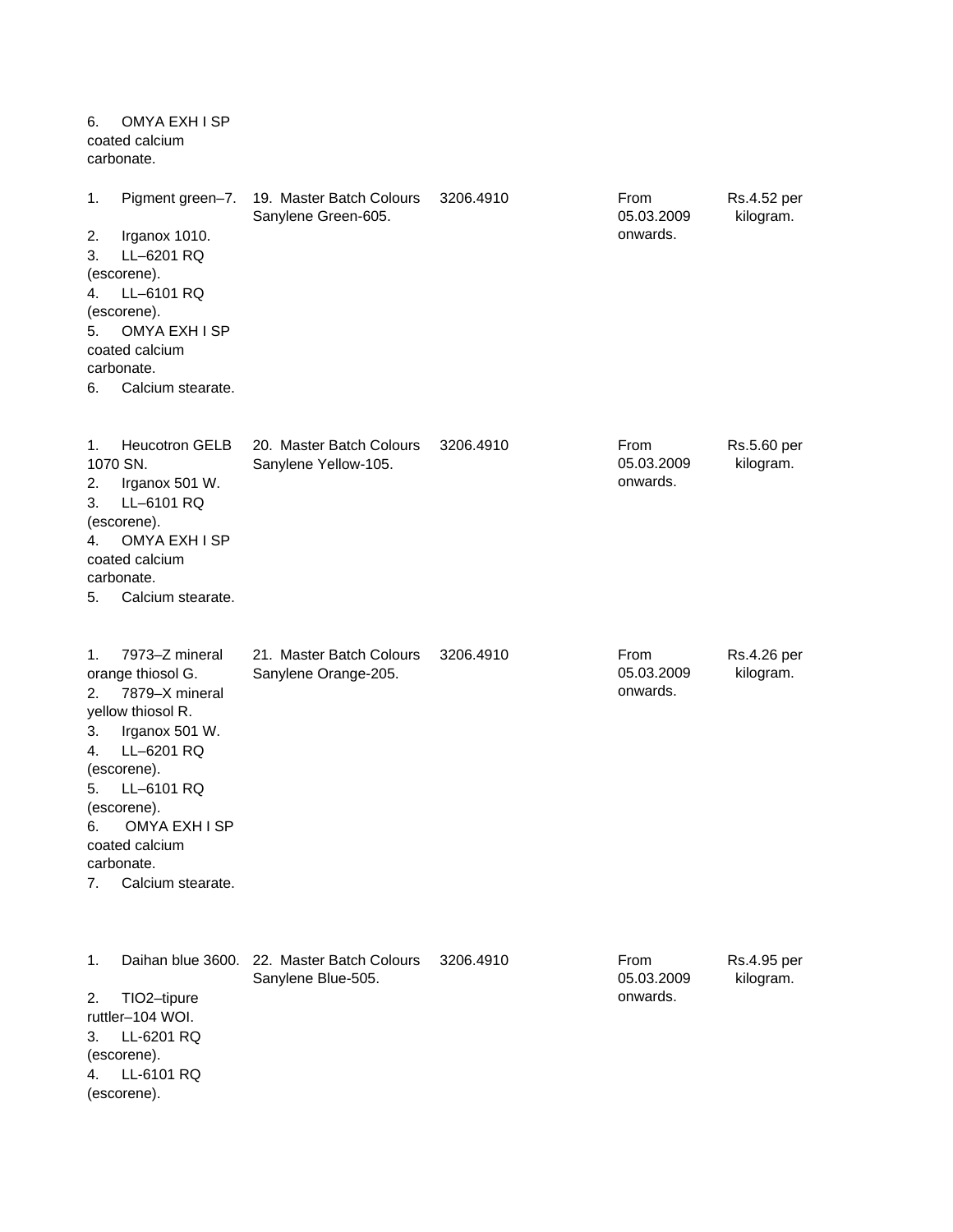| | | | | |
|---|---|---|---|---|
| 6. OMYA EXH I SP coated calcium carbonate. | | | | |
| 1. Pigment green–7.<br>2. Irganox 1010.<br>3. LL–6201 RQ (escorene).<br>4. LL–6101 RQ (escorene).<br>5. OMYA EXH I SP coated calcium carbonate.<br>6. Calcium stearate. | 19. Master Batch Colours Sanylene Green-605. | 3206.4910 | From 05.03.2009 onwards. | Rs.4.52 per kilogram. |
| 1. Heucotron GELB 1070 SN.<br>2. Irganox 501 W.<br>3. LL–6101 RQ (escorene).<br>4. OMYA EXH I SP coated calcium carbonate.<br>5. Calcium stearate. | 20. Master Batch Colours Sanylene Yellow-105. | 3206.4910 | From 05.03.2009 onwards. | Rs.5.60 per kilogram. |
| 1. 7973–Z mineral orange thiosol G.<br>2. 7879–X mineral yellow thiosol R.<br>3. Irganox 501 W.<br>4. LL–6201 RQ (escorene).<br>5. LL–6101 RQ (escorene).<br>6. OMYA EXH I SP coated calcium carbonate.<br>7. Calcium stearate. | 21. Master Batch Colours Sanylene Orange-205. | 3206.4910 | From 05.03.2009 onwards. | Rs.4.26 per kilogram. |
| 1. Daihan blue 3600.<br>2. TIO2–tipure ruttler–104 WOI.<br>3. LL-6201 RQ (escorene).<br>4. LL-6101 RQ (escorene). | 22. Master Batch Colours Sanylene Blue-505. | 3206.4910 | From 05.03.2009 onwards. | Rs.4.95 per kilogram. |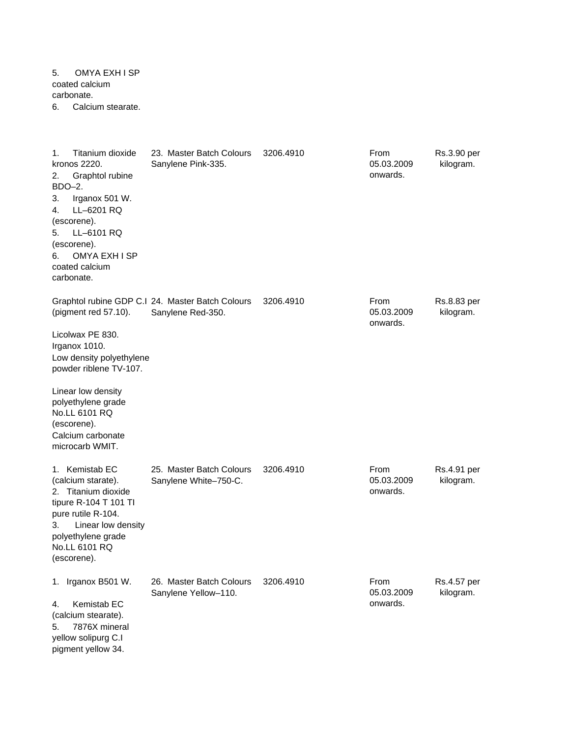| | | | | |
|---|---|---|---|---|
| 5. OMYA EXH I SP coated calcium carbonate.<br>6. Calcium stearate. | | | | |
| 1. Titanium dioxide kronos 2220.<br>2. Graphtol rubine BDO–2.<br>3. Irganox 501 W.<br>4. LL–6201 RQ (escorene).<br>5. LL–6101 RQ (escorene).<br>6. OMYA EXH I SP coated calcium carbonate. | 23. Master Batch Colours Sanylene Pink-335. | 3206.4910 | From 05.03.2009 onwards. | Rs.3.90 per kilogram. |
| Graphtol rubine GDP C.I (pigment red 57.10).<br><br>Licolwax PE 830.<br>Irganox 1010.<br>Low density polyethylene powder riblene TV-107.<br><br>Linear low density polyethylene grade No.LL 6101 RQ (escorene).<br>Calcium carbonate microcarb WMIT. | 24. Master Batch Colours Sanylene Red-350. | 3206.4910 | From 05.03.2009 onwards. | Rs.8.83 per kilogram. |
| 1. Kemistab EC (calcium starate).<br>2. Titanium dioxide tipure R-104 T 101 TI pure rutile R-104.<br>3. Linear low density polyethylene grade No.LL 6101 RQ (escorene). | 25. Master Batch Colours Sanylene White–750-C. | 3206.4910 | From 05.03.2009 onwards. | Rs.4.91 per kilogram. |
| 1. Irganox B501 W.<br><br>4. Kemistab EC (calcium stearate).<br>5. 7876X mineral yellow solipurg C.I pigment yellow 34. | 26. Master Batch Colours Sanylene Yellow–110. | 3206.4910 | From 05.03.2009 onwards. | Rs.4.57 per kilogram. |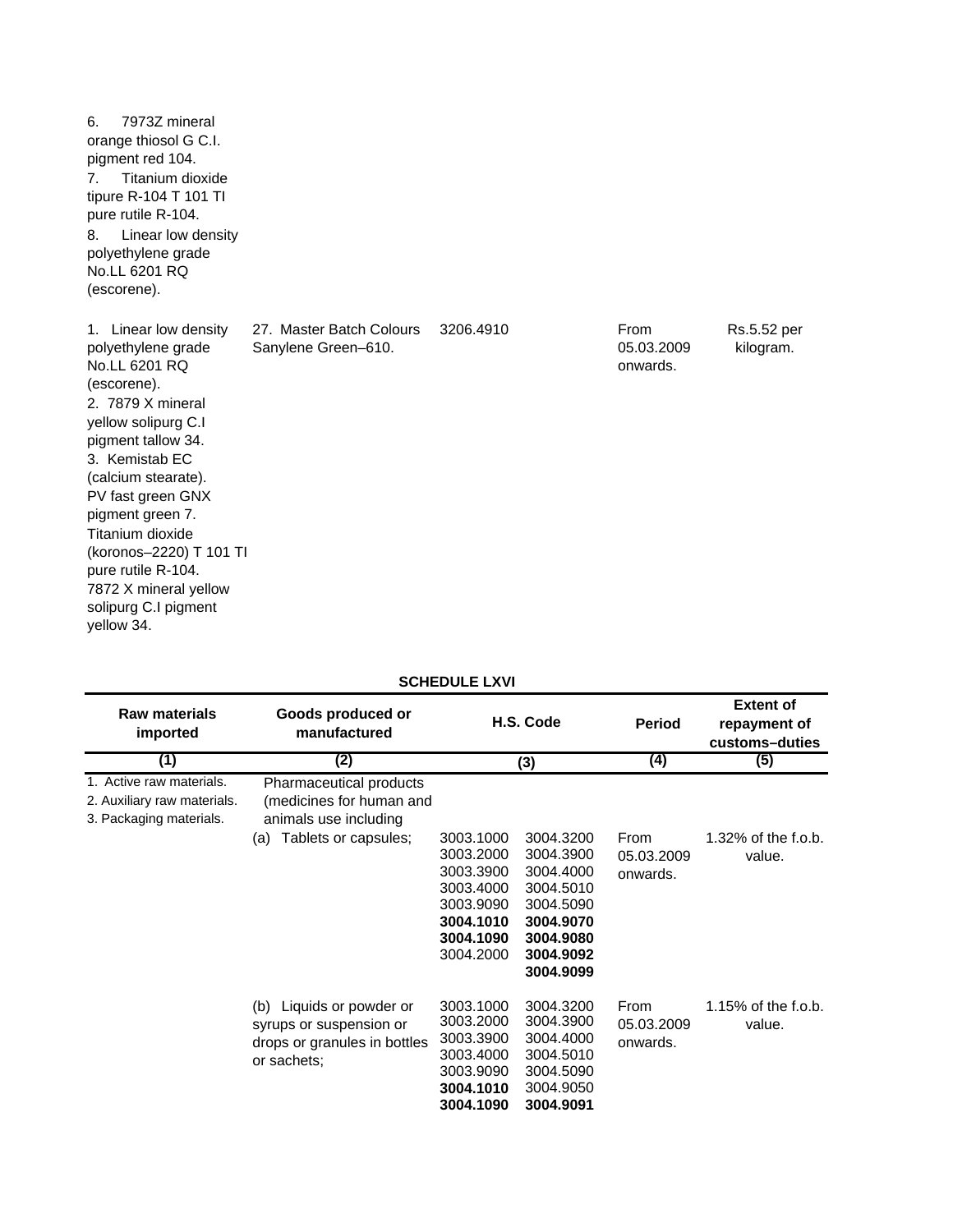| | | | | |
|---|---|---|---|---|
| 6. 7973Z mineral orange thiosol G C.I. pigment red 104.<br>7. Titanium dioxide tipure R-104 T 101 TI pure rutile R-104.<br>8. Linear low density polyethylene grade No.LL 6201 RQ (escorene). | | | | |
| 1. Linear low density polyethylene grade No.LL 6201 RQ (escorene).<br>2. 7879 X mineral yellow solipurg C.I pigment tallow 34.<br>3. Kemistab EC (calcium stearate).<br>PV fast green GNX pigment green 7.<br>Titanium dioxide (koronos–2220) T 101 TI pure rutile R-104.<br>7872 X mineral yellow solipurg C.I pigment yellow 34. | 27. Master Batch Colours Sanylene Green–610. | 3206.4910 | From 05.03.2009 onwards. | Rs.5.52 per kilogram. |

**SCHEDULE LXVI**

| Raw materials imported | Goods produced or manufactured | H.S. Code | | Period | Extent of repayment of customs–duties |
|---|---|---|---|---|---|
| (1) | (2) | (3) | | (4) | (5) |
| 1. Active raw materials.<br>2. Auxiliary raw materials.<br>3. Packaging materials. | Pharmaceutical products (medicines for human and animals use including | | | | |
| | (a) Tablets or capsules; | 3003.1000<br>3003.2000<br>3003.3900<br>3003.4000<br>3003.9090<br>**3004.1010**<br>**3004.1090**<br>3004.2000 | 3004.3200<br>3004.3900<br>3004.4000<br>3004.5010<br>3004.5090<br>**3004.9070**<br>**3004.9080**<br>**3004.9092**<br>**3004.9099** | From 05.03.2009 onwards. | 1.32% of the f.o.b. value. |
| | (b) Liquids or powder or syrups or suspension or drops or granules in bottles or sachets; | 3003.1000<br>3003.2000<br>3003.3900<br>3003.4000<br>3003.9090<br>**3004.1010**<br>**3004.1090** | 3004.3200<br>3004.3900<br>3004.4000<br>3004.5010<br>3004.5090<br>3004.9050<br>**3004.9091** | From 05.03.2009 onwards. | 1.15% of the f.o.b. value. |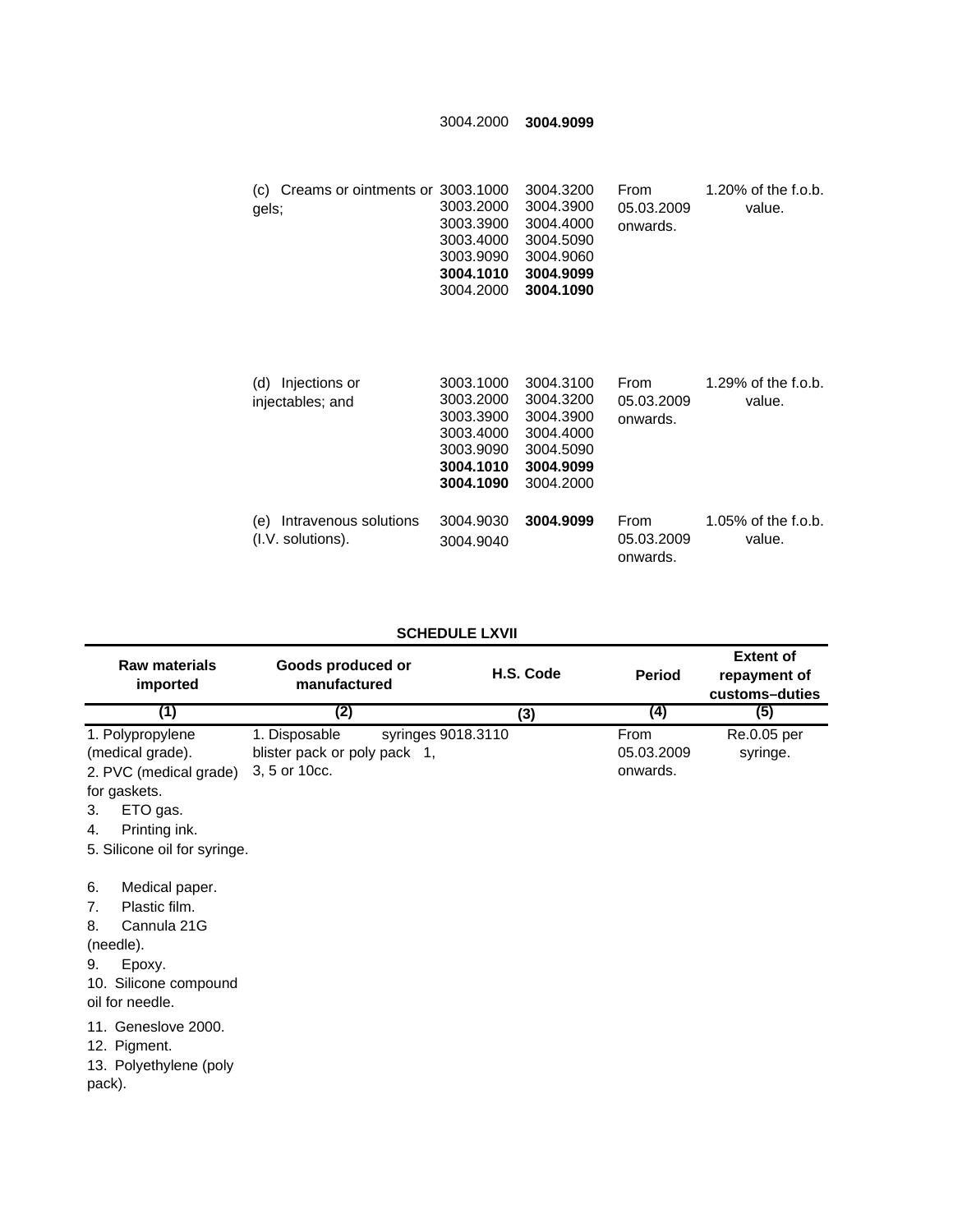| | | | | |
|---|---|---|---|---|
| | 3004.2000 | **3004.9099** | | |
| (c) Creams or ointments or gels; | 3003.1000<br>3003.2000<br>3003.3900<br>3003.4000<br>3003.9090<br>**3004.1010**<br>3004.2000 | 3004.3200<br>3004.3900<br>3004.4000<br>3004.5090<br>3004.9060<br>**3004.9099**<br>**3004.1090** | From 05.03.2009 onwards. | 1.20% of the f.o.b. value. |
| (d) Injections or injectables; and | 3003.1000<br>3003.2000<br>3003.3900<br>3003.4000<br>3003.9090<br>**3004.1010**<br>**3004.1090** | 3004.3100<br>3004.3200<br>3004.3900<br>3004.4000<br>3004.5090<br>**3004.9099**<br>3004.2000 | From 05.03.2009 onwards. | 1.29% of the f.o.b. value. |
| (e) Intravenous solutions (I.V. solutions). | 3004.9030<br>3004.9040 | **3004.9099** | From 05.03.2009 onwards. | 1.05% of the f.o.b. value. |

**SCHEDULE LXVII**

| Raw materials imported | Goods produced or manufactured | H.S. Code | Period | Extent of repayment of customs–duties |
|---|---|---|---|---|
| (1) | (2) | (3) | (4) | (5) |
| 1. Polypropylene (medical grade).<br>2. PVC (medical grade) for gaskets.<br>3. ETO gas.<br>4. Printing ink.<br>5. Silicone oil for syringe.<br>6. Medical paper.<br>7. Plastic film.<br>8. Cannula 21G (needle).<br>9. Epoxy.<br>10. Silicone compound oil for needle.<br>11. Geneslove 2000.<br>12. Pigment.<br>13. Polyethylene (poly pack). | 1. Disposable syringes blister pack or poly pack 1, 3, 5 or 10cc. | 9018.3110 | From 05.03.2009 onwards. | Re.0.05 per syringe. |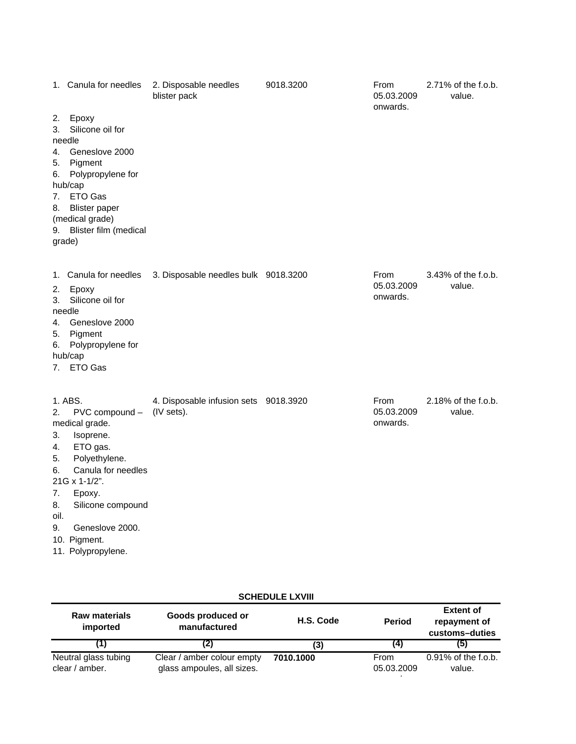| | | | | |
|---|---|---|---|---|
| 1. Canula for needles<br>2. Epoxy<br>3. Silicone oil for needle<br>4. Geneslove 2000<br>5. Pigment<br>6. Polypropylene for hub/cap<br>7. ETO Gas<br>8. Blister paper (medical grade)<br>9. Blister film (medical grade) | 2. Disposable needles blister pack | 9018.3200 | From 05.03.2009 onwards. | 2.71% of the f.o.b. value. |
| 1. Canula for needles<br>2. Epoxy<br>3. Silicone oil for needle<br>4. Geneslove 2000<br>5. Pigment<br>6. Polypropylene for hub/cap<br>7. ETO Gas | 3. Disposable needles bulk | 9018.3200 | From 05.03.2009 onwards. | 3.43% of the f.o.b. value. |
| 1. ABS.<br>2. PVC compound – medical grade.<br>3. Isoprene.<br>4. ETO gas.<br>5. Polyethylene.<br>6. Canula for needles 21G x 1-1/2".<br>7. Epoxy.<br>8. Silicone compound oil.<br>9. Geneslove 2000.<br>10. Pigment.<br>11. Polypropylene. | 4. Disposable infusion sets (IV sets). | 9018.3920 | From 05.03.2009 onwards. | 2.18% of the f.o.b. value. |

**SCHEDULE LXVIII**

| Raw materials imported | Goods produced or manufactured | H.S. Code | Period | Extent of repayment of customs–duties |
|---|---|---|---|---|
| (1) | (2) | (3) | (4) | (5) |
| Neutral glass tubing clear / amber. | Clear / amber colour empty glass ampoules, all sizes. | **7010.1000** | From 05.03.2009 | 0.91% of the f.o.b. value. |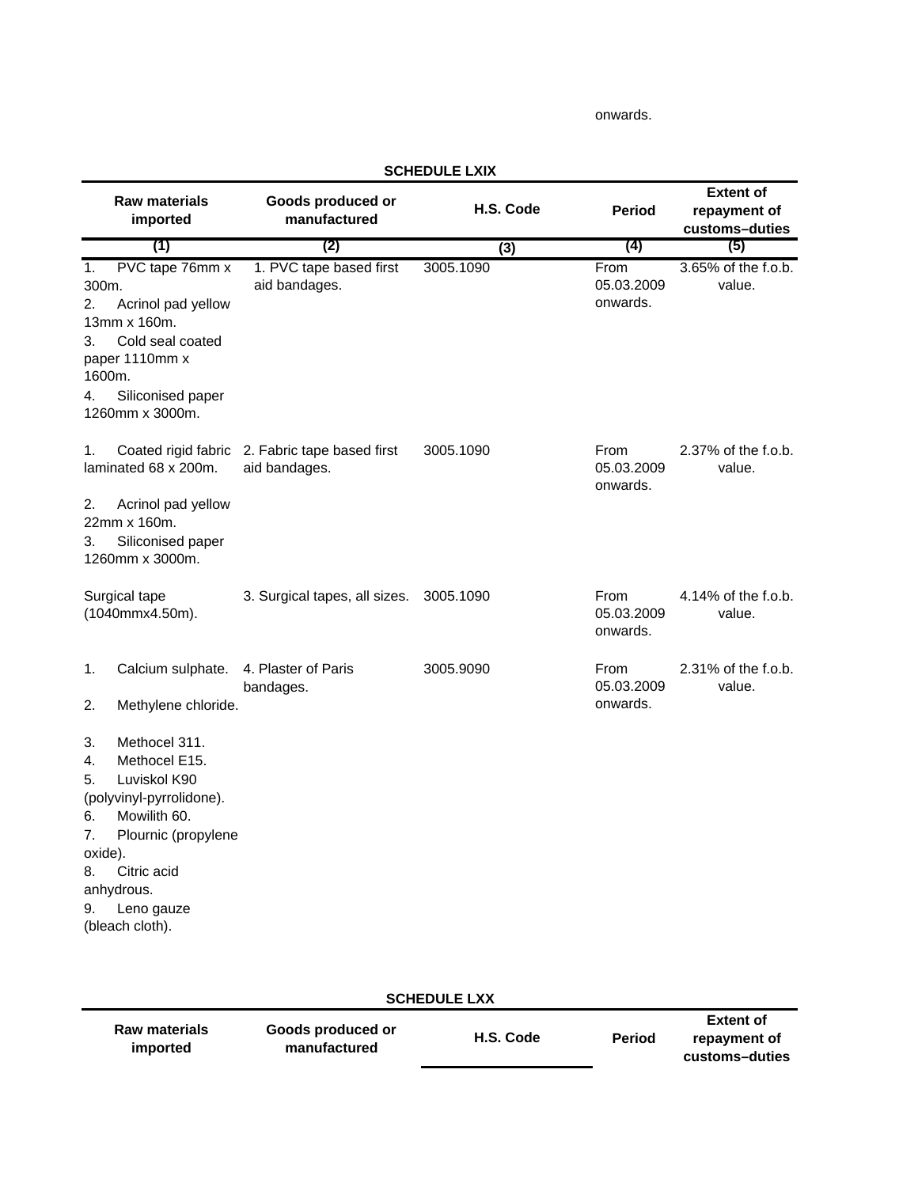onwards.

**SCHEDULE LXIX**

| Raw materials imported | Goods produced or manufactured | H.S. Code | Period | Extent of repayment of customs–duties |
|---|---|---|---|---|
| (1) | (2) | (3) | (4) | (5) |
| 1. PVC tape 76mm x 300m.<br>2. Acrinol pad yellow 13mm x 160m.<br>3. Cold seal coated paper 1110mm x 1600m.<br>4. Siliconised paper 1260mm x 3000m. | 1. PVC tape based first aid bandages. | 3005.1090 | From 05.03.2009 onwards. | 3.65% of the f.o.b. value. |
| 1. Coated rigid fabric laminated 68 x 200m.<br>2. Acrinol pad yellow 22mm x 160m.<br>3. Siliconised paper 1260mm x 3000m. | 2. Fabric tape based first aid bandages. | 3005.1090 | From 05.03.2009 onwards. | 2.37% of the f.o.b. value. |
| Surgical tape (1040mmx4.50m). | 3. Surgical tapes, all sizes. | 3005.1090 | From 05.03.2009 onwards. | 4.14% of the f.o.b. value. |
| 1. Calcium sulphate.<br>2. Methylene chloride.<br>3. Methocel 311.<br>4. Methocel E15.<br>5. Luviskol K90 (polyvinyl-pyrrolidone).<br>6. Mowilith 60.<br>7. Plournic (propylene oxide).<br>8. Citric acid anhydrous.<br>9. Leno gauze (bleach cloth). | 4. Plaster of Paris bandages. | 3005.9090 | From 05.03.2009 onwards. | 2.31% of the f.o.b. value. |

**SCHEDULE LXX**

| Raw materials imported | Goods produced or manufactured | H.S. Code | Period | Extent of repayment of customs–duties |
|---|---|---|---|---|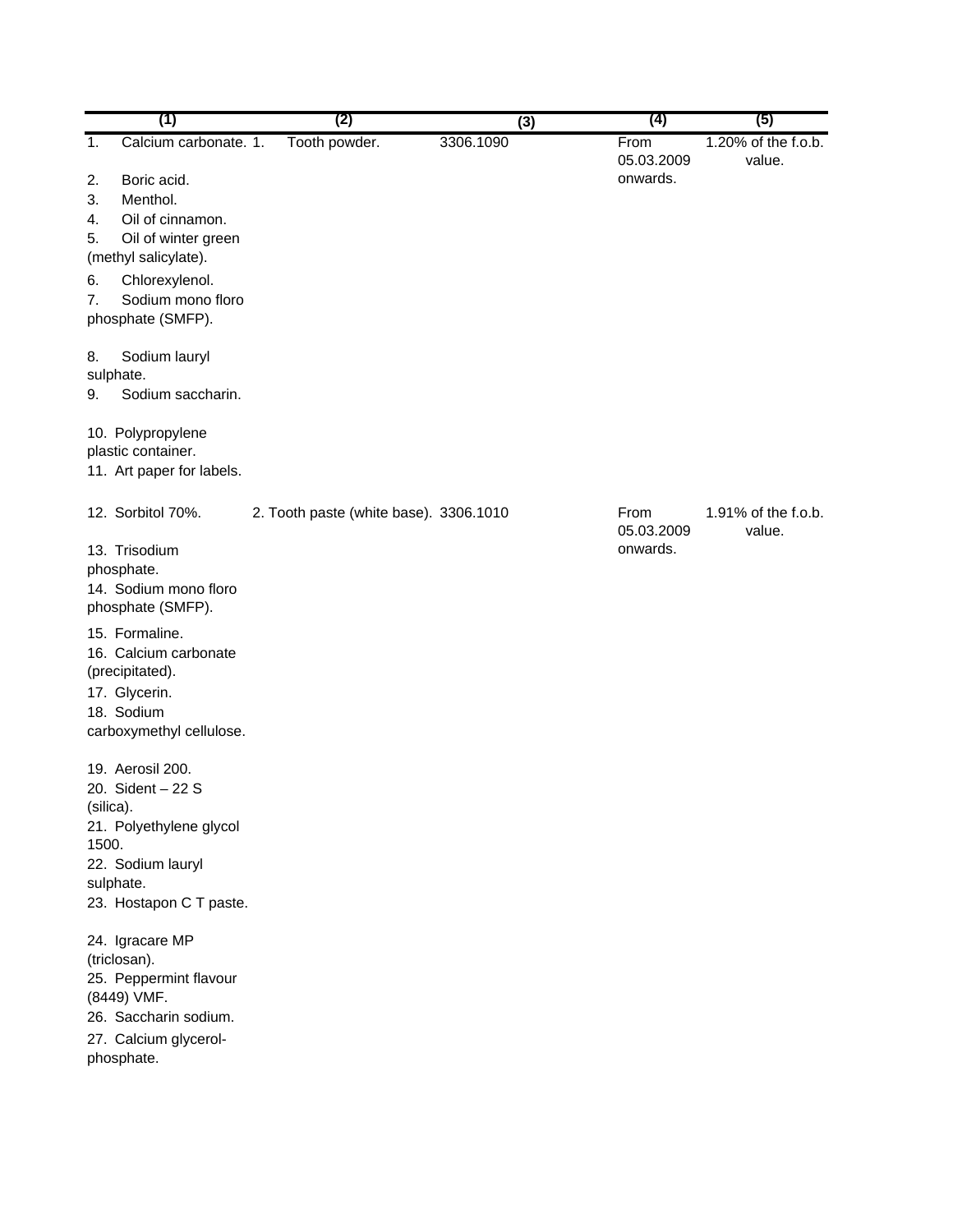| (1) | (2) | (3) | (4) | (5) |
|---|---|---|---|---|
| 1. Calcium carbonate.<br>2. Boric acid.<br>3. Menthol.<br>4. Oil of cinnamon.<br>5. Oil of winter green (methyl salicylate).<br>6. Chlorexylenol.<br>7. Sodium mono floro phosphate (SMFP).<br>8. Sodium lauryl sulphate.<br>9. Sodium saccharin.<br>10. Polypropylene plastic container.<br>11. Art paper for labels. | 1. Tooth powder. | 3306.1090 | From 05.03.2009 onwards. | 1.20% of the f.o.b. value. |
| 12. Sorbitol 70%.<br>13. Trisodium phosphate.<br>14. Sodium mono floro phosphate (SMFP).<br>15. Formaline.<br>16. Calcium carbonate (precipitated).<br>17. Glycerin.<br>18. Sodium carboxymethyl cellulose.<br>19. Aerosil 200.<br>20. Sident – 22 S (silica).<br>21. Polyethylene glycol 1500.<br>22. Sodium lauryl sulphate.<br>23. Hostapon C T paste.<br>24. Igracare MP (triclosan).<br>25. Peppermint flavour (8449) VMF.<br>26. Saccharin sodium.<br>27. Calcium glycerol-phosphate. | 2. Tooth paste (white base). | 3306.1010 | From 05.03.2009 onwards. | 1.91% of the f.o.b. value. |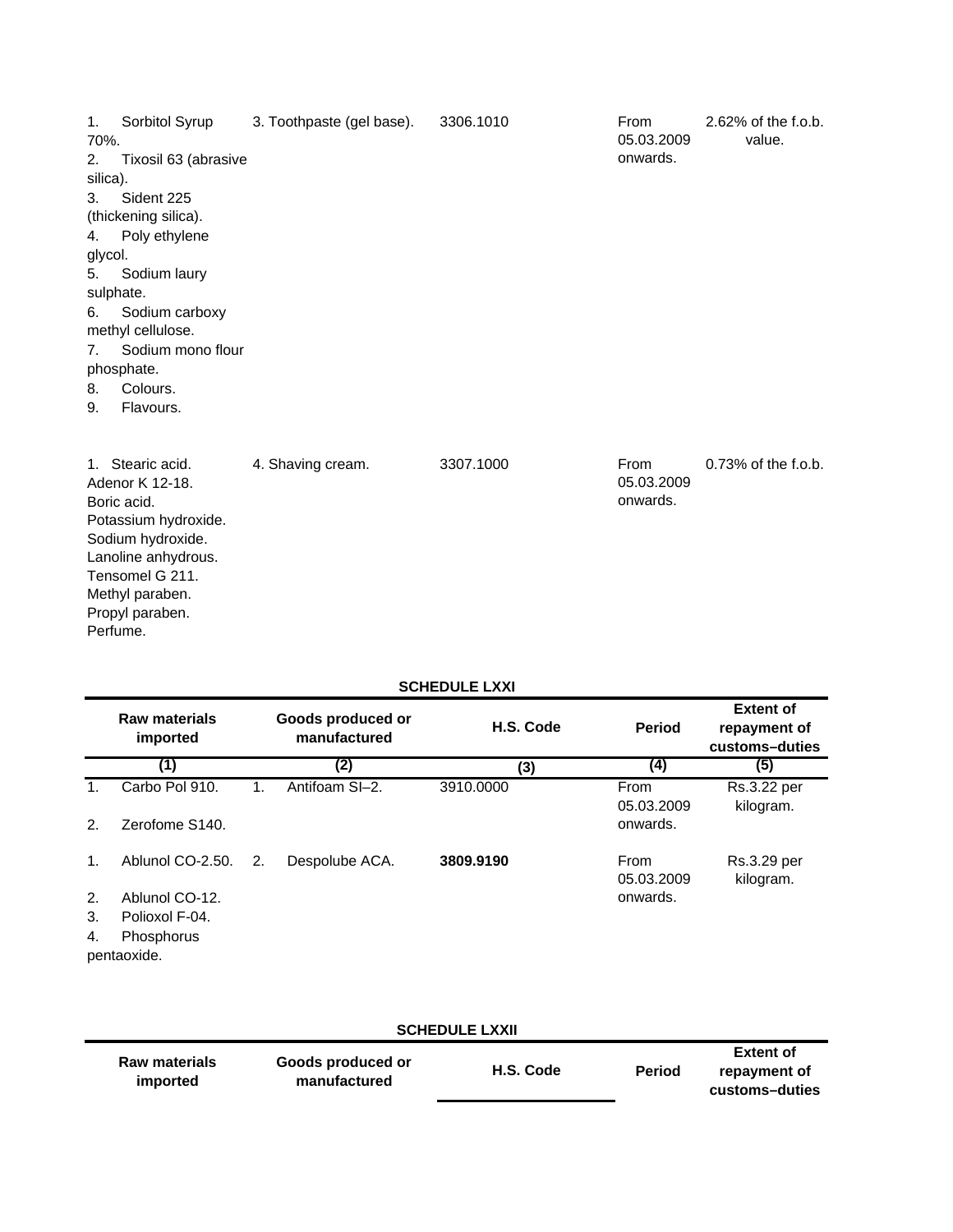| Raw materials imported | Goods produced or manufactured | H.S. Code | Period | Extent of repayment of customs–duties |
|---|---|---|---|---|
| 1. Sorbitol Syrup 70%.<br>2. Tixosil 63 (abrasive silica).<br>3. Sident 225 (thickening silica).<br>4. Poly ethylene glycol.<br>5. Sodium laury sulphate.<br>6. Sodium carboxy methyl cellulose.<br>7. Sodium mono flour phosphate.<br>8. Colours.<br>9. Flavours. | 3. Toothpaste (gel base). | 3306.1010 | From 05.03.2009 onwards. | 2.62% of the f.o.b. value. |
| 1. Stearic acid.<br>Adenor K 12-18.<br>Boric acid.<br>Potassium hydroxide.<br>Sodium hydroxide.<br>Lanoline anhydrous.<br>Tensomel G 211.<br>Methyl paraben.<br>Propyl paraben.<br>Perfume. | 4. Shaving cream. | 3307.1000 | From 05.03.2009 onwards. | 0.73% of the f.o.b. |

**SCHEDULE LXXI**

| Raw materials imported | Goods produced or manufactured | H.S. Code | Period | Extent of repayment of customs–duties |
|---|---|---|---|---|
| (1) | (2) | (3) | (4) | (5) |
| 1. Carbo Pol 910.<br>2. Zerofome S140. | 1. Antifoam SI–2. | 3910.0000 | From 05.03.2009 onwards. | Rs.3.22 per kilogram. |
| 1. Ablunol CO-2.50.<br>2. Ablunol CO-12.<br>3. Polioxol F-04.<br>4. Phosphorus pentaoxide. | 2. Despolube ACA. | **3809.9190** | From 05.03.2009 onwards. | Rs.3.29 per kilogram. |

**SCHEDULE LXXII**

| Raw materials imported | Goods produced or manufactured | H.S. Code | Period | Extent of repayment of customs–duties |
|---|---|---|---|---|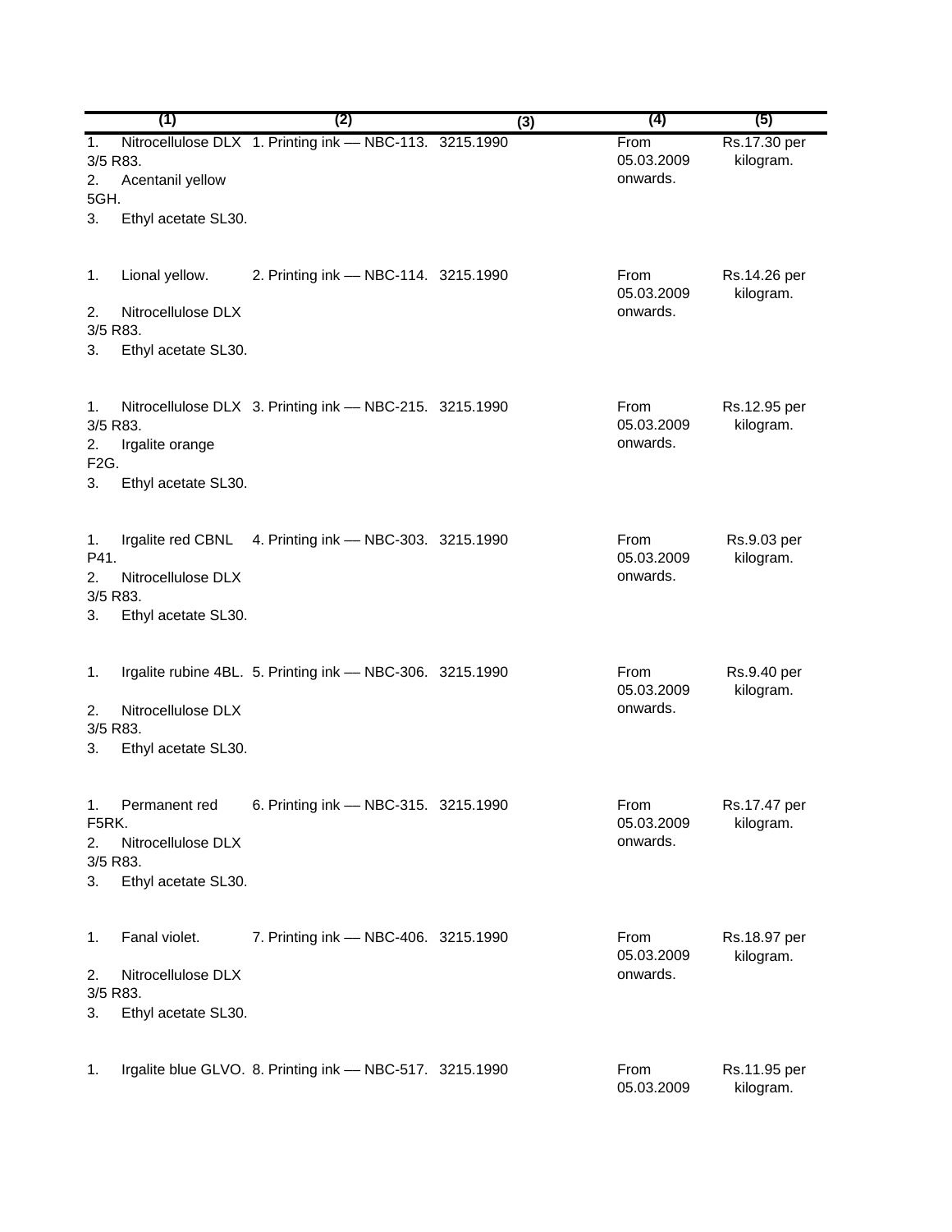| (1) | (2) | (3) | (4) | (5) |
|---|---|---|---|---|
| 1. Nitrocellulose DLX 3/5 R83.<br>2. Acentanil yellow 5GH.<br>3. Ethyl acetate SL30. | 1. Printing ink — NBC-113. | 3215.1990 | From 05.03.2009 onwards. | Rs.17.30 per kilogram. |
| 1. Lional yellow.<br>2. Nitrocellulose DLX 3/5 R83.<br>3. Ethyl acetate SL30. | 2. Printing ink — NBC-114. | 3215.1990 | From 05.03.2009 onwards. | Rs.14.26 per kilogram. |
| 1. Nitrocellulose DLX 3/5 R83.<br>2. Irgalite orange F2G.<br>3. Ethyl acetate SL30. | 3. Printing ink — NBC-215. | 3215.1990 | From 05.03.2009 onwards. | Rs.12.95 per kilogram. |
| 1. Irgalite red CBNL P41.<br>2. Nitrocellulose DLX 3/5 R83.<br>3. Ethyl acetate SL30. | 4. Printing ink — NBC-303. | 3215.1990 | From 05.03.2009 onwards. | Rs.9.03 per kilogram. |
| 1. Irgalite rubine 4BL.<br>2. Nitrocellulose DLX 3/5 R83.<br>3. Ethyl acetate SL30. | 5. Printing ink — NBC-306. | 3215.1990 | From 05.03.2009 onwards. | Rs.9.40 per kilogram. |
| 1. Permanent red F5RK.<br>2. Nitrocellulose DLX 3/5 R83.<br>3. Ethyl acetate SL30. | 6. Printing ink — NBC-315. | 3215.1990 | From 05.03.2009 onwards. | Rs.17.47 per kilogram. |
| 1. Fanal violet.<br>2. Nitrocellulose DLX 3/5 R83.<br>3. Ethyl acetate SL30. | 7. Printing ink — NBC-406. | 3215.1990 | From 05.03.2009 onwards. | Rs.18.97 per kilogram. |
| 1. Irgalite blue GLVO. | 8. Printing ink — NBC-517. | 3215.1990 | From 05.03.2009 | Rs.11.95 per kilogram. |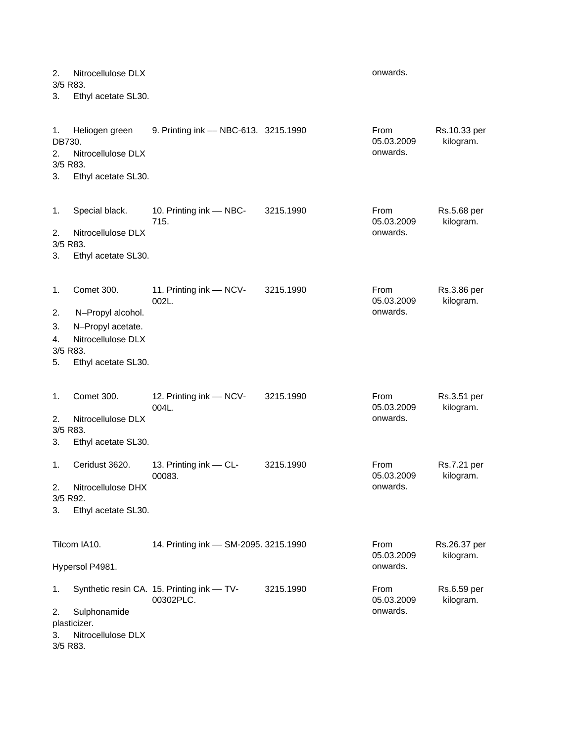| | | | | |
|---|---|---|---|---|
| 2. Nitrocellulose DLX 3/5 R83.<br>3. Ethyl acetate SL30. | | | onwards. | |
| 1. Heliogen green DB730.<br>2. Nitrocellulose DLX 3/5 R83.<br>3. Ethyl acetate SL30. | 9. Printing ink — NBC-613. | 3215.1990 | From 05.03.2009 onwards. | Rs.10.33 per kilogram. |
| 1. Special black.<br>2. Nitrocellulose DLX 3/5 R83.<br>3. Ethyl acetate SL30. | 10. Printing ink — NBC-715. | 3215.1990 | From 05.03.2009 onwards. | Rs.5.68 per kilogram. |
| 1. Comet 300.<br>2. N–Propyl alcohol.<br>3. N–Propyl acetate.<br>4. Nitrocellulose DLX 3/5 R83.<br>5. Ethyl acetate SL30. | 11. Printing ink — NCV-002L. | 3215.1990 | From 05.03.2009 onwards. | Rs.3.86 per kilogram. |
| 1. Comet 300.<br>2. Nitrocellulose DLX 3/5 R83.<br>3. Ethyl acetate SL30. | 12. Printing ink — NCV-004L. | 3215.1990 | From 05.03.2009 onwards. | Rs.3.51 per kilogram. |
| 1. Ceridust 3620.<br>2. Nitrocellulose DHX 3/5 R92.<br>3. Ethyl acetate SL30. | 13. Printing ink — CL-00083. | 3215.1990 | From 05.03.2009 onwards. | Rs.7.21 per kilogram. |
| Tilcom IA10.<br>Hypersol P4981. | 14. Printing ink — SM-2095. | 3215.1990 | From 05.03.2009 onwards. | Rs.26.37 per kilogram. |
| 1. Synthetic resin CA.<br>2. Sulphonamide plasticizer.<br>3. Nitrocellulose DLX 3/5 R83. | 15. Printing ink — TV-00302PLC. | 3215.1990 | From 05.03.2009 onwards. | Rs.6.59 per kilogram. |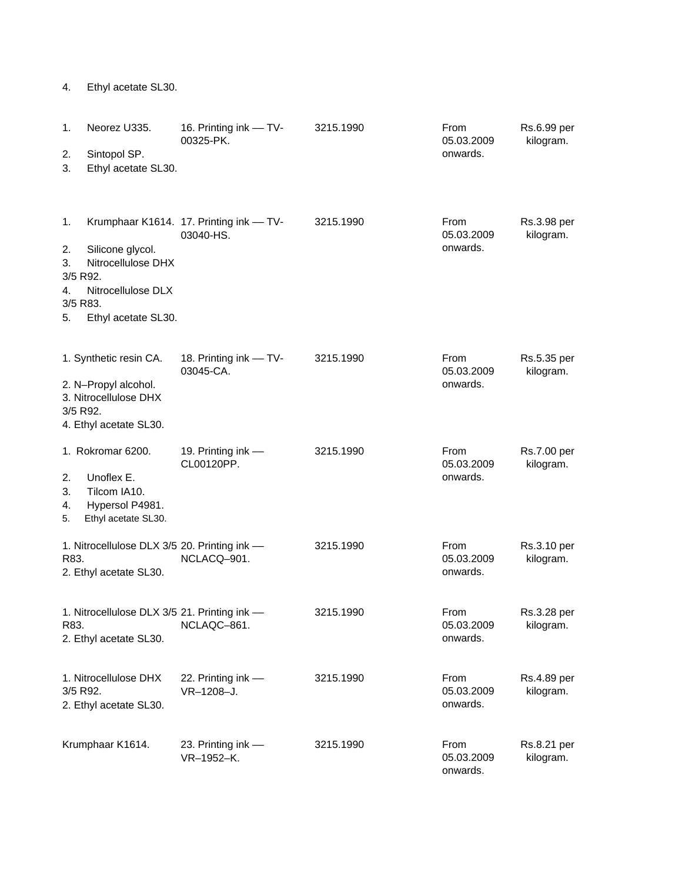4. Ethyl acetate SL30.

| | | | | |
|---|---|---|---|---|
| 1. Neorez U335.<br>2. Sintopol SP.<br>3. Ethyl acetate SL30. | 16. Printing ink — TV-00325-PK. | 3215.1990 | From 05.03.2009 onwards. | Rs.6.99 per kilogram. |
| 1. Krumphaar K1614.<br>2. Silicone glycol.<br>3. Nitrocellulose DHX 3/5 R92.<br>4. Nitrocellulose DLX 3/5 R83.<br>5. Ethyl acetate SL30. | 17. Printing ink — TV-03040-HS. | 3215.1990 | From 05.03.2009 onwards. | Rs.3.98 per kilogram. |
| 1. Synthetic resin CA.<br>2. N–Propyl alcohol.<br>3. Nitrocellulose DHX 3/5 R92.<br>4. Ethyl acetate SL30. | 18. Printing ink — TV-03045-CA. | 3215.1990 | From 05.03.2009 onwards. | Rs.5.35 per kilogram. |
| 1. Rokromar 6200.<br>2. Unoflex E.<br>3. Tilcom IA10.<br>4. Hypersol P4981.<br>5. Ethyl acetate SL30. | 19. Printing ink — CL00120PP. | 3215.1990 | From 05.03.2009 onwards. | Rs.7.00 per kilogram. |
| 1. Nitrocellulose DLX 3/5 R83.<br>2. Ethyl acetate SL30. | 20. Printing ink — NCLACQ–901. | 3215.1990 | From 05.03.2009 onwards. | Rs.3.10 per kilogram. |
| 1. Nitrocellulose DLX 3/5 R83.<br>2. Ethyl acetate SL30. | 21. Printing ink — NCLAQC–861. | 3215.1990 | From 05.03.2009 onwards. | Rs.3.28 per kilogram. |
| 1. Nitrocellulose DHX 3/5 R92.<br>2. Ethyl acetate SL30. | 22. Printing ink — VR–1208–J. | 3215.1990 | From 05.03.2009 onwards. | Rs.4.89 per kilogram. |
| Krumphaar K1614. | 23. Printing ink — VR–1952–K. | 3215.1990 | From 05.03.2009 onwards. | Rs.8.21 per kilogram. |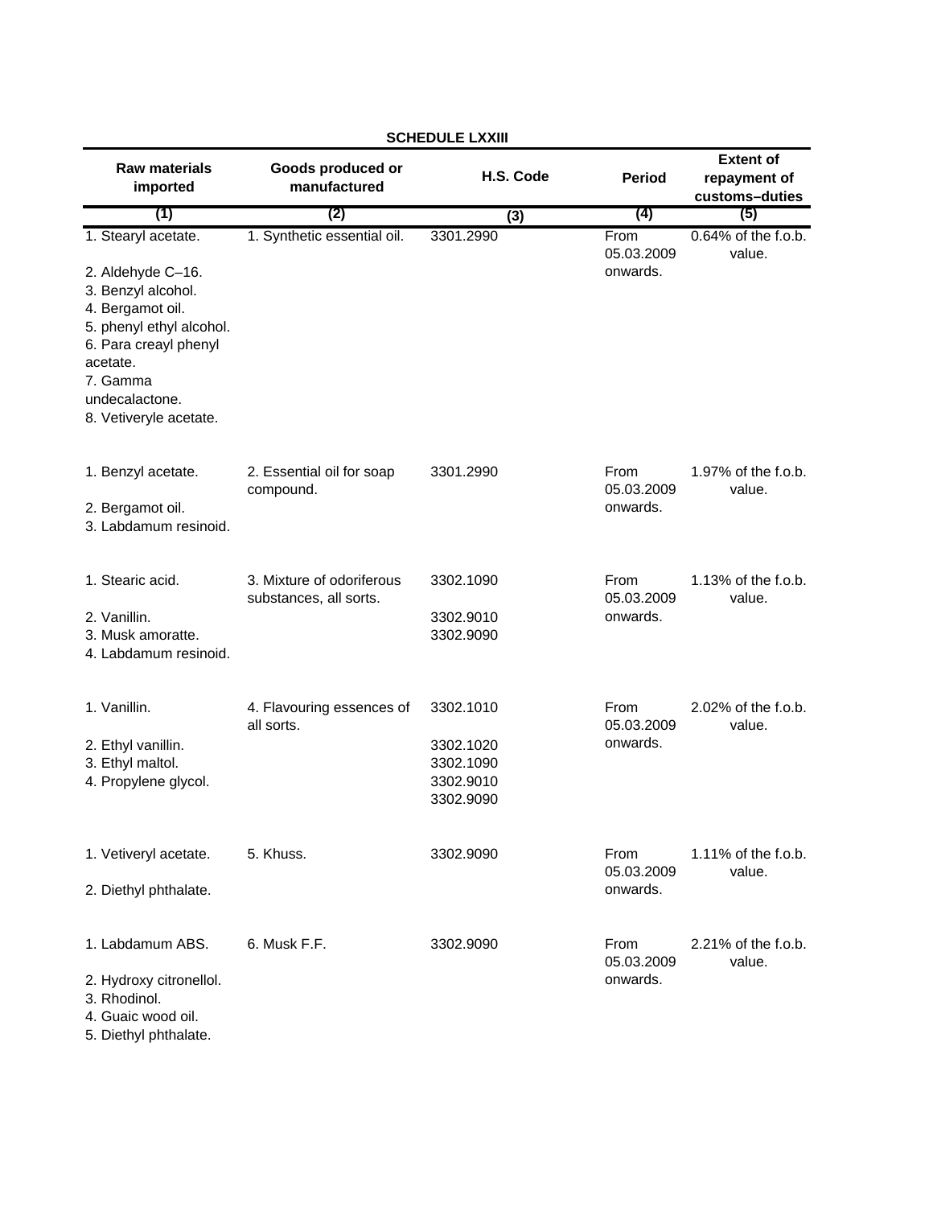**SCHEDULE LXXIII**

| Raw materials imported | Goods produced or manufactured | H.S. Code | Period | Extent of repayment of customs–duties |
|---|---|---|---|---|
| (1) | (2) | (3) | (4) | (5) |
| 1. Stearyl acetate.<br>2. Aldehyde C–16.<br>3. Benzyl alcohol.<br>4. Bergamot oil.<br>5. phenyl ethyl alcohol.<br>6. Para creayl phenyl acetate.<br>7. Gamma undecalactone.<br>8. Vetiveryle acetate. | 1. Synthetic essential oil. | 3301.2990 | From 05.03.2009 onwards. | 0.64% of the f.o.b. value. |
| 1. Benzyl acetate.<br>2. Bergamot oil.<br>3. Labdamum resinoid. | 2. Essential oil for soap compound. | 3301.2990 | From 05.03.2009 onwards. | 1.97% of the f.o.b. value. |
| 1. Stearic acid.<br>2. Vanillin.<br>3. Musk amoratte.<br>4. Labdamum resinoid. | 3. Mixture of odoriferous substances, all sorts. | 3302.1090<br>3302.9010<br>3302.9090 | From 05.03.2009 onwards. | 1.13% of the f.o.b. value. |
| 1. Vanillin.<br>2. Ethyl vanillin.<br>3. Ethyl maltol.<br>4. Propylene glycol. | 4. Flavouring essences of all sorts. | 3302.1010<br>3302.1020<br>3302.1090<br>3302.9010<br>3302.9090 | From 05.03.2009 onwards. | 2.02% of the f.o.b. value. |
| 1. Vetiveryl acetate.<br>2. Diethyl phthalate. | 5. Khuss. | 3302.9090 | From 05.03.2009 onwards. | 1.11% of the f.o.b. value. |
| 1. Labdamum ABS.<br>2. Hydroxy citronellol.<br>3. Rhodinol.<br>4. Guaic wood oil.<br>5. Diethyl phthalate. | 6. Musk F.F. | 3302.9090 | From 05.03.2009 onwards. | 2.21% of the f.o.b. value. |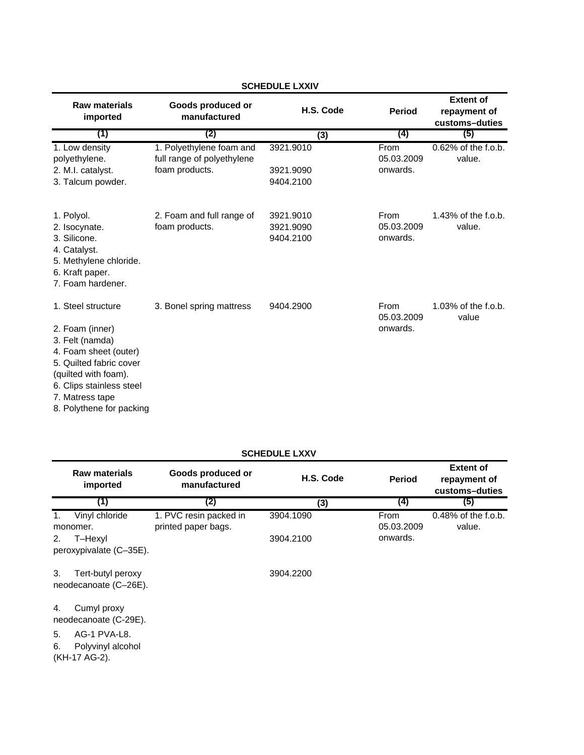## SCHEDULE LXXIV

| Raw materials imported | Goods produced or manufactured | H.S. Code | Period | Extent of repayment of customs–duties |
|---|---|---|---|---|
| (1) | (2) | (3) | (4) | (5) |
| 1. Low density polyethylene.<br>2. M.I. catalyst.<br>3. Talcum powder. | 1. Polyethylene foam and full range of polyethylene foam products. | 3921.9010<br>3921.9090<br>9404.2100 | From 05.03.2009 onwards. | 0.62% of the f.o.b. value. |
| 1. Polyol.<br>2. Isocynate.<br>3. Silicone.<br>4. Catalyst.<br>5. Methylene chloride.<br>6. Kraft paper.<br>7. Foam hardener. | 2. Foam and full range of foam products. | 3921.9010<br>3921.9090<br>9404.2100 | From 05.03.2009 onwards. | 1.43% of the f.o.b. value. |
| 1. Steel structure<br>2. Foam (inner)<br>3. Felt (namda)<br>4. Foam sheet (outer)<br>5. Quilted fabric cover (quilted with foam).<br>6. Clips stainless steel<br>7. Matress tape<br>8. Polythene for packing | 3. Bonel spring mattress | 9404.2900 | From 05.03.2009 onwards. | 1.03% of the f.o.b. value |

## SCHEDULE LXXV

| Raw materials imported | Goods produced or manufactured | H.S. Code | Period | Extent of repayment of customs–duties |
|---|---|---|---|---|
| (1) | (2) | (3) | (4) | (5) |
| 1. Vinyl chloride monomer.<br>2. T–Hexyl peroxypivalate (C–35E).<br>3. Tert-butyl peroxy neodecanoate (C–26E).<br>4. Cumyl proxy neodecanoate (C-29E).<br>5. AG-1 PVA-L8.<br>6. Polyvinyl alcohol (KH-17 AG-2). | 1. PVC resin packed in printed paper bags. | 3904.1090<br>3904.2100<br>3904.2200 | From 05.03.2009 onwards. | 0.48% of the f.o.b. value. |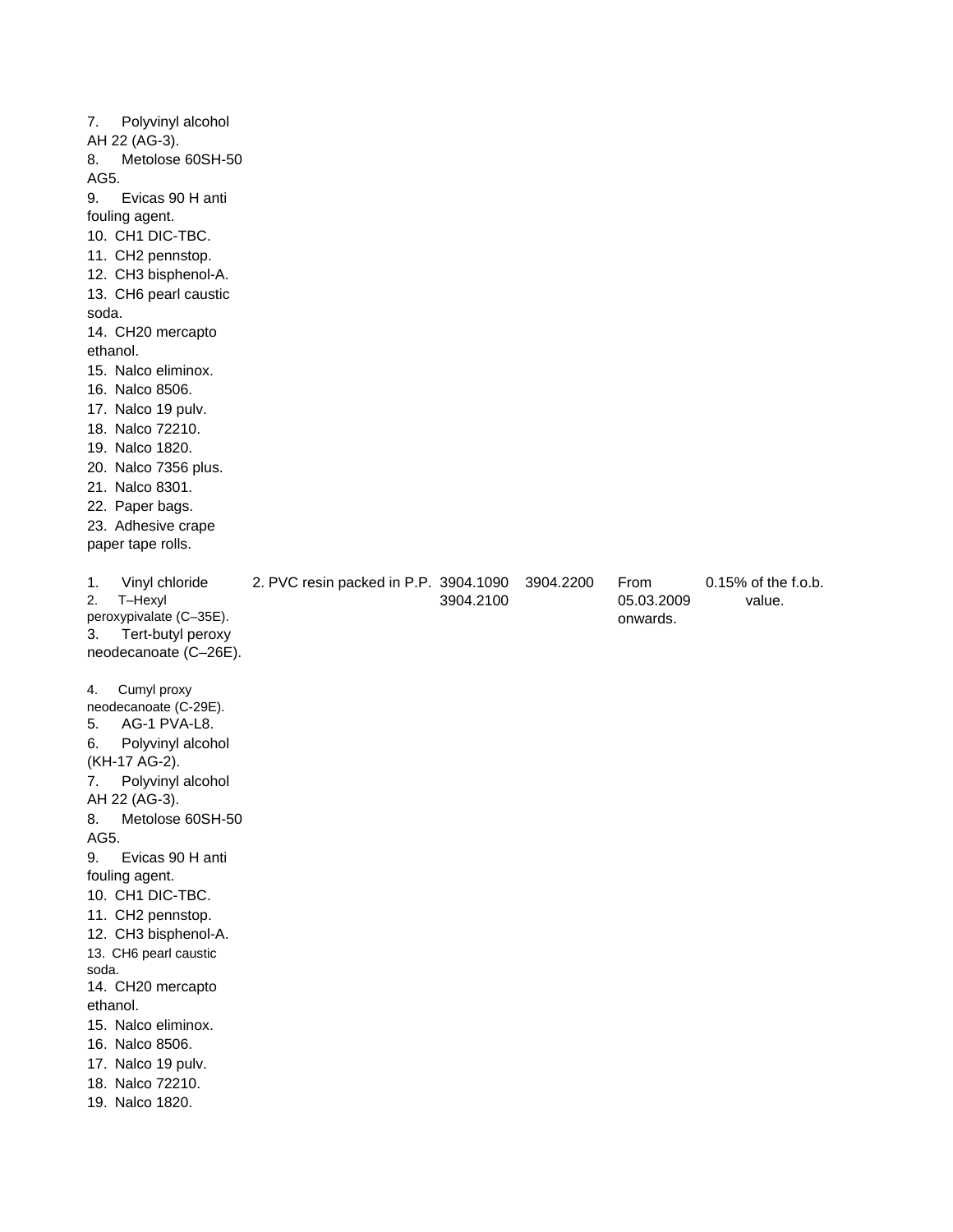| | | | | | |
|---|---|---|---|---|---|
| 7. Polyvinyl alcohol AH 22 (AG-3).<br>8. Metolose 60SH-50 AG5.<br>9. Evicas 90 H anti fouling agent.<br>10. CH1 DIC-TBC.<br>11. CH2 pennstop.<br>12. CH3 bisphenol-A.<br>13. CH6 pearl caustic soda.<br>14. CH20 mercapto ethanol.<br>15. Nalco eliminox.<br>16. Nalco 8506.<br>17. Nalco 19 pulv.<br>18. Nalco 72210.<br>19. Nalco 1820.<br>20. Nalco 7356 plus.<br>21. Nalco 8301.<br>22. Paper bags.<br>23. Adhesive crape paper tape rolls. | | | | | |
| 1. Vinyl chloride<br>2. T–Hexyl peroxypivalate (C–35E).<br>3. Tert-butyl peroxy neodecanoate (C–26E).<br>4. Cumyl proxy neodecanoate (C-29E).<br>5. AG-1 PVA-L8.<br>6. Polyvinyl alcohol (KH-17 AG-2).<br>7. Polyvinyl alcohol AH 22 (AG-3).<br>8. Metolose 60SH-50 AG5.<br>9. Evicas 90 H anti fouling agent.<br>10. CH1 DIC-TBC.<br>11. CH2 pennstop.<br>12. CH3 bisphenol-A.<br>13. CH6 pearl caustic soda.<br>14. CH20 mercapto ethanol.<br>15. Nalco eliminox.<br>16. Nalco 8506.<br>17. Nalco 19 pulv.<br>18. Nalco 72210.<br>19. Nalco 1820. | 2. PVC resin packed in P.P. | 3904.1090<br>3904.2100 | 3904.2200 | From 05.03.2009 onwards. | 0.15% of the f.o.b. value. |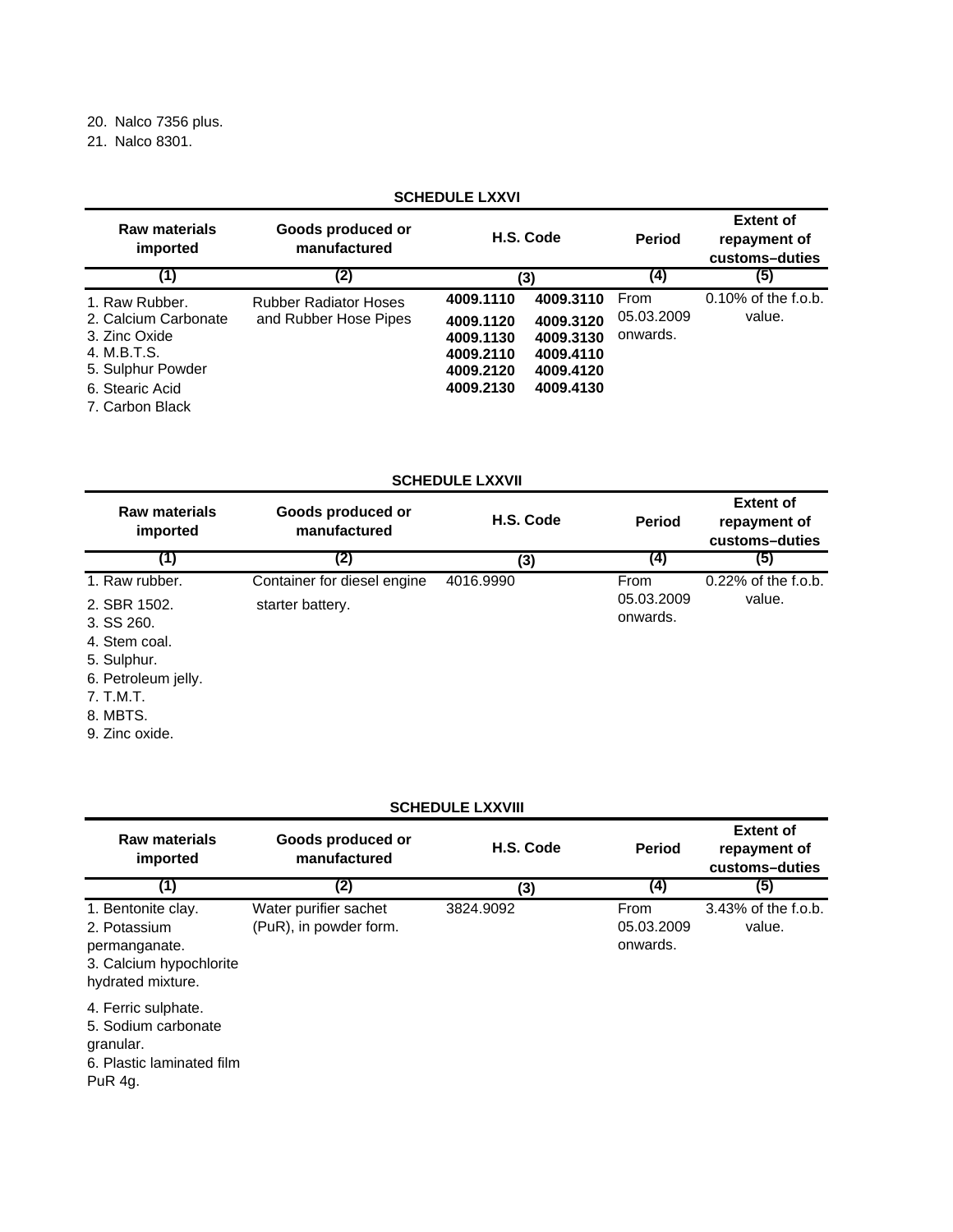20. Nalco 7356 plus.
21. Nalco 8301.

**SCHEDULE LXXVI**

| Raw materials imported | Goods produced or manufactured | H.S. Code | | Period | Extent of repayment of customs–duties |
|---|---|---|---|---|---|
| (1) | (2) | (3) | | (4) | (5) |
| 1. Raw Rubber.<br>2. Calcium Carbonate<br>3. Zinc Oxide<br>4. M.B.T.S.<br>5. Sulphur Powder<br>6. Stearic Acid<br>7. Carbon Black | Rubber Radiator Hoses and Rubber Hose Pipes | **4009.1110**<br>**4009.1120**<br>**4009.1130**<br>**4009.2110**<br>**4009.2120**<br>**4009.2130** | **4009.3110**<br>**4009.3120**<br>**4009.3130**<br>**4009.4110**<br>**4009.4120**<br>**4009.4130** | From 05.03.2009 onwards. | 0.10% of the f.o.b. value. |

**SCHEDULE LXXVII**

| Raw materials imported | Goods produced or manufactured | H.S. Code | Period | Extent of repayment of customs–duties |
|---|---|---|---|---|
| (1) | (2) | (3) | (4) | (5) |
| 1. Raw rubber.<br>2. SBR 1502.<br>3. SS 260.<br>4. Stem coal.<br>5. Sulphur.<br>6. Petroleum jelly.<br>7. T.M.T.<br>8. MBTS.<br>9. Zinc oxide. | Container for diesel engine starter battery. | 4016.9990 | From 05.03.2009 onwards. | 0.22% of the f.o.b. value. |

**SCHEDULE LXXVIII**

| Raw materials imported | Goods produced or manufactured | H.S. Code | Period | Extent of repayment of customs–duties |
|---|---|---|---|---|
| (1) | (2) | (3) | (4) | (5) |
| 1. Bentonite clay.<br>2. Potassium permanganate.<br>3. Calcium hypochlorite hydrated mixture.<br>4. Ferric sulphate.<br>5. Sodium carbonate granular.<br>6. Plastic laminated film PuR 4g. | Water purifier sachet (PuR), in powder form. | 3824.9092 | From 05.03.2009 onwards. | 3.43% of the f.o.b. value. |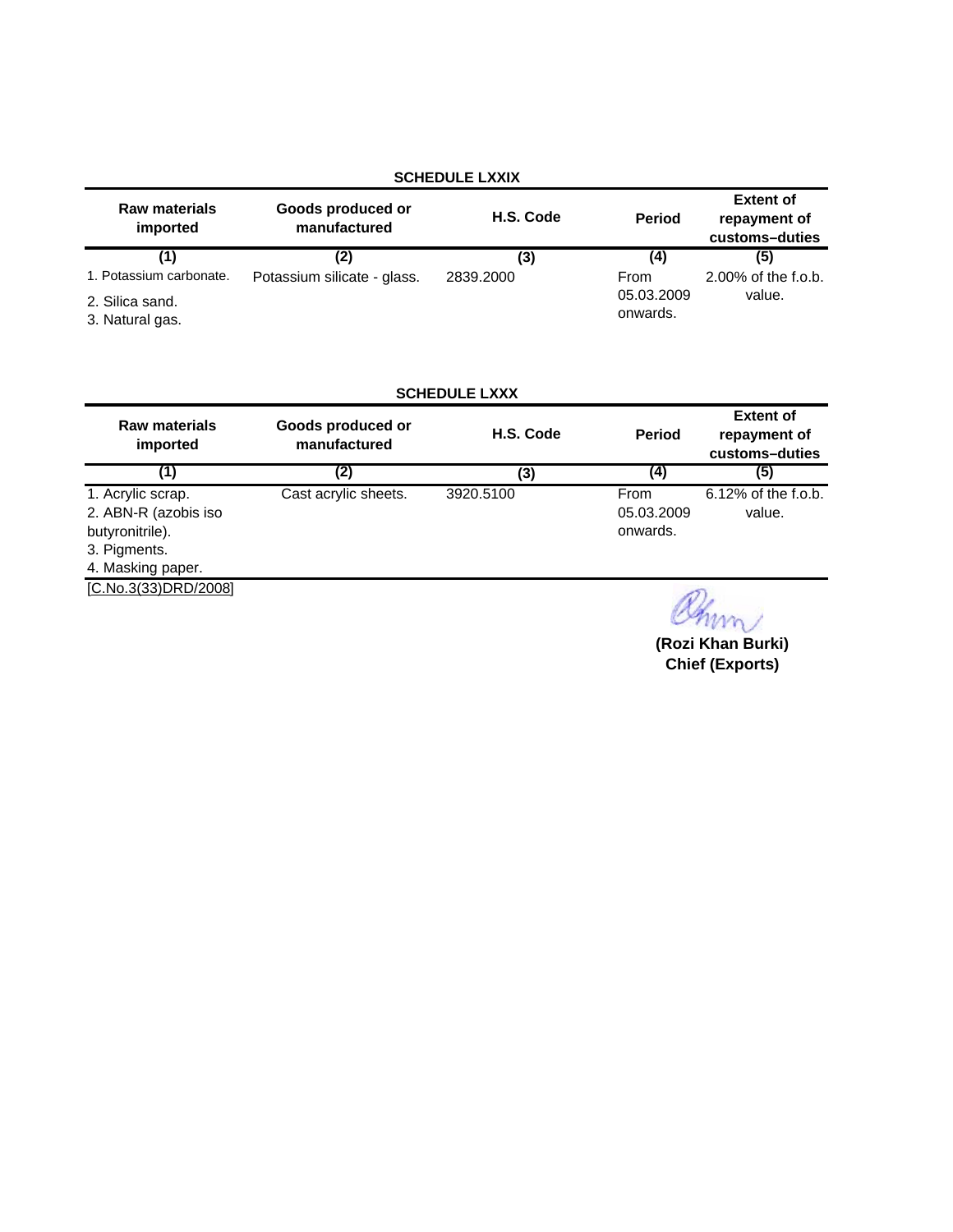## SCHEDULE LXXIX

| Raw materials imported | Goods produced or manufactured | H.S. Code | Period | Extent of repayment of customs–duties |
|---|---|---|---|---|
| (1) | (2) | (3) | (4) | (5) |
| 1. Potassium carbonate.<br>2. Silica sand.<br>3. Natural gas. | Potassium silicate - glass. | 2839.2000 | From 05.03.2009 onwards. | 2.00% of the f.o.b. value. |

## SCHEDULE LXXX

| Raw materials imported | Goods produced or manufactured | H.S. Code | Period | Extent of repayment of customs–duties |
|---|---|---|---|---|
| (1) | (2) | (3) | (4) | (5) |
| 1. Acrylic scrap.<br>2. ABN-R (azobis iso butyronitrile).<br>3. Pigments.<br>4. Masking paper. | Cast acrylic sheets. | 3920.5100 | From 05.03.2009 onwards. | 6.12% of the f.o.b. value. |

[C.No.3(33)DRD/2008]

**(Rozi Khan Burki)**
**Chief (Exports)**